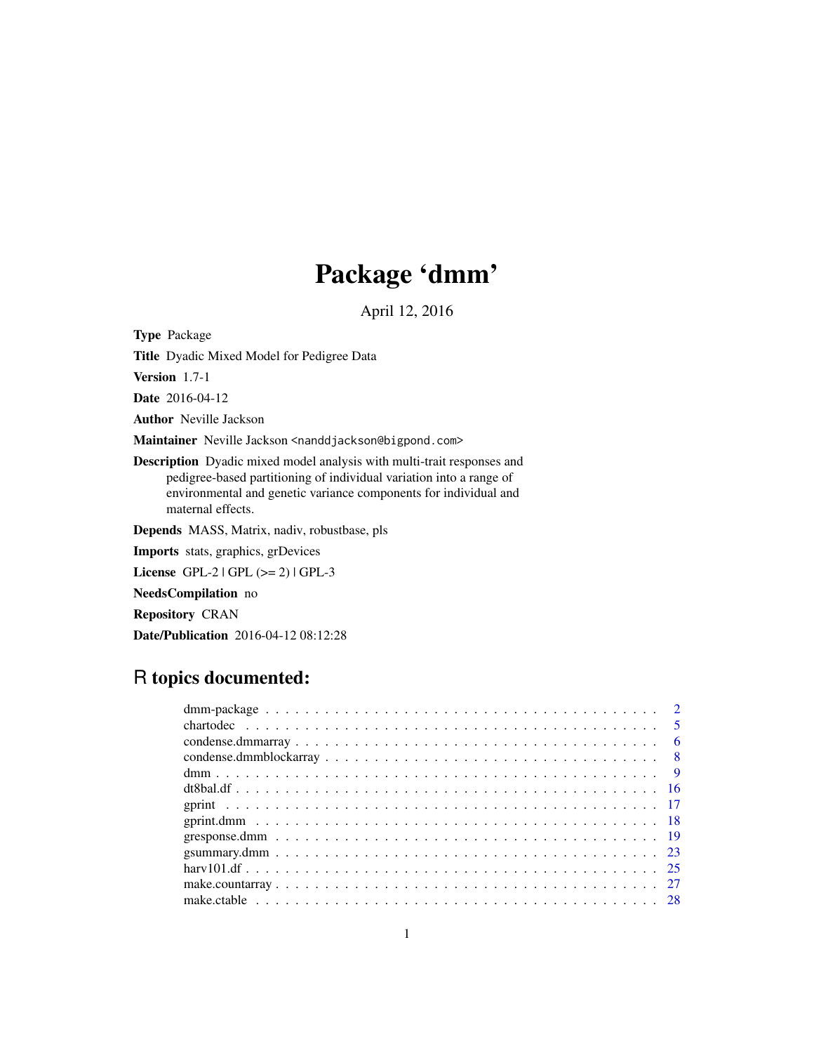# Package 'dmm'

April 12, 2016

**Type** Package

**Title** Dyadic Mixed Model for Pedigree Data

**Version** 1.7-1

**Date** 2016-04-12

**Author** Neville Jackson

**Maintainer** Neville Jackson <nanddjackson@bigpond.com>

**Description** Dyadic mixed model analysis with multi-trait responses and pedigree-based partitioning of individual variation into a range of environmental and genetic variance components for individual and maternal effects.

**Depends** MASS, Matrix, nadiv, robustbase, pls

**Imports** stats, graphics, grDevices

**License** GPL-2 | GPL (>= 2) | GPL-3

**NeedsCompilation** no

**Repository** CRAN

**Date/Publication** 2016-04-12 08:12:28

## R topics documented:

| | |
|---|---|
| dmm-package | 2 |
| chartodec | 5 |
| condense.dmmarray | 6 |
| condense.dmmblockarray | 8 |
| dmm | 9 |
| dt8bal.df | 16 |
| gprint | 17 |
| gprint.dmm | 18 |
| gresponse.dmm | 19 |
| gsummary.dmm | 23 |
| harv101.df | 25 |
| make.countarray | 27 |
| make.ctable | 28 |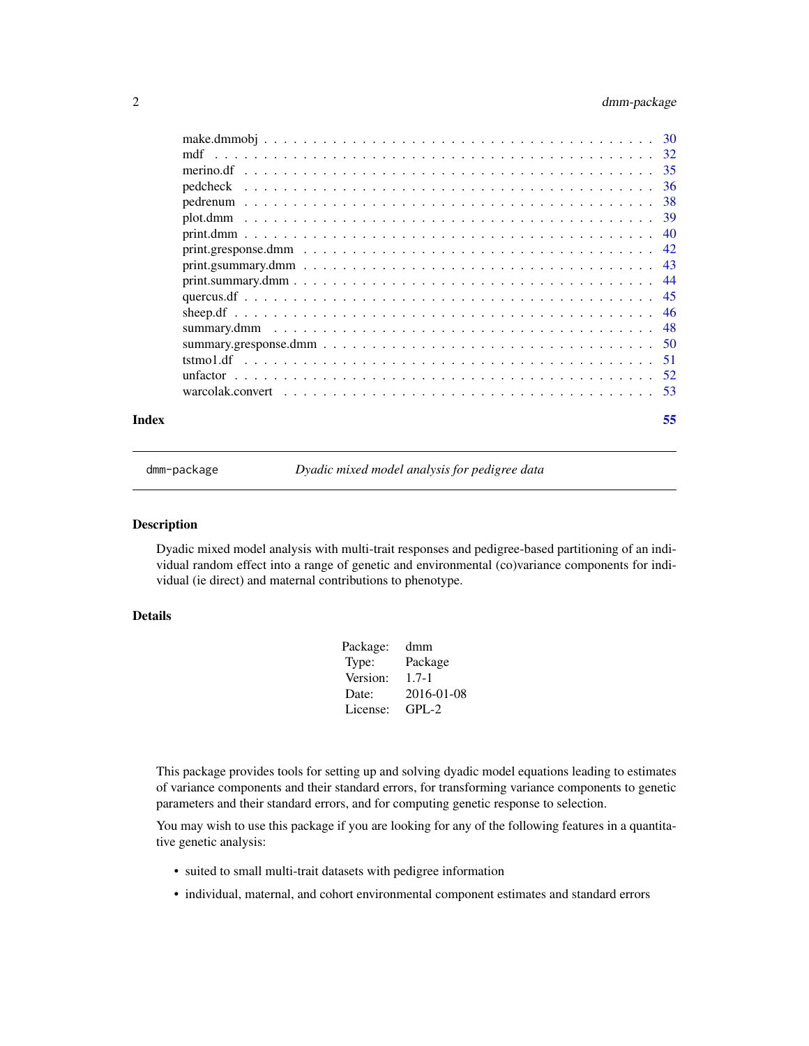| | |
|---|---|
| make.dmmobj | 30 |
| mdf | 32 |
| merino.df | 35 |
| pedcheck | 36 |
| pedrenum | 38 |
| plot.dmm | 39 |
| print.dmm | 40 |
| print.gresponse.dmm | 42 |
| print.gsummary.dmm | 43 |
| print.summary.dmm | 44 |
| quercus.df | 45 |
| sheep.df | 46 |
| summary.dmm | 48 |
| summary.gresponse.dmm | 50 |
| tstmo1.df | 51 |
| unfactor | 52 |
| warcolak.convert | 53 |

**Index** **55**

---

`dmm-package` *Dyadic mixed model analysis for pedigree data*

---

## Description

Dyadic mixed model analysis with multi-trait responses and pedigree-based partitioning of an individual random effect into a range of genetic and environmental (co)variance components for individual (ie direct) and maternal contributions to phenotype.

## Details

| | |
|---|---|
| Package: | dmm |
| Type: | Package |
| Version: | 1.7-1 |
| Date: | 2016-01-08 |
| License: | GPL-2 |

This package provides tools for setting up and solving dyadic model equations leading to estimates of variance components and their standard errors, for transforming variance components to genetic parameters and their standard errors, and for computing genetic response to selection.

You may wish to use this package if you are looking for any of the following features in a quantitative genetic analysis:

- suited to small multi-trait datasets with pedigree information
- individual, maternal, and cohort environmental component estimates and standard errors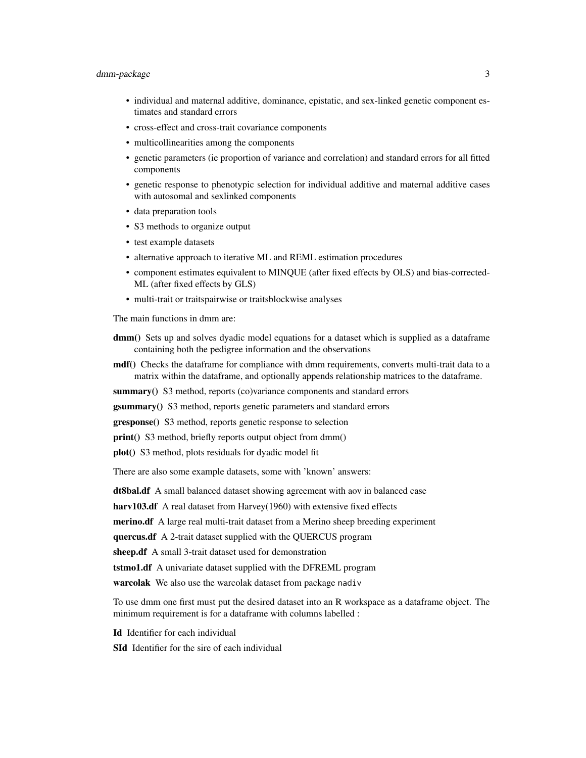- individual and maternal additive, dominance, epistatic, and sex-linked genetic component estimates and standard errors
- cross-effect and cross-trait covariance components
- multicollinearities among the components
- genetic parameters (ie proportion of variance and correlation) and standard errors for all fitted components
- genetic response to phenotypic selection for individual additive and maternal additive cases with autosomal and sexlinked components
- data preparation tools
- S3 methods to organize output
- test example datasets
- alternative approach to iterative ML and REML estimation procedures
- component estimates equivalent to MINQUE (after fixed effects by OLS) and bias-corrected-ML (after fixed effects by GLS)
- multi-trait or traitspairwise or traitsblockwise analyses

The main functions in dmm are:

**dmm()** Sets up and solves dyadic model equations for a dataset which is supplied as a dataframe containing both the pedigree information and the observations

**mdf()** Checks the dataframe for compliance with dmm requirements, converts multi-trait data to a matrix within the dataframe, and optionally appends relationship matrices to the dataframe.

**summary()** S3 method, reports (co)variance components and standard errors

**gsummary()** S3 method, reports genetic parameters and standard errors

**gresponse()** S3 method, reports genetic response to selection

**print()** S3 method, briefly reports output object from dmm()

**plot()** S3 method, plots residuals for dyadic model fit

There are also some example datasets, some with 'known' answers:

**dt8bal.df** A small balanced dataset showing agreement with aov in balanced case

**harv103.df** A real dataset from Harvey(1960) with extensive fixed effects

**merino.df** A large real multi-trait dataset from a Merino sheep breeding experiment

**quercus.df** A 2-trait dataset supplied with the QUERCUS program

**sheep.df** A small 3-trait dataset used for demonstration

**tstmo1.df** A univariate dataset supplied with the DFREML program

**warcolak** We also use the warcolak dataset from package `nadiv`

To use dmm one first must put the desired dataset into an R workspace as a dataframe object. The minimum requirement is for a dataframe with columns labelled :

**Id** Identifier for each individual

**SId** Identifier for the sire of each individual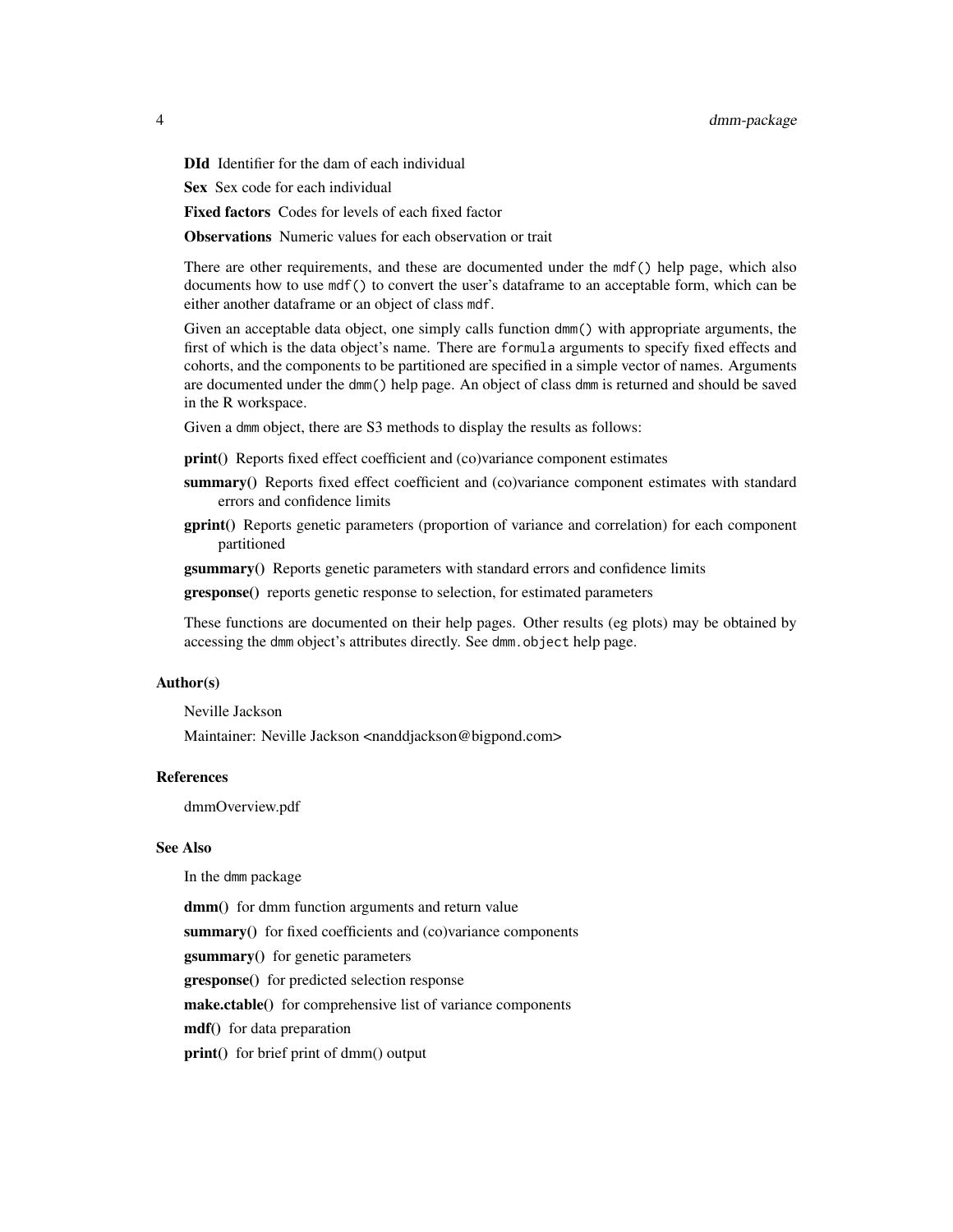**DId** Identifier for the dam of each individual

**Sex** Sex code for each individual

**Fixed factors** Codes for levels of each fixed factor

**Observations** Numeric values for each observation or trait

There are other requirements, and these are documented under the `mdf()` help page, which also documents how to use `mdf()` to convert the user's dataframe to an acceptable form, which can be either another dataframe or an object of class `mdf`.

Given an acceptable data object, one simply calls function `dmm()` with appropriate arguments, the first of which is the data object's name. There are `formula` arguments to specify fixed effects and cohorts, and the components to be partitioned are specified in a simple vector of names. Arguments are documented under the `dmm()` help page. An object of class `dmm` is returned and should be saved in the R workspace.

Given a `dmm` object, there are S3 methods to display the results as follows:

**print()** Reports fixed effect coefficient and (co)variance component estimates

**summary()** Reports fixed effect coefficient and (co)variance component estimates with standard errors and confidence limits

**gprint()** Reports genetic parameters (proportion of variance and correlation) for each component partitioned

**gsummary()** Reports genetic parameters with standard errors and confidence limits

**gresponse()** reports genetic response to selection, for estimated parameters

These functions are documented on their help pages. Other results (eg plots) may be obtained by accessing the `dmm` object's attributes directly. See `dmm.object` help page.

## Author(s)

Neville Jackson

Maintainer: Neville Jackson <nanddjackson@bigpond.com>

## References

dmmOverview.pdf

## See Also

In the `dmm` package

**dmm()** for dmm function arguments and return value

**summary()** for fixed coefficients and (co)variance components

**gsummary()** for genetic parameters

**gresponse()** for predicted selection response

**make.ctable()** for comprehensive list of variance components

**mdf()** for data preparation

**print()** for brief print of dmm() output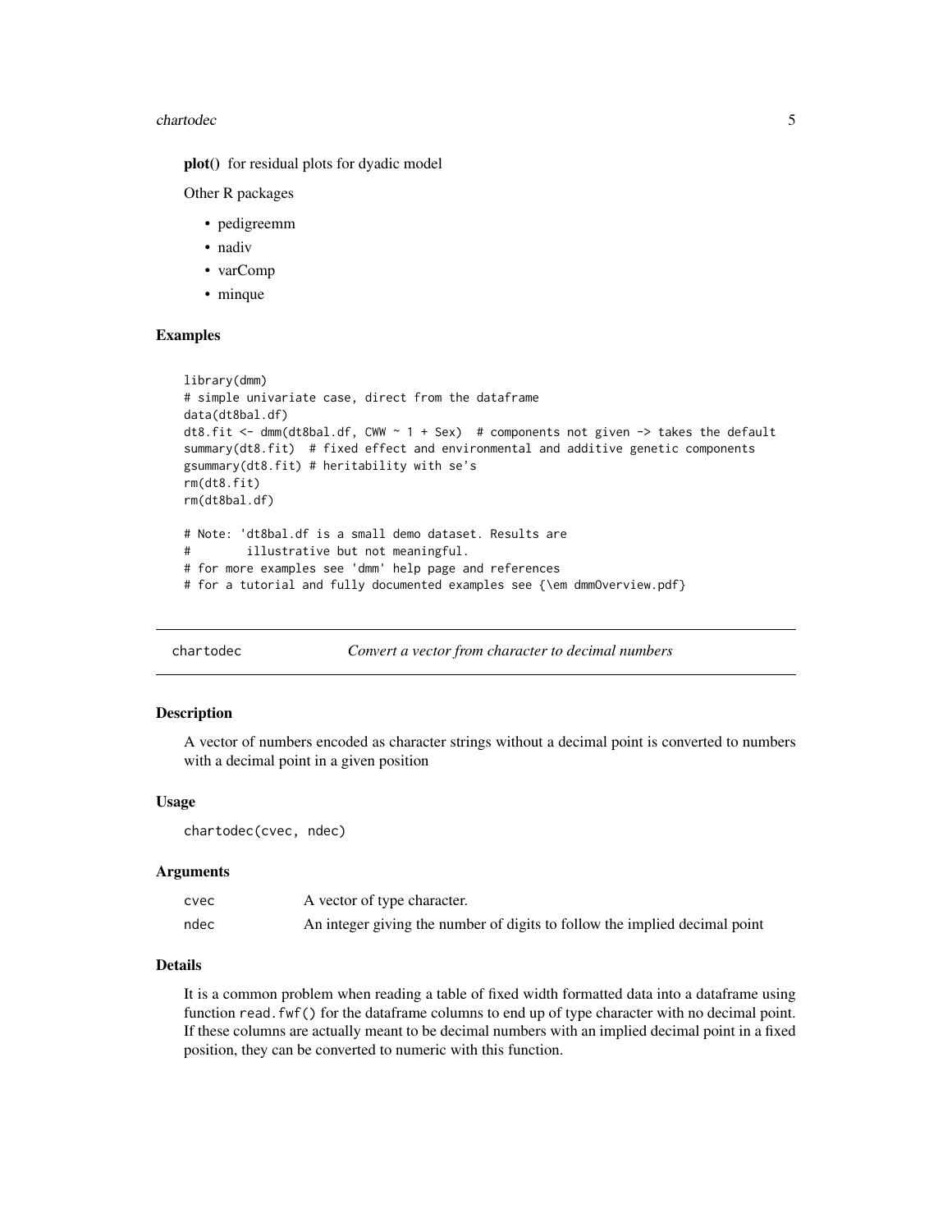**plot()** for residual plots for dyadic model

Other R packages

- pedigreemm
- nadiv
- varComp
- minque

### Examples

```
library(dmm)
# simple univariate case, direct from the dataframe
data(dt8bal.df)
dt8.fit <- dmm(dt8bal.df, CWW ~ 1 + Sex)  # components not given -> takes the default
summary(dt8.fit)  # fixed effect and environmental and additive genetic components
gsummary(dt8.fit) # heritability with se's
rm(dt8.fit)
rm(dt8bal.df)

# Note: 'dt8bal.df is a small demo dataset. Results are
#        illustrative but not meaningful.
# for more examples see 'dmm' help page and references
# for a tutorial and fully documented examples see {\em dmmOverview.pdf}
```

---

## chartodec — *Convert a vector from character to decimal numbers*

### Description

A vector of numbers encoded as character strings without a decimal point is converted to numbers with a decimal point in a given position

### Usage

```
chartodec(cvec, ndec)
```

### Arguments

| | |
|---|---|
| `cvec` | A vector of type character. |
| `ndec` | An integer giving the number of digits to follow the implied decimal point |

### Details

It is a common problem when reading a table of fixed width formatted data into a dataframe using function `read.fwf()` for the dataframe columns to end up of type character with no decimal point. If these columns are actually meant to be decimal numbers with an implied decimal point in a fixed position, they can be converted to numeric with this function.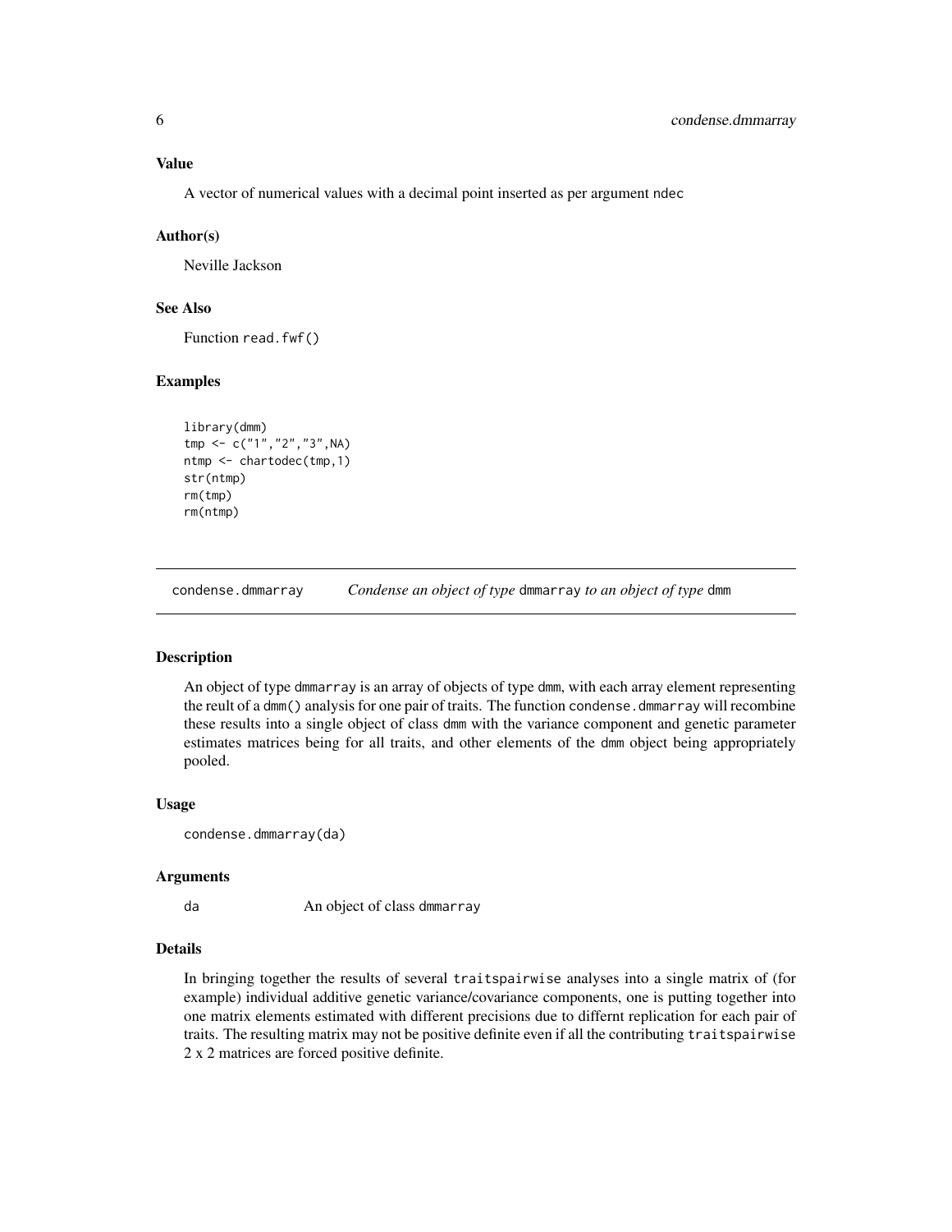### Value

A vector of numerical values with a decimal point inserted as per argument ndec

### Author(s)

Neville Jackson

### See Also

Function read.fwf()

### Examples

```
library(dmm)
tmp <- c("1","2","3",NA)
ntmp <- chartodec(tmp,1)
str(ntmp)
rm(tmp)
rm(ntmp)
```

---

## condense.dmmarray — *Condense an object of type* dmmarray *to an object of type* dmm

---

### Description

An object of type dmmarray is an array of objects of type dmm, with each array element representing the reult of a dmm() analysis for one pair of traits. The function condense.dmmarray will recombine these results into a single object of class dmm with the variance component and genetic parameter estimates matrices being for all traits, and other elements of the dmm object being appropriately pooled.

### Usage

```
condense.dmmarray(da)
```

### Arguments

da — An object of class dmmarray

### Details

In bringing together the results of several traitspairwise analyses into a single matrix of (for example) individual additive genetic variance/covariance components, one is putting together into one matrix elements estimated with different precisions due to differnt replication for each pair of traits. The resulting matrix may not be positive definite even if all the contributing traitspairwise 2 x 2 matrices are forced positive definite.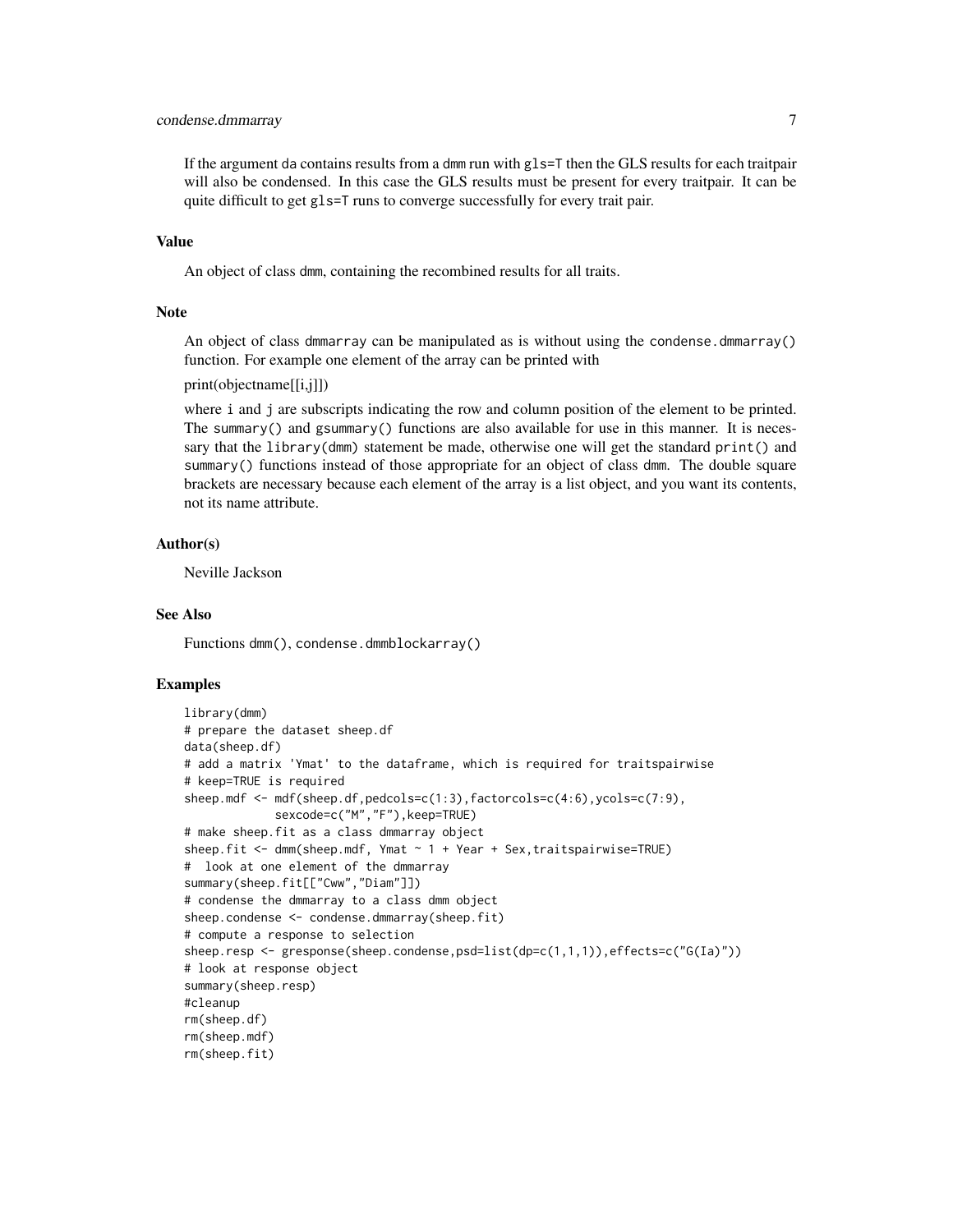If the argument da contains results from a dmm run with gls=T then the GLS results for each traitpair will also be condensed. In this case the GLS results must be present for every traitpair. It can be quite difficult to get gls=T runs to converge successfully for every trait pair.

## Value

An object of class dmm, containing the recombined results for all traits.

## Note

An object of class dmmarray can be manipulated as is without using the condense.dmmarray() function. For example one element of the array can be printed with

print(objectname[[i,j]])

where i and j are subscripts indicating the row and column position of the element to be printed. The summary() and gsummary() functions are also available for use in this manner. It is necessary that the library(dmm) statement be made, otherwise one will get the standard print() and summary() functions instead of those appropriate for an object of class dmm. The double square brackets are necessary because each element of the array is a list object, and you want its contents, not its name attribute.

## Author(s)

Neville Jackson

## See Also

Functions dmm(), condense.dmmblockarray()

## Examples

```
library(dmm)
# prepare the dataset sheep.df
data(sheep.df)
# add a matrix 'Ymat' to the dataframe, which is required for traitspairwise
# keep=TRUE is required
sheep.mdf <- mdf(sheep.df,pedcols=c(1:3),factorcols=c(4:6),ycols=c(7:9),
            sexcode=c("M","F"),keep=TRUE)
# make sheep.fit as a class dmmarray object
sheep.fit <- dmm(sheep.mdf, Ymat ~ 1 + Year + Sex,traitspairwise=TRUE)
#  look at one element of the dmmarray
summary(sheep.fit[["Cww","Diam"]])
# condense the dmmarray to a class dmm object
sheep.condense <- condense.dmmarray(sheep.fit)
# compute a response to selection
sheep.resp <- gresponse(sheep.condense,psd=list(dp=c(1,1,1)),effects=c("G(Ia)"))
# look at response object
summary(sheep.resp)
#cleanup
rm(sheep.df)
rm(sheep.mdf)
rm(sheep.fit)
```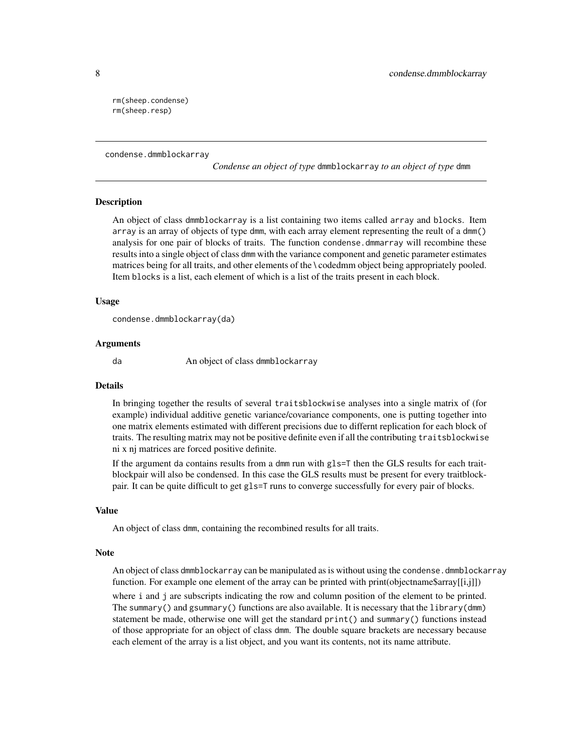```
rm(sheep.condense)
rm(sheep.resp)
```

---

condense.dmmblockarray

*Condense an object of type* dmmblockarray *to an object of type* dmm

---

## Description

An object of class dmmblockarray is a list containing two items called array and blocks. Item array is an array of objects of type dmm, with each array element representing the reult of a dmm() analysis for one pair of blocks of traits. The function condense.dmmarray will recombine these results into a single object of class dmm with the variance component and genetic parameter estimates matrices being for all traits, and other elements of the \codedmm object being appropriately pooled. Item blocks is a list, each element of which is a list of the traits present in each block.

## Usage

```
condense.dmmblockarray(da)
```

## Arguments

| | |
|---|---|
| da | An object of class dmmblockarray |

## Details

In bringing together the results of several traitsblockwise analyses into a single matrix of (for example) individual additive genetic variance/covariance components, one is putting together into one matrix elements estimated with different precisions due to differnt replication for each block of traits. The resulting matrix may not be positive definite even if all the contributing traitsblockwise ni x nj matrices are forced positive definite.

If the argument da contains results from a dmm run with gls=T then the GLS results for each trait-blockpair will also be condensed. In this case the GLS results must be present for every traitblock-pair. It can be quite difficult to get gls=T runs to converge successfully for every pair of blocks.

## Value

An object of class dmm, containing the recombined results for all traits.

## Note

An object of class dmmblockarray can be manipulated as is without using the condense.dmmblockarray function. For example one element of the array can be printed with print(objectname$array[[i,j]])

where i and j are subscripts indicating the row and column position of the element to be printed. The summary() and gsummary() functions are also available. It is necessary that the library(dmm) statement be made, otherwise one will get the standard print() and summary() functions instead of those appropriate for an object of class dmm. The double square brackets are necessary because each element of the array is a list object, and you want its contents, not its name attribute.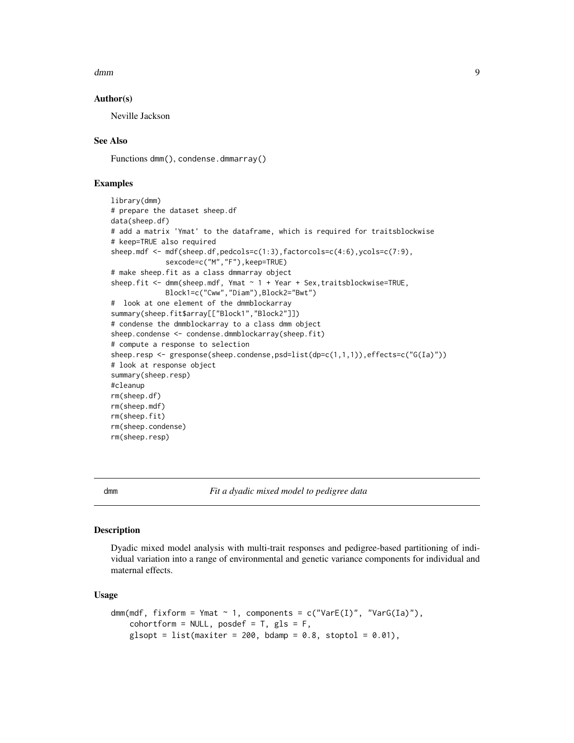## Author(s)

Neville Jackson

## See Also

Functions dmm(), condense.dmmarray()

## Examples

```
library(dmm)
# prepare the dataset sheep.df
data(sheep.df)
# add a matrix 'Ymat' to the dataframe, which is required for traitsblockwise
# keep=TRUE also required
sheep.mdf <- mdf(sheep.df,pedcols=c(1:3),factorcols=c(4:6),ycols=c(7:9),
           sexcode=c("M","F"),keep=TRUE)
# make sheep.fit as a class dmmarray object
sheep.fit <- dmm(sheep.mdf, Ymat ~ 1 + Year + Sex,traitsblockwise=TRUE,
           Block1=c("Cww","Diam"),Block2="Bwt")
#  look at one element of the dmmblockarray
summary(sheep.fit$array[["Block1","Block2"]])
# condense the dmmblockarray to a class dmm object
sheep.condense <- condense.dmmblockarray(sheep.fit)
# compute a response to selection
sheep.resp <- gresponse(sheep.condense,psd=list(dp=c(1,1,1)),effects=c("G(Ia)"))
# look at response object
summary(sheep.resp)
#cleanup
rm(sheep.df)
rm(sheep.mdf)
rm(sheep.fit)
rm(sheep.condense)
rm(sheep.resp)
```

---

# dmm — *Fit a dyadic mixed model to pedigree data*

## Description

Dyadic mixed model analysis with multi-trait responses and pedigree-based partitioning of individual variation into a range of environmental and genetic variance components for individual and maternal effects.

## Usage

```
dmm(mdf, fixform = Ymat ~ 1, components = c("VarE(I)", "VarG(Ia)"),
    cohortform = NULL, posdef = T, gls = F,
    glsopt = list(maxiter = 200, bdamp = 0.8, stoptol = 0.01),
```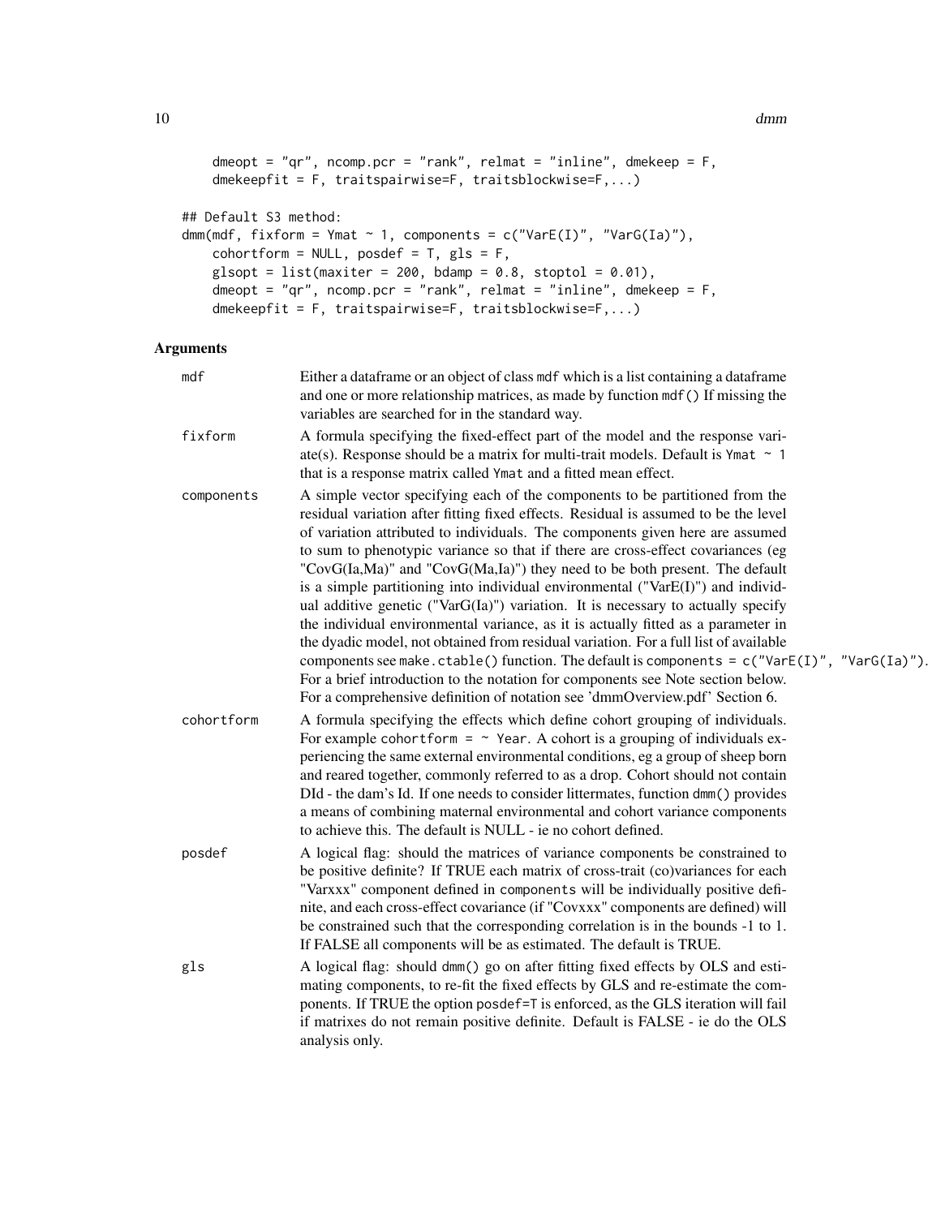```
    dmeopt = "qr", ncomp.pcr = "rank", relmat = "inline", dmekeep = F,
    dmekeepfit = F, traitspairwise=F, traitsblockwise=F,...)

## Default S3 method:
dmm(mdf, fixform = Ymat ~ 1, components = c("VarE(I)", "VarG(Ia)"),
    cohortform = NULL, posdef = T, gls = F,
    glsopt = list(maxiter = 200, bdamp = 0.8, stoptol = 0.01),
    dmeopt = "qr", ncomp.pcr = "rank", relmat = "inline", dmekeep = F,
    dmekeepfit = F, traitspairwise=F, traitsblockwise=F,...)
```

## Arguments

`mdf`
: Either a dataframe or an object of class `mdf` which is a list containing a dataframe and one or more relationship matrices, as made by function `mdf()` If missing the variables are searched for in the standard way.

`fixform`
: A formula specifying the fixed-effect part of the model and the response variate(s). Response should be a matrix for multi-trait models. Default is `Ymat ~ 1` that is a response matrix called `Ymat` and a fitted mean effect.

`components`
: A simple vector specifying each of the components to be partitioned from the residual variation after fitting fixed effects. Residual is assumed to be the level of variation attributed to individuals. The components given here are assumed to sum to phenotypic variance so that if there are cross-effect covariances (eg "CovG(Ia,Ma)" and "CovG(Ma,Ia)") they need to be both present. The default is a simple partitioning into individual environmental ("VarE(I)") and individual additive genetic ("VarG(Ia)") variation. It is necessary to actually specify the individual environmental variance, as it is actually fitted as a parameter in the dyadic model, not obtained from residual variation. For a full list of available components see `make.ctable()` function. The default is `components = c("VarE(I)", "VarG(Ia)")`. For a brief introduction to the notation for components see Note section below. For a comprehensive definition of notation see 'dmmOverview.pdf' Section 6.

`cohortform`
: A formula specifying the effects which define cohort grouping of individuals. For example `cohortform = ~ Year`. A cohort is a grouping of individuals experiencing the same external environmental conditions, eg a group of sheep born and reared together, commonly referred to as a drop. Cohort should not contain DId - the dam's Id. If one needs to consider littermates, function `dmm()` provides a means of combining maternal environmental and cohort variance components to achieve this. The default is NULL - ie no cohort defined.

`posdef`
: A logical flag: should the matrices of variance components be constrained to be positive definite? If TRUE each matrix of cross-trait (co)variances for each "Varxxx" component defined in `components` will be individually positive definite, and each cross-effect covariance (if "Covxxx" components are defined) will be constrained such that the corresponding correlation is in the bounds -1 to 1. If FALSE all components will be as estimated. The default is TRUE.

`gls`
: A logical flag: should `dmm()` go on after fitting fixed effects by OLS and estimating components, to re-fit the fixed effects by GLS and re-estimate the components. If TRUE the option `posdef=T` is enforced, as the GLS iteration will fail if matrixes do not remain positive definite. Default is FALSE - ie do the OLS analysis only.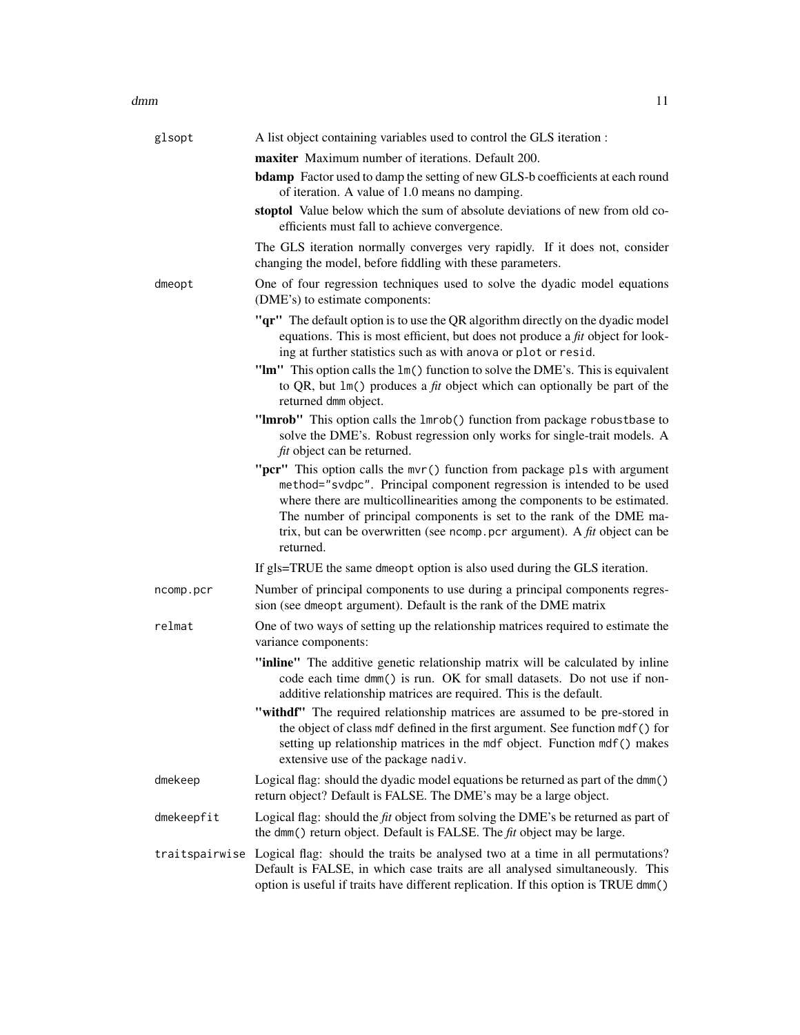**glsopt** A list object containing variables used to control the GLS iteration :

- **maxiter** Maximum number of iterations. Default 200.
- **bdamp** Factor used to damp the setting of new GLS-b coefficients at each round of iteration. A value of 1.0 means no damping.
- **stoptol** Value below which the sum of absolute deviations of new from old coefficients must fall to achieve convergence.

The GLS iteration normally converges very rapidly. If it does not, consider changing the model, before fiddling with these parameters.

**dmeopt** One of four regression techniques used to solve the dyadic model equations (DME's) to estimate components:

- **"qr"** The default option is to use the QR algorithm directly on the dyadic model equations. This is most efficient, but does not produce a *fit* object for looking at further statistics such as with `anova` or `plot` or `resid`.
- **"lm"** This option calls the `lm()` function to solve the DME's. This is equivalent to QR, but `lm()` produces a *fit* object which can optionally be part of the returned `dmm` object.
- **"lmrob"** This option calls the `lmrob()` function from package `robustbase` to solve the DME's. Robust regression only works for single-trait models. A *fit* object can be returned.
- **"pcr"** This option calls the `mvr()` function from package `pls` with argument `method="svdpc"`. Principal component regression is intended to be used where there are multicollinearities among the components to be estimated. The number of principal components is set to the rank of the DME matrix, but can be overwritten (see `ncomp.pcr` argument). A *fit* object can be returned.

If gls=TRUE the same `dmeopt` option is also used during the GLS iteration.

**ncomp.pcr** Number of principal components to use during a principal components regression (see `dmeopt` argument). Default is the rank of the DME matrix

**relmat** One of two ways of setting up the relationship matrices required to estimate the variance components:

- **"inline"** The additive genetic relationship matrix will be calculated by inline code each time `dmm()` is run. OK for small datasets. Do not use if non-additive relationship matrices are required. This is the default.
- **"withdf"** The required relationship matrices are assumed to be pre-stored in the object of class `mdf` defined in the first argument. See function `mdf()` for setting up relationship matrices in the `mdf` object. Function `mdf()` makes extensive use of the package `nadiv`.

**dmekeep** Logical flag: should the dyadic model equations be returned as part of the `dmm()` return object? Default is FALSE. The DME's may be a large object.

**dmekeepfit** Logical flag: should the *fit* object from solving the DME's be returned as part of the `dmm()` return object. Default is FALSE. The *fit* object may be large.

**traitspairwise** Logical flag: should the traits be analysed two at a time in all permutations? Default is FALSE, in which case traits are all analysed simultaneously. This option is useful if traits have different replication. If this option is TRUE `dmm()`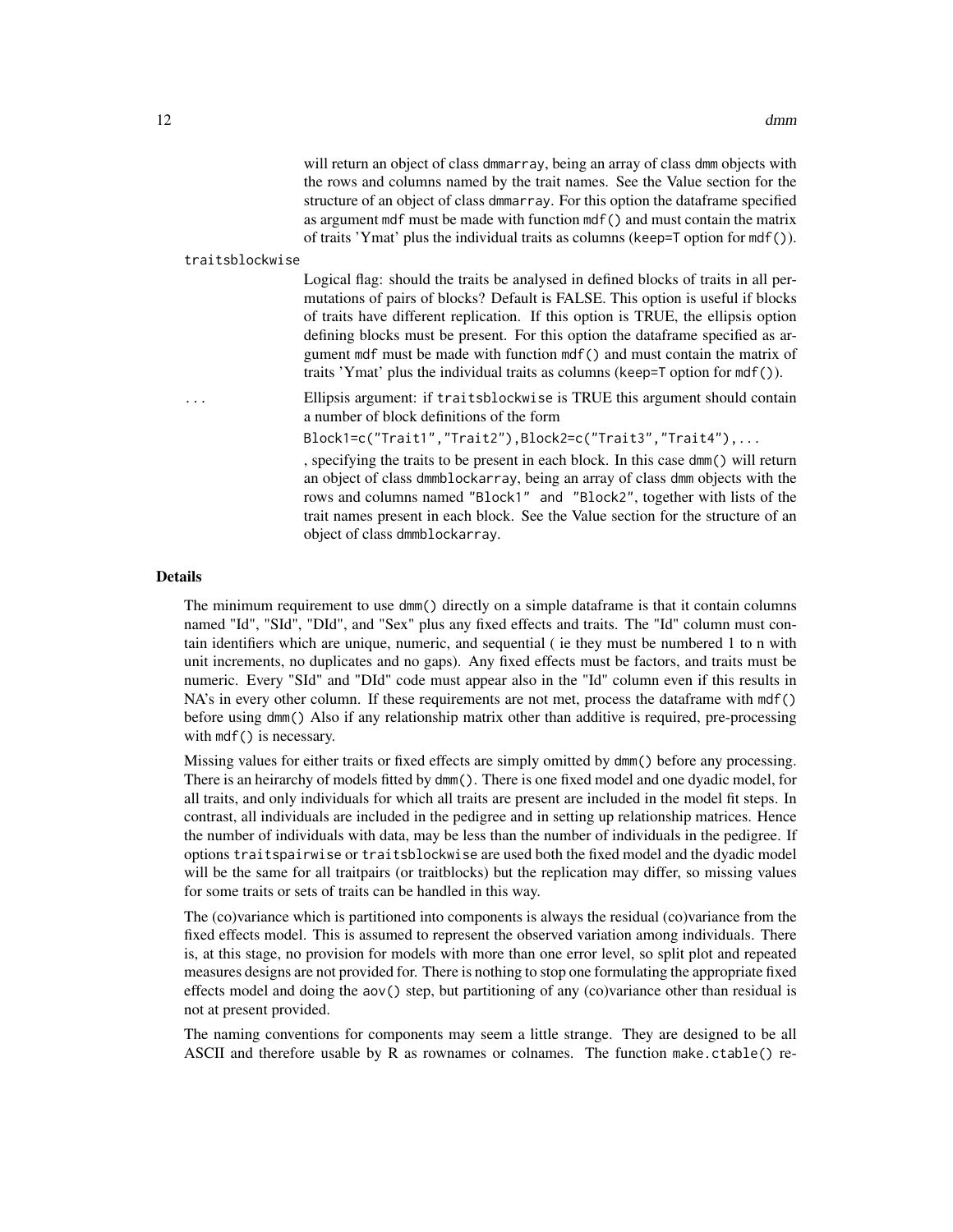will return an object of class dmmarray, being an array of class dmm objects with the rows and columns named by the trait names. See the Value section for the structure of an object of class dmmarray. For this option the dataframe specified as argument mdf must be made with function mdf() and must contain the matrix of traits 'Ymat' plus the individual traits as columns (keep=T option for mdf()).

traitsblockwise
: Logical flag: should the traits be analysed in defined blocks of traits in all permutations of pairs of blocks? Default is FALSE. This option is useful if blocks of traits have different replication. If this option is TRUE, the ellipsis option defining blocks must be present. For this option the dataframe specified as argument mdf must be made with function mdf() and must contain the matrix of traits 'Ymat' plus the individual traits as columns (keep=T option for mdf()).

...
: Ellipsis argument: if traitsblockwise is TRUE this argument should contain a number of block definitions of the form

  Block1=c("Trait1","Trait2"),Block2=c("Trait3","Trait4"),...

  , specifying the traits to be present in each block. In this case dmm() will return an object of class dmmblockarray, being an array of class dmm objects with the rows and columns named "Block1" and "Block2", together with lists of the trait names present in each block. See the Value section for the structure of an object of class dmmblockarray.

## Details

The minimum requirement to use dmm() directly on a simple dataframe is that it contain columns named "Id", "SId", "DId", and "Sex" plus any fixed effects and traits. The "Id" column must contain identifiers which are unique, numeric, and sequential ( ie they must be numbered 1 to n with unit increments, no duplicates and no gaps). Any fixed effects must be factors, and traits must be numeric. Every "SId" and "DId" code must appear also in the "Id" column even if this results in NA's in every other column. If these requirements are not met, process the dataframe with mdf() before using dmm() Also if any relationship matrix other than additive is required, pre-processing with mdf() is necessary.

Missing values for either traits or fixed effects are simply omitted by dmm() before any processing. There is an heirarchy of models fitted by dmm(). There is one fixed model and one dyadic model, for all traits, and only individuals for which all traits are present are included in the model fit steps. In contrast, all individuals are included in the pedigree and in setting up relationship matrices. Hence the number of individuals with data, may be less than the number of individuals in the pedigree. If options traitspairwise or traitsblockwise are used both the fixed model and the dyadic model will be the same for all traitpairs (or traitblocks) but the replication may differ, so missing values for some traits or sets of traits can be handled in this way.

The (co)variance which is partitioned into components is always the residual (co)variance from the fixed effects model. This is assumed to represent the observed variation among individuals. There is, at this stage, no provision for models with more than one error level, so split plot and repeated measures designs are not provided for. There is nothing to stop one formulating the appropriate fixed effects model and doing the aov() step, but partitioning of any (co)variance other than residual is not at present provided.

The naming conventions for components may seem a little strange. They are designed to be all ASCII and therefore usable by R as rownames or colnames. The function make.ctable() re-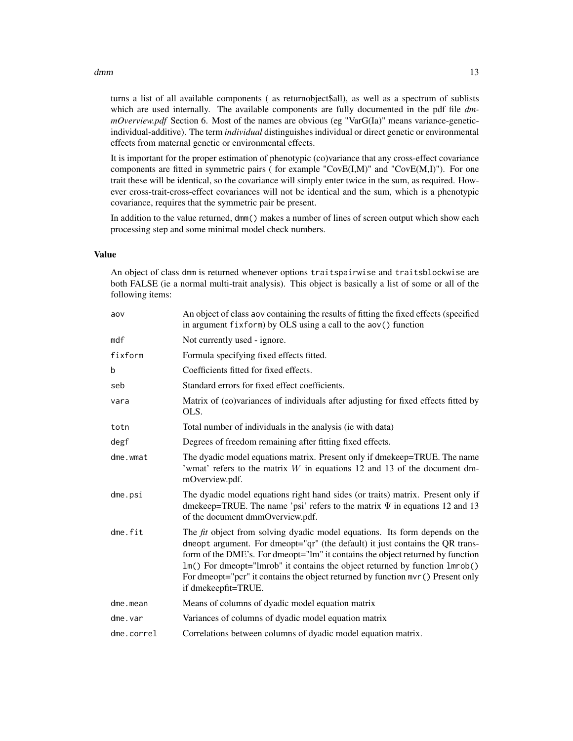turns a list of all available components ( as returnobject$all), as well as a spectrum of sublists which are used internally. The available components are fully documented in the pdf file *dmmOverview.pdf* Section 6. Most of the names are obvious (eg "VarG(Ia)" means variance-genetic-individual-additive). The term *individual* distinguishes individual or direct genetic or environmental effects from maternal genetic or environmental effects.

It is important for the proper estimation of phenotypic (co)variance that any cross-effect covariance components are fitted in symmetric pairs ( for example "CovE(I,M)" and "CovE(M,I)"). For one trait these will be identical, so the covariance will simply enter twice in the sum, as required. However cross-trait-cross-effect covariances will not be identical and the sum, which is a phenotypic covariance, requires that the symmetric pair be present.

In addition to the value returned, `dmm()` makes a number of lines of screen output which show each processing step and some minimal model check numbers.

### Value

An object of class `dmm` is returned whenever options `traitspairwise` and `traitsblockwise` are both FALSE (ie a normal multi-trait analysis). This object is basically a list of some or all of the following items:

| | |
|---|---|
| `aov` | An object of class `aov` containing the results of fitting the fixed effects (specified in argument `fixform`) by OLS using a call to the `aov()` function |
| `mdf` | Not currently used - ignore. |
| `fixform` | Formula specifying fixed effects fitted. |
| `b` | Coefficients fitted for fixed effects. |
| `seb` | Standard errors for fixed effect coefficients. |
| `vara` | Matrix of (co)variances of individuals after adjusting for fixed effects fitted by OLS. |
| `totn` | Total number of individuals in the analysis (ie with data) |
| `degf` | Degrees of freedom remaining after fitting fixed effects. |
| `dme.wmat` | The dyadic model equations matrix. Present only if dmekeep=TRUE. The name 'wmat' refers to the matrix $W$ in equations 12 and 13 of the document dmmOverview.pdf. |
| `dme.psi` | The dyadic model equations right hand sides (or traits) matrix. Present only if dmekeep=TRUE. The name 'psi' refers to the matrix $\Psi$ in equations 12 and 13 of the document dmmOverview.pdf. |
| `dme.fit` | The *fit* object from solving dyadic model equations. Its form depends on the `dmeopt` argument. For dmeopt="qr" (the default) it just contains the QR transform of the DME's. For dmeopt="lm" it contains the object returned by function `lm()` For dmeopt="lmrob" it contains the object returned by function `lmrob()` For dmeopt="pcr" it contains the object returned by function `mvr()` Present only if dmekeepfit=TRUE. |
| `dme.mean` | Means of columns of dyadic model equation matrix |
| `dme.var` | Variances of columns of dyadic model equation matrix |
| `dme.correl` | Correlations between columns of dyadic model equation matrix. |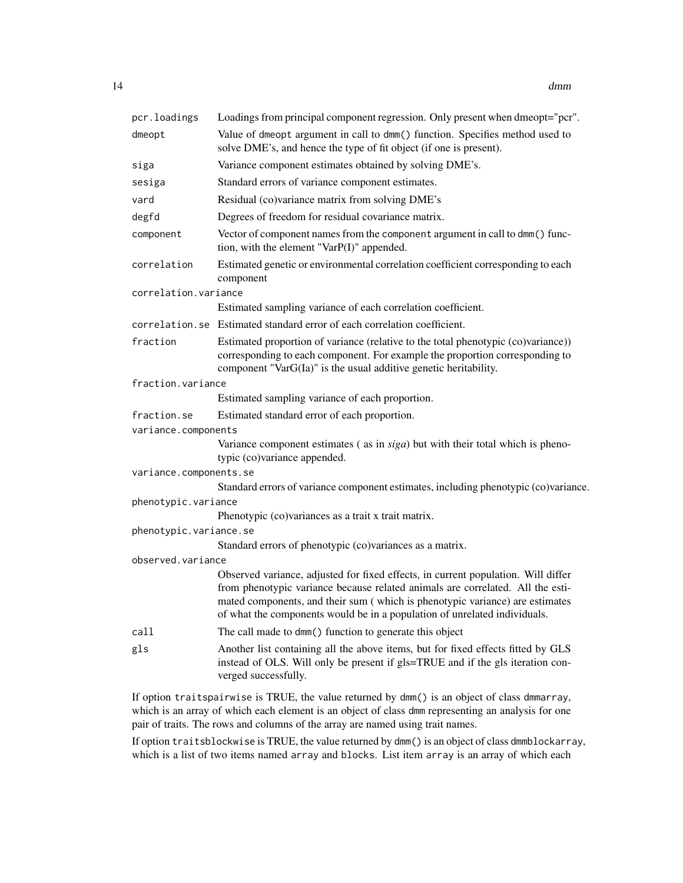pcr.loadings
: Loadings from principal component regression. Only present when dmeopt="pcr".

dmeopt
: Value of dmeopt argument in call to dmm() function. Specifies method used to solve DME's, and hence the type of fit object (if one is present).

siga
: Variance component estimates obtained by solving DME's.

sesiga
: Standard errors of variance component estimates.

vard
: Residual (co)variance matrix from solving DME's

degfd
: Degrees of freedom for residual covariance matrix.

component
: Vector of component names from the component argument in call to dmm() function, with the element "VarP(I)" appended.

correlation
: Estimated genetic or environmental correlation coefficient corresponding to each component

correlation.variance
: Estimated sampling variance of each correlation coefficient.

correlation.se
: Estimated standard error of each correlation coefficient.

fraction
: Estimated proportion of variance (relative to the total phenotypic (co)variance)) corresponding to each component. For example the proportion corresponding to component "VarG(Ia)" is the usual additive genetic heritability.

fraction.variance
: Estimated sampling variance of each proportion.

fraction.se
: Estimated standard error of each proportion.

variance.components
: Variance component estimates ( as in *siga*) but with their total which is phenotypic (co)variance appended.

variance.components.se
: Standard errors of variance component estimates, including phenotypic (co)variance.

phenotypic.variance
: Phenotypic (co)variances as a trait x trait matrix.

phenotypic.variance.se
: Standard errors of phenotypic (co)variances as a matrix.

observed.variance
: Observed variance, adjusted for fixed effects, in current population. Will differ from phenotypic variance because related animals are correlated. All the estimated components, and their sum ( which is phenotypic variance) are estimates of what the components would be in a population of unrelated individuals.

call
: The call made to dmm() function to generate this object

gls
: Another list containing all the above items, but for fixed effects fitted by GLS instead of OLS. Will only be present if gls=TRUE and if the gls iteration converged successfully.

If option traitspairwise is TRUE, the value returned by dmm() is an object of class dmmarray, which is an array of which each element is an object of class dmm representing an analysis for one pair of traits. The rows and columns of the array are named using trait names.

If option traitsblockwise is TRUE, the value returned by dmm() is an object of class dmmblockarray, which is a list of two items named array and blocks. List item array is an array of which each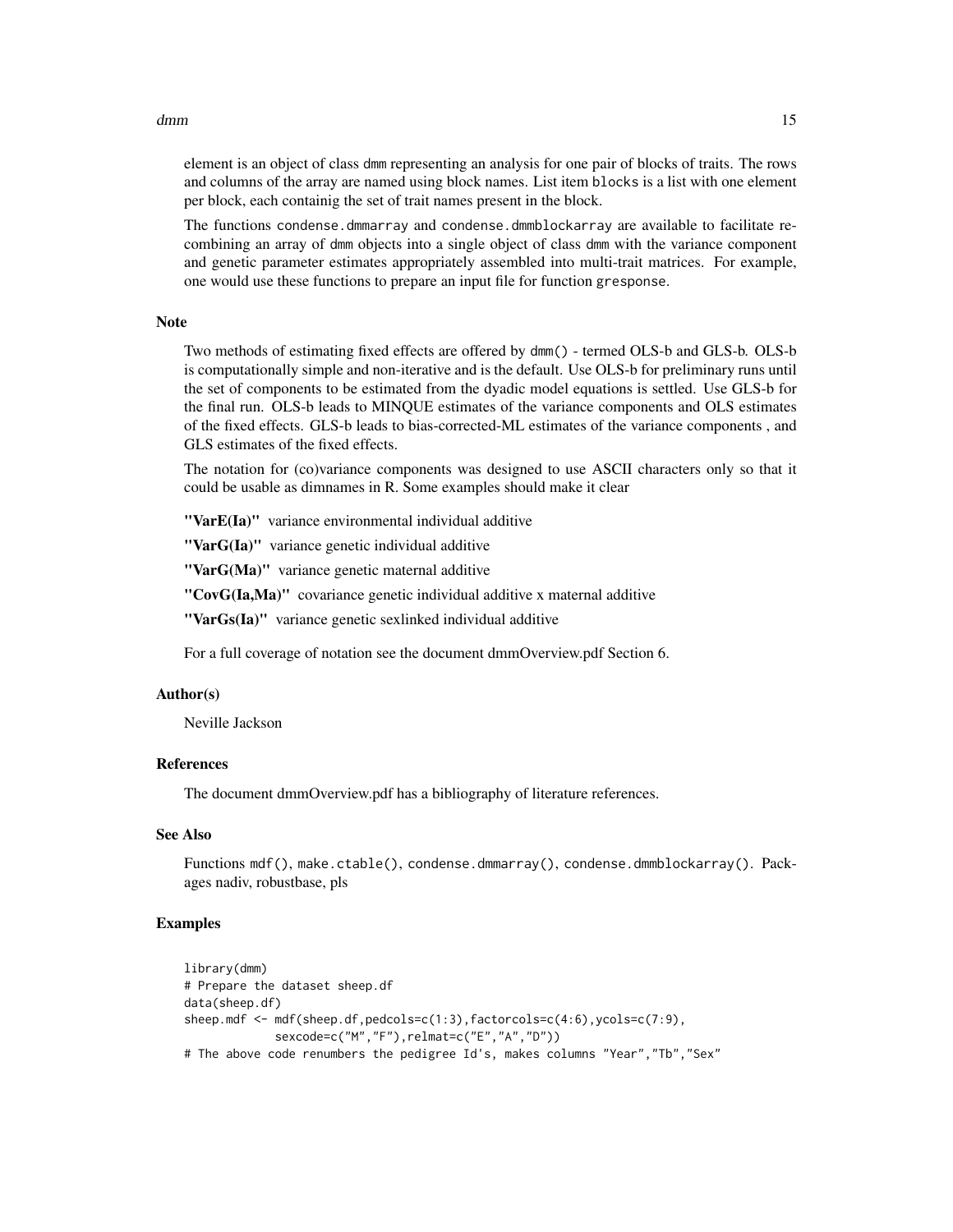element is an object of class dmm representing an analysis for one pair of blocks of traits. The rows and columns of the array are named using block names. List item blocks is a list with one element per block, each containig the set of trait names present in the block.

The functions condense.dmmarray and condense.dmmblockarray are available to facilitate recombining an array of dmm objects into a single object of class dmm with the variance component and genetic parameter estimates appropriately assembled into multi-trait matrices. For example, one would use these functions to prepare an input file for function gresponse.

### Note

Two methods of estimating fixed effects are offered by dmm() - termed OLS-b and GLS-b. OLS-b is computationally simple and non-iterative and is the default. Use OLS-b for preliminary runs until the set of components to be estimated from the dyadic model equations is settled. Use GLS-b for the final run. OLS-b leads to MINQUE estimates of the variance components and OLS estimates of the fixed effects. GLS-b leads to bias-corrected-ML estimates of the variance components , and GLS estimates of the fixed effects.

The notation for (co)variance components was designed to use ASCII characters only so that it could be usable as dimnames in R. Some examples should make it clear

**"VarE(Ia)"** variance environmental individual additive

**"VarG(Ia)"** variance genetic individual additive

**"VarG(Ma)"** variance genetic maternal additive

**"CovG(Ia,Ma)"** covariance genetic individual additive x maternal additive

**"VarGs(Ia)"** variance genetic sexlinked individual additive

For a full coverage of notation see the document dmmOverview.pdf Section 6.

### Author(s)

Neville Jackson

### References

The document dmmOverview.pdf has a bibliography of literature references.

### See Also

Functions mdf(), make.ctable(), condense.dmmarray(), condense.dmmblockarray(). Packages nadiv, robustbase, pls

### Examples

```
library(dmm)
# Prepare the dataset sheep.df
data(sheep.df)
sheep.mdf <- mdf(sheep.df,pedcols=c(1:3),factorcols=c(4:6),ycols=c(7:9),
            sexcode=c("M","F"),relmat=c("E","A","D"))
# The above code renumbers the pedigree Id's, makes columns "Year","Tb","Sex"
```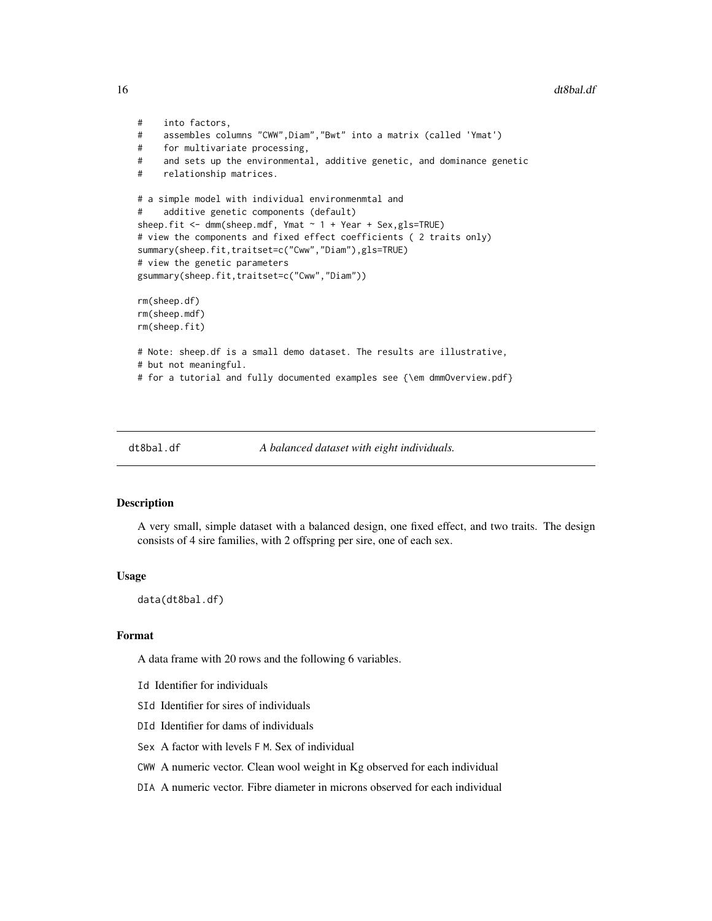```
#    into factors,
#    assembles columns "CWW",Diam","Bwt" into a matrix (called 'Ymat')
#    for multivariate processing,
#    and sets up the environmental, additive genetic, and dominance genetic
#    relationship matrices.

# a simple model with individual environmenmtal and
#    additive genetic components (default)
sheep.fit <- dmm(sheep.mdf, Ymat ~ 1 + Year + Sex,gls=TRUE)
# view the components and fixed effect coefficients ( 2 traits only)
summary(sheep.fit,traitset=c("Cww","Diam"),gls=TRUE)
# view the genetic parameters
gsummary(sheep.fit,traitset=c("Cww","Diam"))

rm(sheep.df)
rm(sheep.mdf)
rm(sheep.fit)

# Note: sheep.df is a small demo dataset. The results are illustrative,
# but not meaningful.
# for a tutorial and fully documented examples see {\em dmmOverview.pdf}
```

## dt8bal.df &nbsp;&nbsp;&nbsp;&nbsp; *A balanced dataset with eight individuals.*

### Description

A very small, simple dataset with a balanced design, one fixed effect, and two traits. The design consists of 4 sire families, with 2 offspring per sire, one of each sex.

### Usage

```
data(dt8bal.df)
```

### Format

A data frame with 20 rows and the following 6 variables.

- `Id` Identifier for individuals
- `SId` Identifier for sires of individuals
- `DId` Identifier for dams of individuals
- `Sex` A factor with levels `F` `M`. Sex of individual
- `CWW` A numeric vector. Clean wool weight in Kg observed for each individual
- `DIA` A numeric vector. Fibre diameter in microns observed for each individual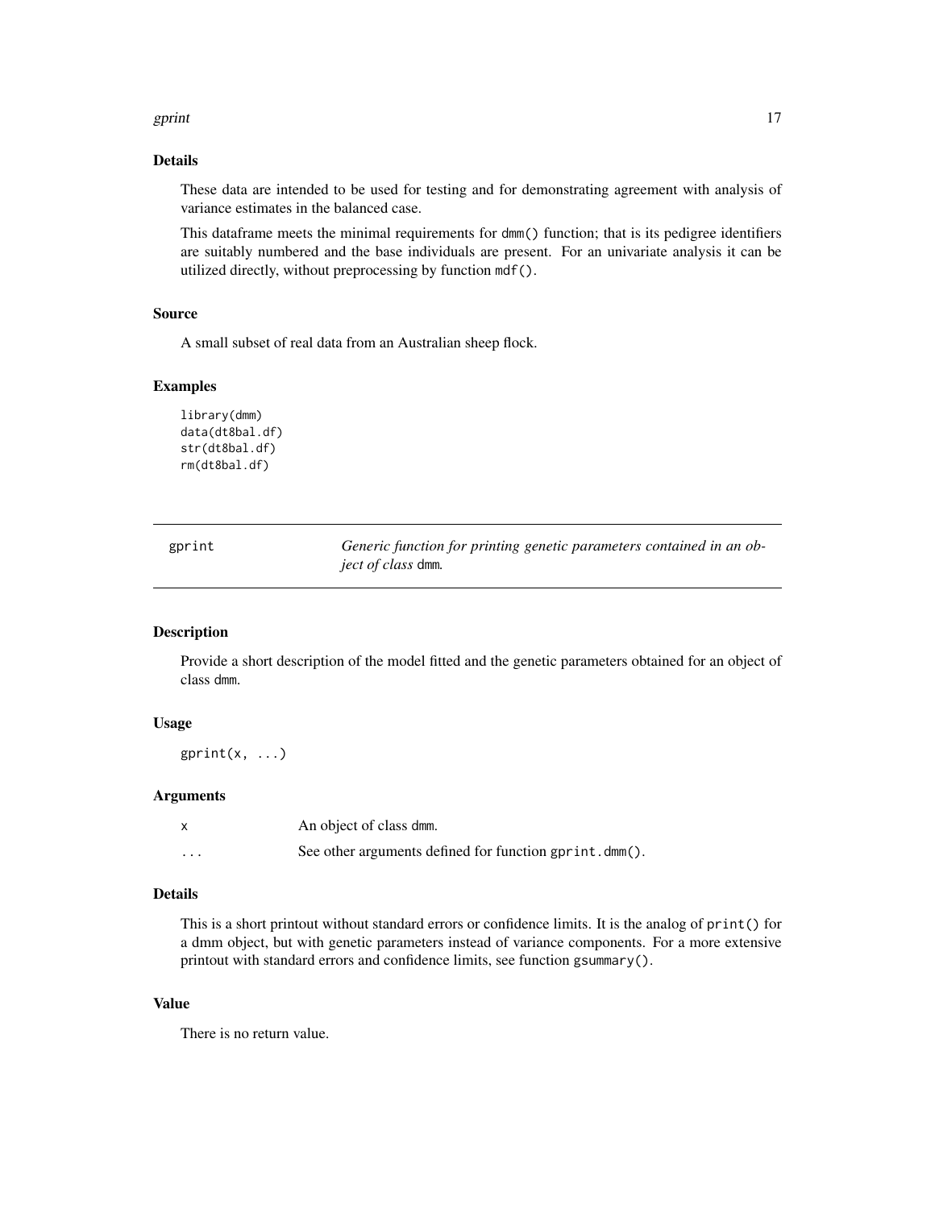### Details

These data are intended to be used for testing and for demonstrating agreement with analysis of variance estimates in the balanced case.

This dataframe meets the minimal requirements for `dmm()` function; that is its pedigree identifiers are suitably numbered and the base individuals are present. For an univariate analysis it can be utilized directly, without preprocessing by function `mdf()`.

### Source

A small subset of real data from an Australian sheep flock.

### Examples

```
library(dmm)
data(dt8bal.df)
str(dt8bal.df)
rm(dt8bal.df)
```

---

## gprint — *Generic function for printing genetic parameters contained in an object of class* `dmm`.

### Description

Provide a short description of the model fitted and the genetic parameters obtained for an object of class `dmm`.

### Usage

```
gprint(x, ...)
```

### Arguments

| | |
|---|---|
| `x` | An object of class `dmm`. |
| `...` | See other arguments defined for function `gprint.dmm()`. |

### Details

This is a short printout without standard errors or confidence limits. It is the analog of `print()` for a dmm object, but with genetic parameters instead of variance components. For a more extensive printout with standard errors and confidence limits, see function `gsummary()`.

### Value

There is no return value.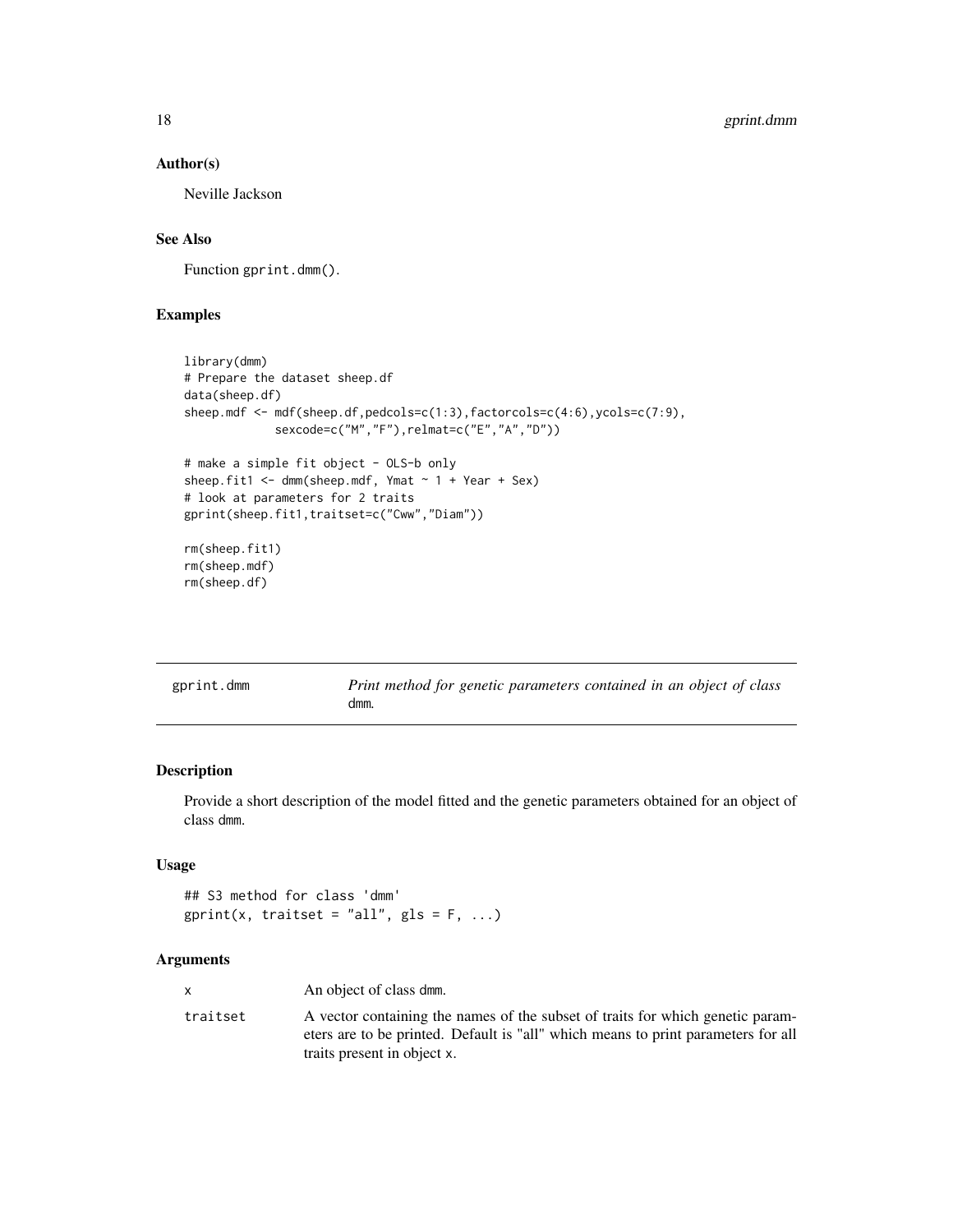### Author(s)

Neville Jackson

### See Also

Function gprint.dmm().

### Examples

```
library(dmm)
# Prepare the dataset sheep.df
data(sheep.df)
sheep.mdf <- mdf(sheep.df,pedcols=c(1:3),factorcols=c(4:6),ycols=c(7:9),
             sexcode=c("M","F"),relmat=c("E","A","D"))

# make a simple fit object - OLS-b only
sheep.fit1 <- dmm(sheep.mdf, Ymat ~ 1 + Year + Sex)
# look at parameters for 2 traits
gprint(sheep.fit1,traitset=c("Cww","Diam"))

rm(sheep.fit1)
rm(sheep.mdf)
rm(sheep.df)
```

---

## gprint.dmm — *Print method for genetic parameters contained in an object of class* dmm.

### Description

Provide a short description of the model fitted and the genetic parameters obtained for an object of class dmm.

### Usage

```
## S3 method for class 'dmm'
gprint(x, traitset = "all", gls = F, ...)
```

### Arguments

| | |
|---|---|
| x | An object of class dmm. |
| traitset | A vector containing the names of the subset of traits for which genetic parameters are to be printed. Default is "all" which means to print parameters for all traits present in object x. |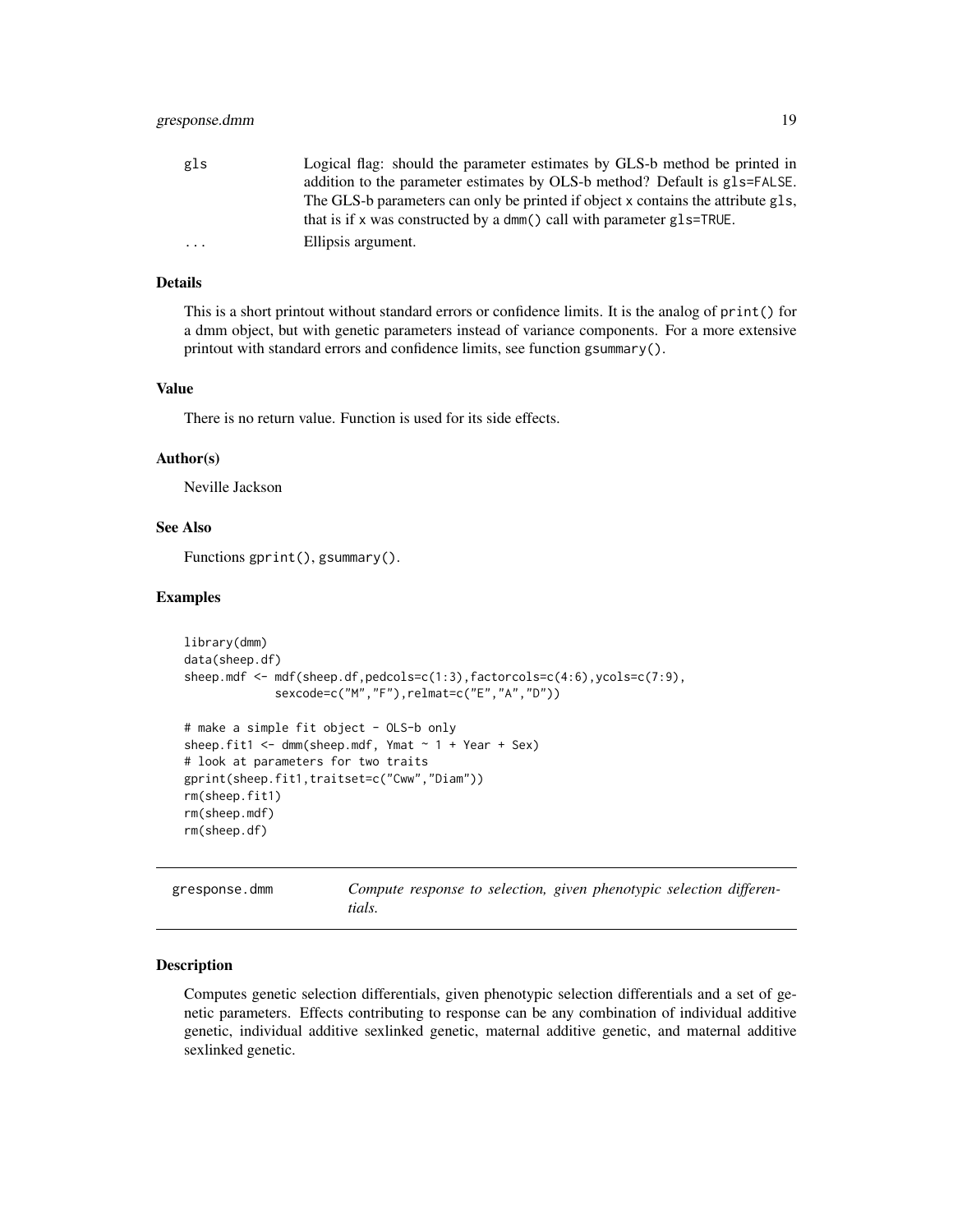| | |
|---|---|
| gls | Logical flag: should the parameter estimates by GLS-b method be printed in addition to the parameter estimates by OLS-b method? Default is gls=FALSE. The GLS-b parameters can only be printed if object x contains the attribute gls, that is if x was constructed by a dmm() call with parameter gls=TRUE. |
| ... | Ellipsis argument. |

### Details

This is a short printout without standard errors or confidence limits. It is the analog of print() for a dmm object, but with genetic parameters instead of variance components. For a more extensive printout with standard errors and confidence limits, see function gsummary().

### Value

There is no return value. Function is used for its side effects.

### Author(s)

Neville Jackson

### See Also

Functions gprint(), gsummary().

### Examples

```
library(dmm)
data(sheep.df)
sheep.mdf <- mdf(sheep.df,pedcols=c(1:3),factorcols=c(4:6),ycols=c(7:9),
             sexcode=c("M","F"),relmat=c("E","A","D"))

# make a simple fit object - OLS-b only
sheep.fit1 <- dmm(sheep.mdf, Ymat ~ 1 + Year + Sex)
# look at parameters for two traits
gprint(sheep.fit1,traitset=c("Cww","Diam"))
rm(sheep.fit1)
rm(sheep.mdf)
rm(sheep.df)
```

---

## gresponse.dmm

*Compute response to selection, given phenotypic selection differentials.*

### Description

Computes genetic selection differentials, given phenotypic selection differentials and a set of genetic parameters. Effects contributing to response can be any combination of individual additive genetic, individual additive sexlinked genetic, maternal additive genetic, and maternal additive sexlinked genetic.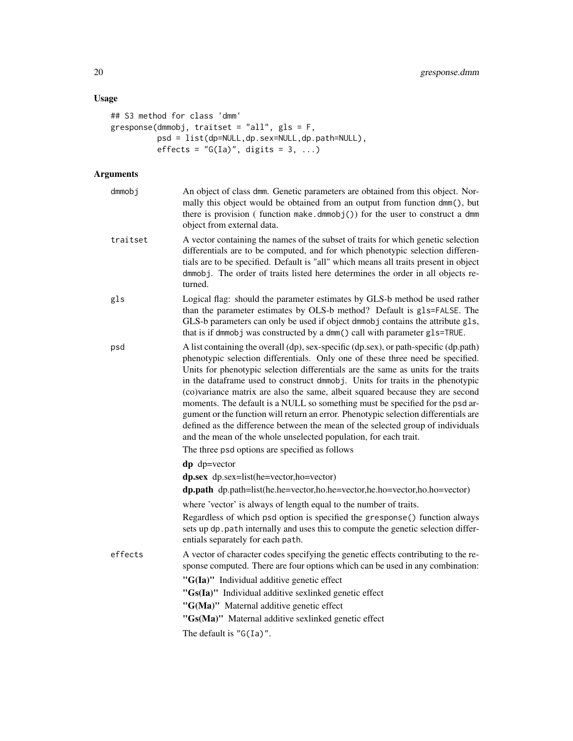## Usage

```
## S3 method for class 'dmm'
gresponse(dmmobj, traitset = "all", gls = F,
          psd = list(dp=NULL,dp.sex=NULL,dp.path=NULL),
          effects = "G(Ia)", digits = 3, ...)
```

## Arguments

**dmmobj**
: An object of class dmm. Genetic parameters are obtained from this object. Normally this object would be obtained from an output from function dmm(), but there is provision ( function make.dmmobj()) for the user to construct a dmm object from external data.

**traitset**
: A vector containing the names of the subset of traits for which genetic selection differentials are to be computed, and for which phenotypic selection differentials are to be specified. Default is "all" which means all traits present in object dmmobj. The order of traits listed here determines the order in all objects returned.

**gls**
: Logical flag: should the parameter estimates by GLS-b method be used rather than the parameter estimates by OLS-b method? Default is gls=FALSE. The GLS-b parameters can only be used if object dmmobj contains the attribute gls, that is if dmmobj was constructed by a dmm() call with parameter gls=TRUE.

**psd**
: A list containing the overall (dp), sex-specific (dp.sex), or path-specific (dp.path) phenotypic selection differentials. Only one of these three need be specified. Units for phenotypic selection differentials are the same as units for the traits in the dataframe used to construct dmmobj. Units for traits in the phenotypic (co)variance matrix are also the same, albeit squared because they are second moments. The default is a NULL so something must be specified for the psd argument or the function will return an error. Phenotypic selection differentials are defined as the difference between the mean of the selected group of individuals and the mean of the whole unselected population, for each trait.

  The three psd options are specified as follows

  **dp** dp=vector

  **dp.sex** dp.sex=list(he=vector,ho=vector)

  **dp.path** dp.path=list(he.he=vector,ho.he=vector,he.ho=vector,ho.ho=vector)

  where 'vector' is always of length equal to the number of traits.

  Regardless of which psd option is specified the gresponse() function always sets up dp.path internally and uses this to compute the genetic selection differentials separately for each path.

**effects**
: A vector of character codes specifying the genetic effects contributing to the response computed. There are four options which can be used in any combination:

  **"G(Ia)"** Individual additive genetic effect

  **"Gs(Ia)"** Individual additive sexlinked genetic effect

  **"G(Ma)"** Maternal additive genetic effect

  **"Gs(Ma)"** Maternal additive sexlinked genetic effect

  The default is "G(Ia)".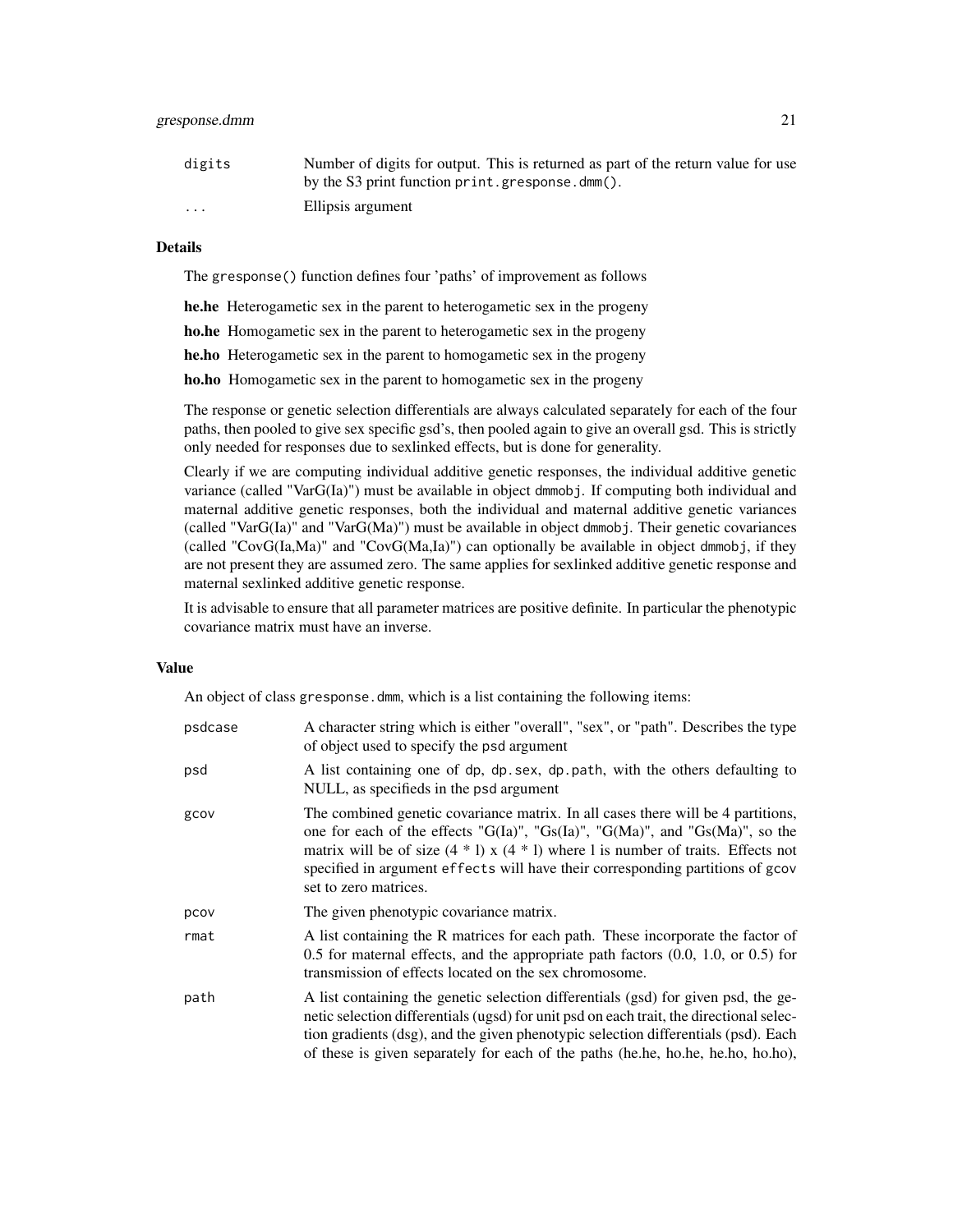| | |
|---|---|
| `digits` | Number of digits for output. This is returned as part of the return value for use by the S3 print function `print.gresponse.dmm()`. |
| `...` | Ellipsis argument |

### Details

The `gresponse()` function defines four 'paths' of improvement as follows

- **he.he** Heterogametic sex in the parent to heterogametic sex in the progeny
- **ho.he** Homogametic sex in the parent to heterogametic sex in the progeny
- **he.ho** Heterogametic sex in the parent to homogametic sex in the progeny
- **ho.ho** Homogametic sex in the parent to homogametic sex in the progeny

The response or genetic selection differentials are always calculated separately for each of the four paths, then pooled to give sex specific gsd's, then pooled again to give an overall gsd. This is strictly only needed for responses due to sexlinked effects, but is done for generality.

Clearly if we are computing individual additive genetic responses, the individual additive genetic variance (called "VarG(Ia)") must be available in object `dmmobj`. If computing both individual and maternal additive genetic responses, both the individual and maternal additive genetic variances (called "VarG(Ia)" and "VarG(Ma)") must be available in object `dmmobj`. Their genetic covariances (called "CovG(Ia,Ma)" and "CovG(Ma,Ia)") can optionally be available in object `dmmobj`, if they are not present they are assumed zero. The same applies for sexlinked additive genetic response and maternal sexlinked additive genetic response.

It is advisable to ensure that all parameter matrices are positive definite. In particular the phenotypic covariance matrix must have an inverse.

### Value

An object of class `gresponse.dmm`, which is a list containing the following items:

| | |
|---|---|
| `psdcase` | A character string which is either "overall", "sex", or "path". Describes the type of object used to specify the `psd` argument |
| `psd` | A list containing one of `dp`, `dp.sex`, `dp.path`, with the others defaulting to NULL, as specifieds in the `psd` argument |
| `gcov` | The combined genetic covariance matrix. In all cases there will be 4 partitions, one for each of the effects "G(Ia)", "Gs(Ia)", "G(Ma)", and "Gs(Ma)", so the matrix will be of size (4 * l) x (4 * l) where l is number of traits. Effects not specified in argument `effects` will have their corresponding partitions of `gcov` set to zero matrices. |
| `pcov` | The given phenotypic covariance matrix. |
| `rmat` | A list containing the R matrices for each path. These incorporate the factor of 0.5 for maternal effects, and the appropriate path factors (0.0, 1.0, or 0.5) for transmission of effects located on the sex chromosome. |
| `path` | A list containing the genetic selection differentials (gsd) for given psd, the genetic selection differentials (ugsd) for unit psd on each trait, the directional selection gradients (dsg), and the given phenotypic selection differentials (psd). Each of these is given separately for each of the paths (he.he, ho.he, he.ho, ho.ho), |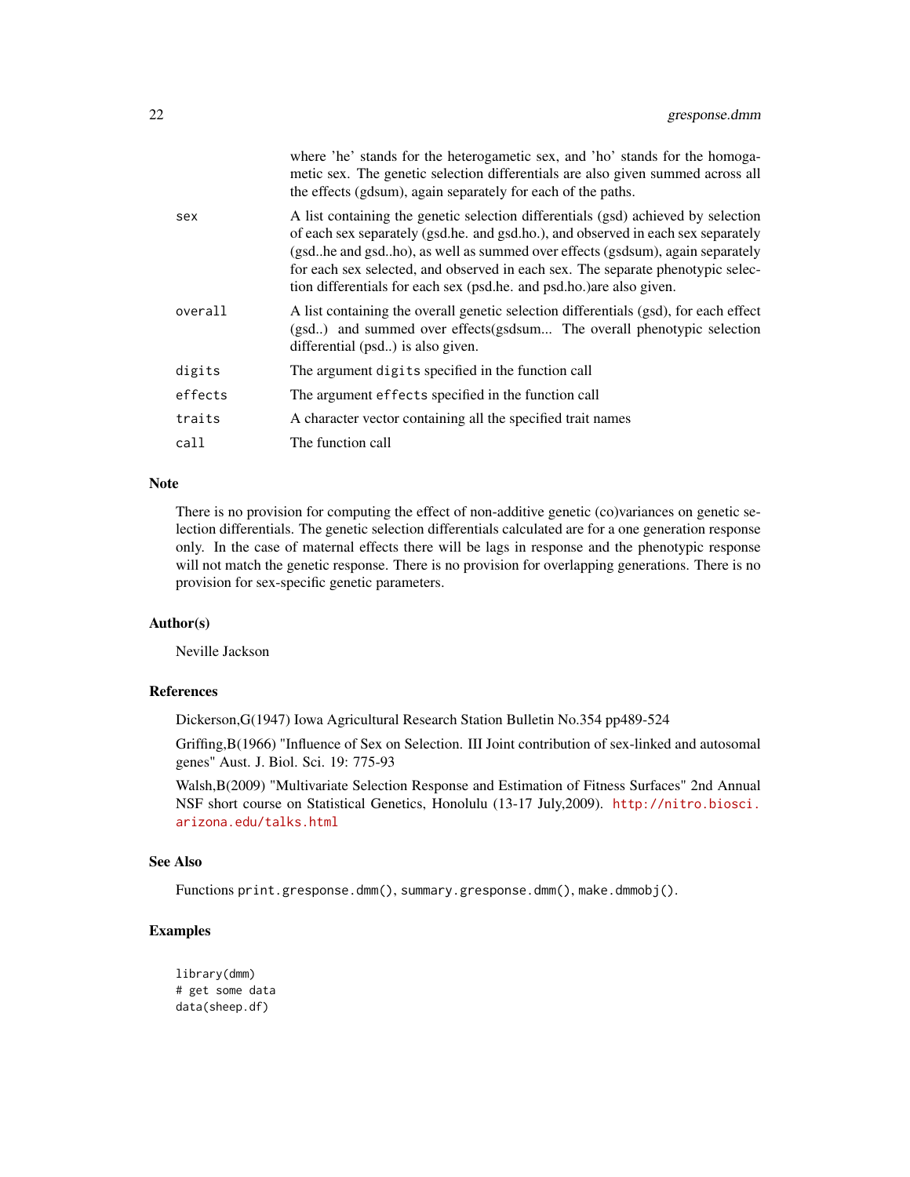where 'he' stands for the heterogametic sex, and 'ho' stands for the homogametic sex. The genetic selection differentials are also given summed across all the effects (gdsum), again separately for each of the paths.

| | |
|---|---|
| sex | A list containing the genetic selection differentials (gsd) achieved by selection of each sex separately (gsd.he. and gsd.ho.), and observed in each sex separately (gsd..he and gsd..ho), as well as summed over effects (gsdsum), again separately for each sex selected, and observed in each sex. The separate phenotypic selection differentials for each sex (psd.he. and psd.ho.)are also given. |
| overall | A list containing the overall genetic selection differentials (gsd), for each effect (gsd..) and summed over effects(gsdsum... The overall phenotypic selection differential (psd..) is also given. |
| digits | The argument `digits` specified in the function call |
| effects | The argument `effects` specified in the function call |
| traits | A character vector containing all the specified trait names |
| call | The function call |

## Note

There is no provision for computing the effect of non-additive genetic (co)variances on genetic selection differentials. The genetic selection differentials calculated are for a one generation response only. In the case of maternal effects there will be lags in response and the phenotypic response will not match the genetic response. There is no provision for overlapping generations. There is no provision for sex-specific genetic parameters.

## Author(s)

Neville Jackson

## References

Dickerson,G(1947) Iowa Agricultural Research Station Bulletin No.354 pp489-524

Griffing,B(1966) "Influence of Sex on Selection. III Joint contribution of sex-linked and autosomal genes" Aust. J. Biol. Sci. 19: 775-93

Walsh,B(2009) "Multivariate Selection Response and Estimation of Fitness Surfaces" 2nd Annual NSF short course on Statistical Genetics, Honolulu (13-17 July,2009). http://nitro.biosci.arizona.edu/talks.html

## See Also

Functions `print.gresponse.dmm()`, `summary.gresponse.dmm()`, `make.dmmobj()`.

## Examples

```
library(dmm)
# get some data
data(sheep.df)
```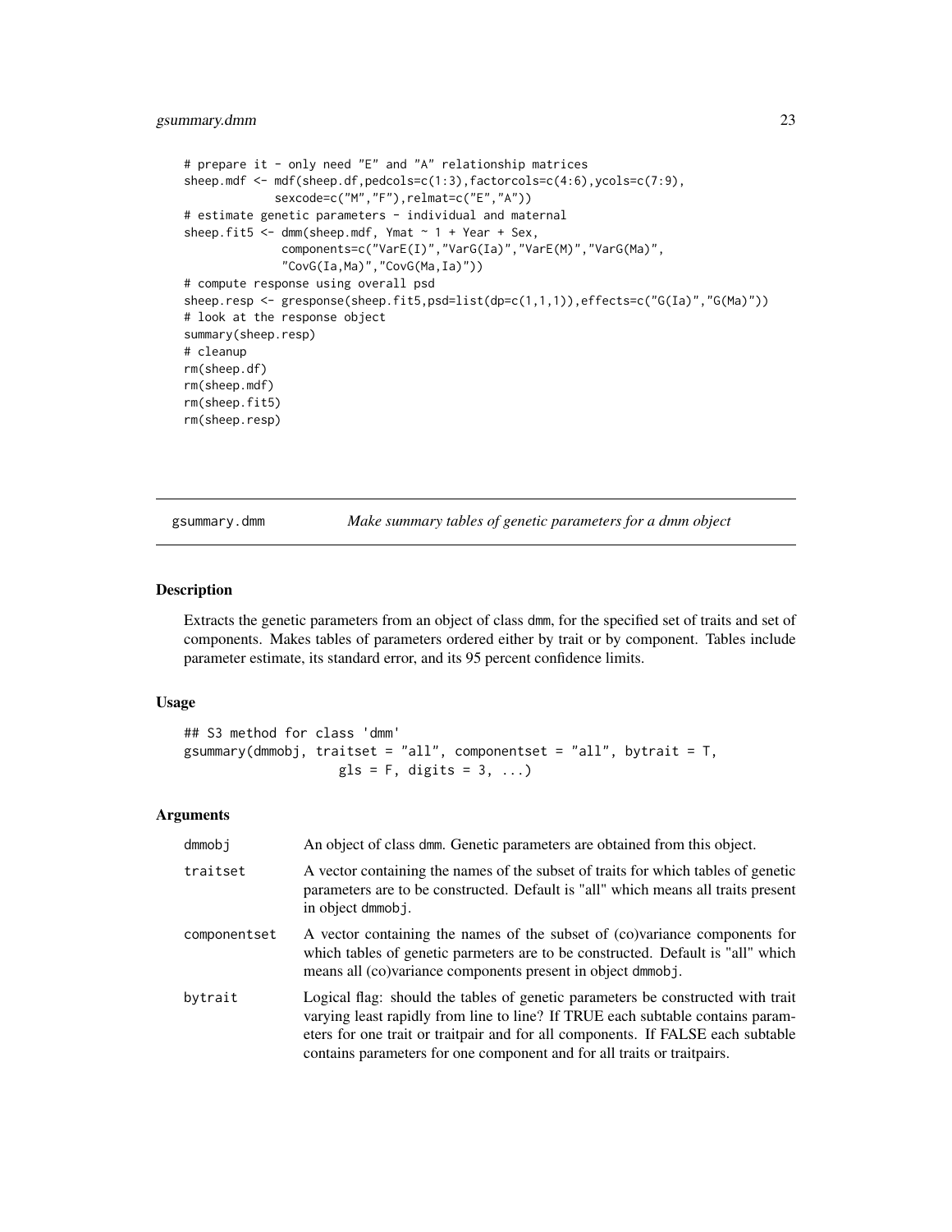```
# prepare it - only need "E" and "A" relationship matrices
sheep.mdf <- mdf(sheep.df,pedcols=c(1:3),factorcols=c(4:6),ycols=c(7:9),
             sexcode=c("M","F"),relmat=c("E","A"))
# estimate genetic parameters - individual and maternal
sheep.fit5 <- dmm(sheep.mdf, Ymat ~ 1 + Year + Sex,
              components=c("VarE(I)","VarG(Ia)","VarE(M)","VarG(Ma)",
              "CovG(Ia,Ma)","CovG(Ma,Ia)"))
# compute response using overall psd
sheep.resp <- gresponse(sheep.fit5,psd=list(dp=c(1,1,1)),effects=c("G(Ia)","G(Ma)"))
# look at the response object
summary(sheep.resp)
# cleanup
rm(sheep.df)
rm(sheep.mdf)
rm(sheep.fit5)
rm(sheep.resp)
```

## gsummary.dmm *Make summary tables of genetic parameters for a dmm object*

### Description

Extracts the genetic parameters from an object of class dmm, for the specified set of traits and set of components. Makes tables of parameters ordered either by trait or by component. Tables include parameter estimate, its standard error, and its 95 percent confidence limits.

### Usage

```
## S3 method for class 'dmm'
gsummary(dmmobj, traitset = "all", componentset = "all", bytrait = T,
                   gls = F, digits = 3, ...)
```

### Arguments

| | |
|---|---|
| dmmobj | An object of class dmm. Genetic parameters are obtained from this object. |
| traitset | A vector containing the names of the subset of traits for which tables of genetic parameters are to be constructed. Default is "all" which means all traits present in object dmmobj. |
| componentset | A vector containing the names of the subset of (co)variance components for which tables of genetic parmeters are to be constructed. Default is "all" which means all (co)variance components present in object dmmobj. |
| bytrait | Logical flag: should the tables of genetic parameters be constructed with trait varying least rapidly from line to line? If TRUE each subtable contains parameters for one trait or traitpair and for all components. If FALSE each subtable contains parameters for one component and for all traits or traitpairs. |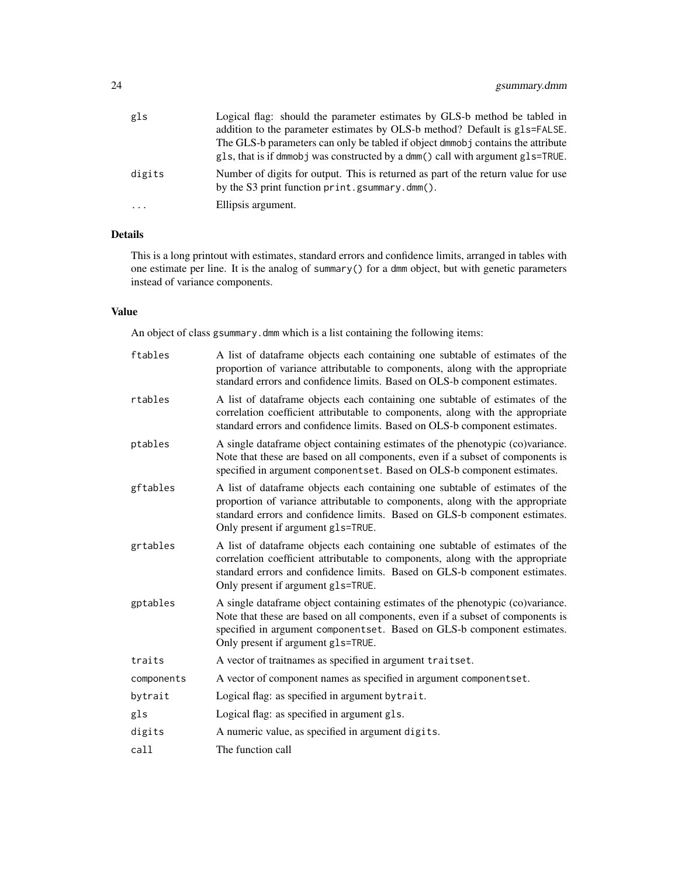| | |
|---|---|
| gls | Logical flag: should the parameter estimates by GLS-b method be tabled in addition to the parameter estimates by OLS-b method? Default is `gls=FALSE`. The GLS-b parameters can only be tabled if object `dmmobj` contains the attribute `gls`, that is if `dmmobj` was constructed by a `dmm()` call with argument `gls=TRUE`. |
| digits | Number of digits for output. This is returned as part of the return value for use by the S3 print function `print.gsummary.dmm()`. |
| ... | Ellipsis argument. |

## Details

This is a long printout with estimates, standard errors and confidence limits, arranged in tables with one estimate per line. It is the analog of `summary()` for a `dmm` object, but with genetic parameters instead of variance components.

## Value

An object of class `gsummary.dmm` which is a list containing the following items:

| | |
|---|---|
| ftables | A list of dataframe objects each containing one subtable of estimates of the proportion of variance attributable to components, along with the appropriate standard errors and confidence limits. Based on OLS-b component estimates. |
| rtables | A list of dataframe objects each containing one subtable of estimates of the correlation coefficient attributable to components, along with the appropriate standard errors and confidence limits. Based on OLS-b component estimates. |
| ptables | A single dataframe object containing estimates of the phenotypic (co)variance. Note that these are based on all components, even if a subset of components is specified in argument `componentset`. Based on OLS-b component estimates. |
| gftables | A list of dataframe objects each containing one subtable of estimates of the proportion of variance attributable to components, along with the appropriate standard errors and confidence limits. Based on GLS-b component estimates. Only present if argument `gls=TRUE`. |
| grtables | A list of dataframe objects each containing one subtable of estimates of the correlation coefficient attributable to components, along with the appropriate standard errors and confidence limits. Based on GLS-b component estimates. Only present if argument `gls=TRUE`. |
| gptables | A single dataframe object containing estimates of the phenotypic (co)variance. Note that these are based on all components, even if a subset of components is specified in argument `componentset`. Based on GLS-b component estimates. Only present if argument `gls=TRUE`. |
| traits | A vector of traitnames as specified in argument `traitset`. |
| components | A vector of component names as specified in argument `componentset`. |
| bytrait | Logical flag: as specified in argument `bytrait`. |
| gls | Logical flag: as specified in argument `gls`. |
| digits | A numeric value, as specified in argument `digits`. |
| call | The function call |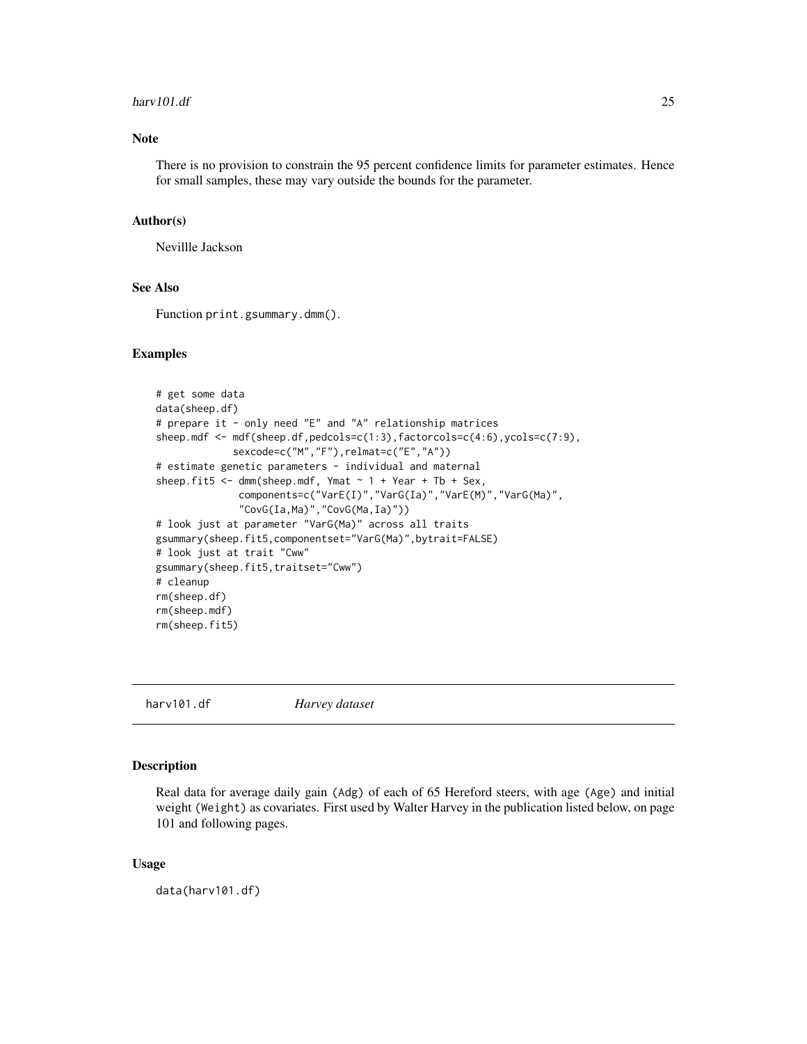### Note

There is no provision to constrain the 95 percent confidence limits for parameter estimates. Hence for small samples, these may vary outside the bounds for the parameter.

### Author(s)

Nevillle Jackson

### See Also

Function `print.gsummary.dmm()`.

### Examples

```
# get some data
data(sheep.df)
# prepare it - only need "E" and "A" relationship matrices
sheep.mdf <- mdf(sheep.df,pedcols=c(1:3),factorcols=c(4:6),ycols=c(7:9),
            sexcode=c("M","F"),relmat=c("E","A"))
# estimate genetic parameters - individual and maternal
sheep.fit5 <- dmm(sheep.mdf, Ymat ~ 1 + Year + Tb + Sex,
             components=c("VarE(I)","VarG(Ia)","VarE(M)","VarG(Ma)",
             "CovG(Ia,Ma)","CovG(Ma,Ia)"))
# look just at parameter "VarG(Ma)" across all traits
gsummary(sheep.fit5,componentset="VarG(Ma)",bytrait=FALSE)
# look just at trait "Cww"
gsummary(sheep.fit5,traitset="Cww")
# cleanup
rm(sheep.df)
rm(sheep.mdf)
rm(sheep.fit5)
```

---

## harv101.df    *Harvey dataset*

### Description

Real data for average daily gain (`Adg`) of each of 65 Hereford steers, with age (`Age`) and initial weight (`Weight`) as covariates. First used by Walter Harvey in the publication listed below, on page 101 and following pages.

### Usage

```
data(harv101.df)
```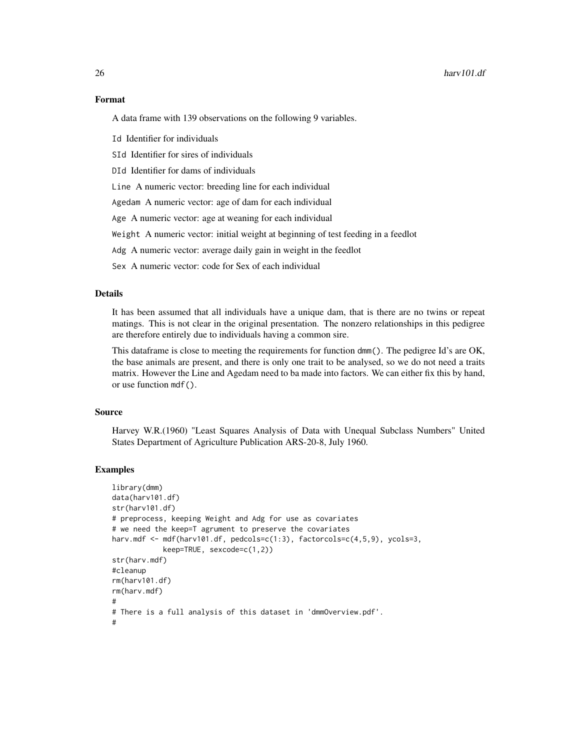### Format

A data frame with 139 observations on the following 9 variables.

- `Id` Identifier for individuals
- `SId` Identifier for sires of individuals
- `DId` Identifier for dams of individuals
- `Line` A numeric vector: breeding line for each individual
- `Agedam` A numeric vector: age of dam for each individual
- `Age` A numeric vector: age at weaning for each individual
- `Weight` A numeric vector: initial weight at beginning of test feeding in a feedlot
- `Adg` A numeric vector: average daily gain in weight in the feedlot
- `Sex` A numeric vector: code for Sex of each individual

### Details

It has been assumed that all individuals have a unique dam, that is there are no twins or repeat matings. This is not clear in the original presentation. The nonzero relationships in this pedigree are therefore entirely due to individuals having a common sire.

This dataframe is close to meeting the requirements for function `dmm()`. The pedigree Id's are OK, the base animals are present, and there is only one trait to be analysed, so we do not need a traits matrix. However the Line and Agedam need to ba made into factors. We can either fix this by hand, or use function `mdf()`.

### Source

Harvey W.R.(1960) "Least Squares Analysis of Data with Unequal Subclass Numbers" United States Department of Agriculture Publication ARS-20-8, July 1960.

### Examples

```
library(dmm)
data(harv101.df)
str(harv101.df)
# preprocess, keeping Weight and Adg for use as covariates
# we need the keep=T agrument to preserve the covariates
harv.mdf <- mdf(harv101.df, pedcols=c(1:3), factorcols=c(4,5,9), ycols=3,
           keep=TRUE, sexcode=c(1,2))
str(harv.mdf)
#cleanup
rm(harv101.df)
rm(harv.mdf)
#
# There is a full analysis of this dataset in 'dmmOverview.pdf'.
#
```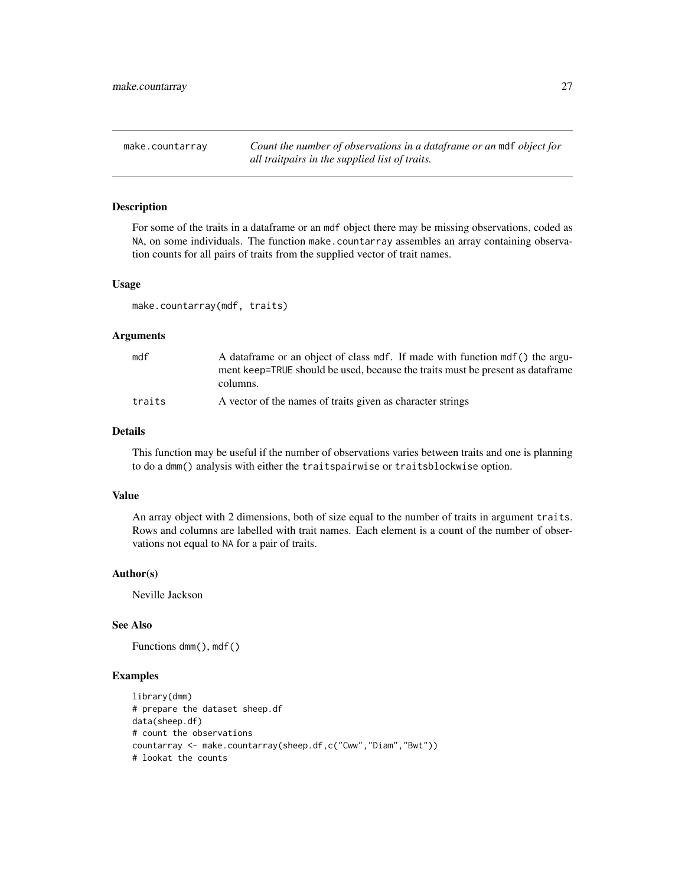# make.countarray

*Count the number of observations in a dataframe or an* `mdf` *object for all traitpairs in the supplied list of traits.*

## Description

For some of the traits in a dataframe or an `mdf` object there may be missing observations, coded as `NA`, on some individuals. The function `make.countarray` assembles an array containing observation counts for all pairs of traits from the supplied vector of trait names.

## Usage

```
make.countarray(mdf, traits)
```

## Arguments

| | |
|---|---|
| `mdf` | A dataframe or an object of class `mdf`. If made with function `mdf()` the argument `keep=TRUE` should be used, because the traits must be present as dataframe columns. |
| `traits` | A vector of the names of traits given as character strings |

## Details

This function may be useful if the number of observations varies between traits and one is planning to do a `dmm()` analysis with either the `traitspairwise` or `traitsblockwise` option.

## Value

An array object with 2 dimensions, both of size equal to the number of traits in argument `traits`. Rows and columns are labelled with trait names. Each element is a count of the number of observations not equal to `NA` for a pair of traits.

## Author(s)

Neville Jackson

## See Also

Functions `dmm()`, `mdf()`

## Examples

```
library(dmm)
# prepare the dataset sheep.df
data(sheep.df)
# count the observations
countarray <- make.countarray(sheep.df,c("Cww","Diam","Bwt"))
# lookat the counts
```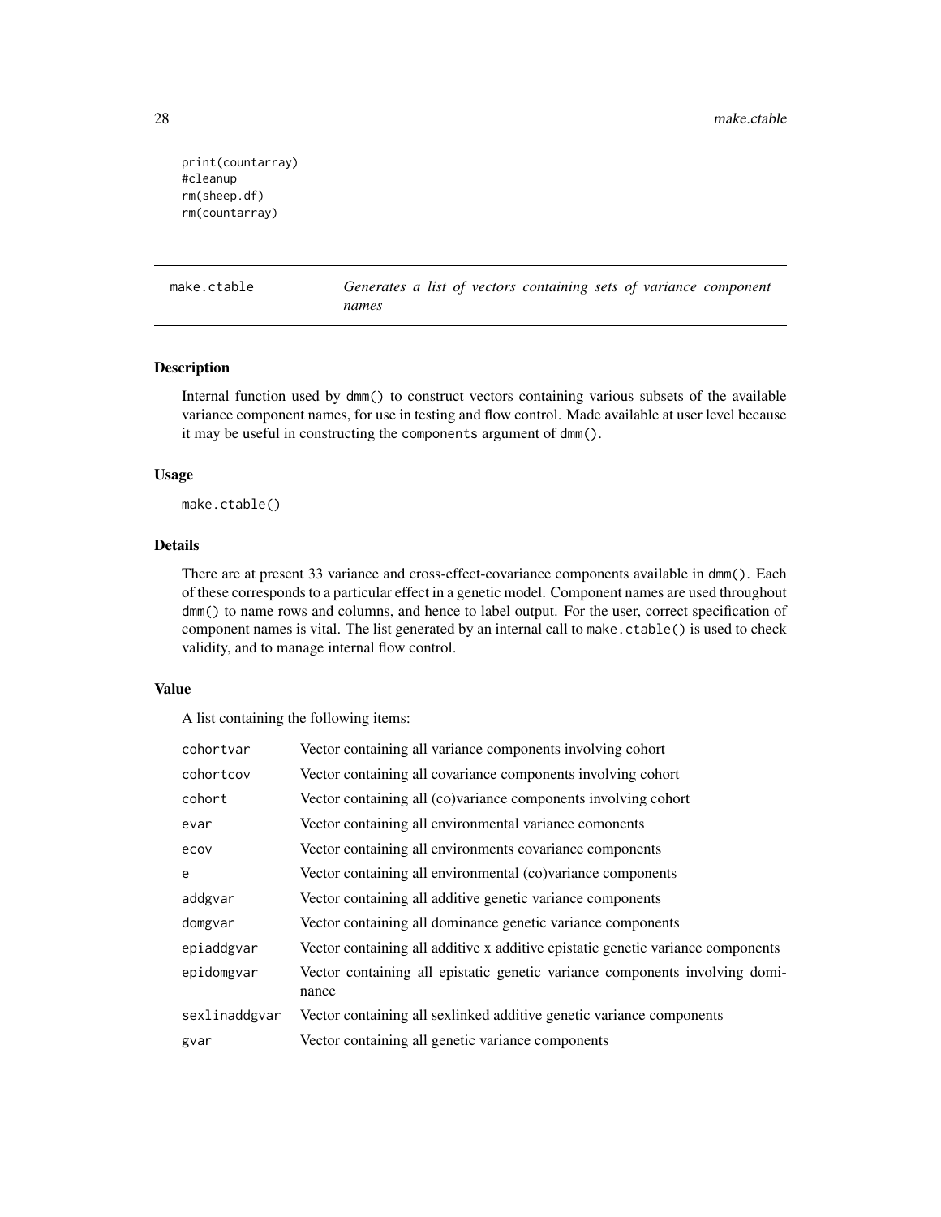```
print(countarray)
#cleanup
rm(sheep.df)
rm(countarray)
```

---

## make.ctable — *Generates a list of vectors containing sets of variance component names*

### Description

Internal function used by dmm() to construct vectors containing various subsets of the available variance component names, for use in testing and flow control. Made available at user level because it may be useful in constructing the components argument of dmm().

### Usage

```
make.ctable()
```

### Details

There are at present 33 variance and cross-effect-covariance components available in dmm(). Each of these corresponds to a particular effect in a genetic model. Component names are used throughout dmm() to name rows and columns, and hence to label output. For the user, correct specification of component names is vital. The list generated by an internal call to make.ctable() is used to check validity, and to manage internal flow control.

### Value

A list containing the following items:

| | |
|---|---|
| cohortvar | Vector containing all variance components involving cohort |
| cohortcov | Vector containing all covariance components involving cohort |
| cohort | Vector containing all (co)variance components involving cohort |
| evar | Vector containing all environmental variance comonents |
| ecov | Vector containing all environments covariance components |
| e | Vector containing all environmental (co)variance components |
| addgvar | Vector containing all additive genetic variance components |
| domgvar | Vector containing all dominance genetic variance components |
| epiaddgvar | Vector containing all additive x additive epistatic genetic variance components |
| epidomgvar | Vector containing all epistatic genetic variance components involving dominance |
| sexlinaddgvar | Vector containing all sexlinked additive genetic variance components |
| gvar | Vector containing all genetic variance components |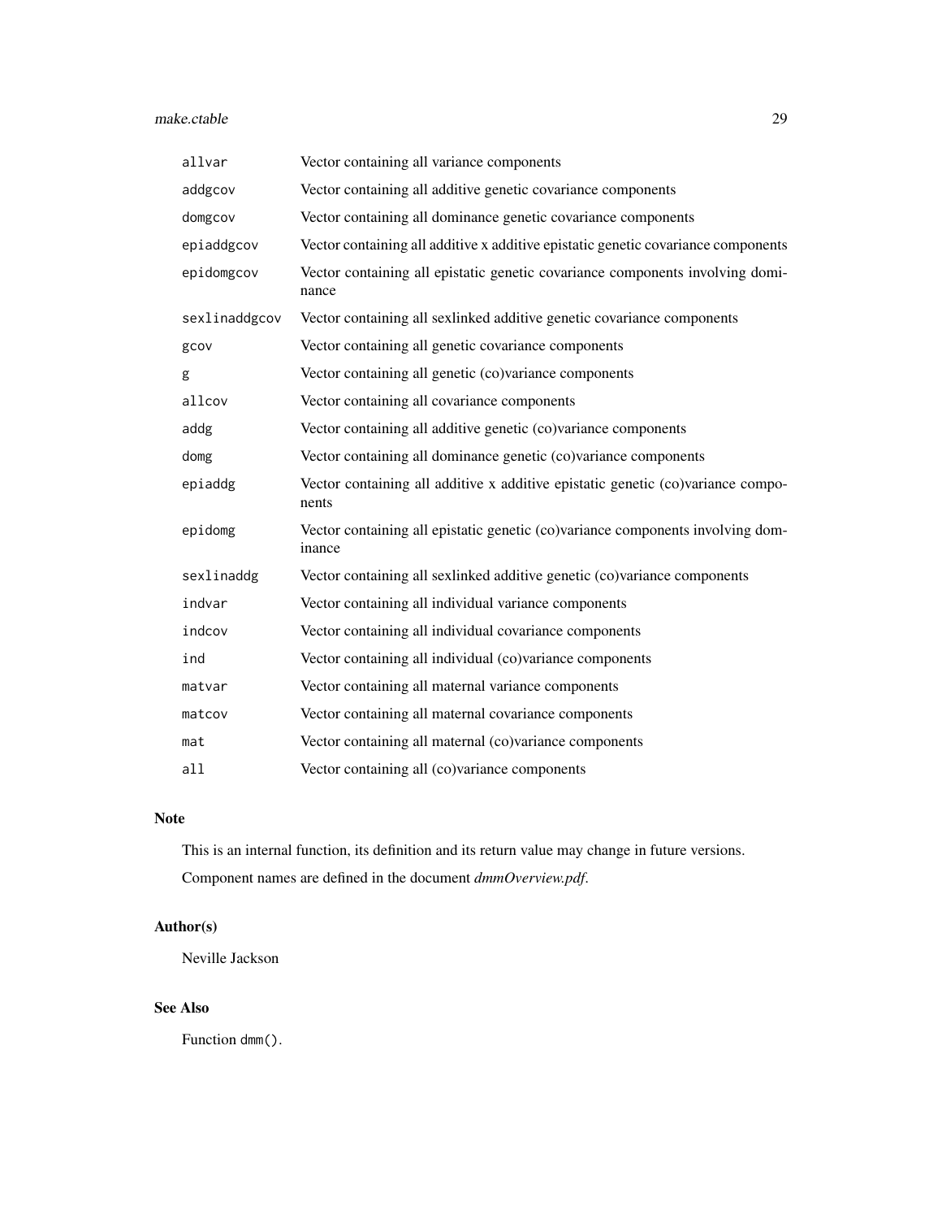| | |
|---|---|
| `allvar` | Vector containing all variance components |
| `addgcov` | Vector containing all additive genetic covariance components |
| `domgcov` | Vector containing all dominance genetic covariance components |
| `epiaddgcov` | Vector containing all additive x additive epistatic genetic covariance components |
| `epidomgcov` | Vector containing all epistatic genetic covariance components involving dominance |
| `sexlinaddgcov` | Vector containing all sexlinked additive genetic covariance components |
| `gcov` | Vector containing all genetic covariance components |
| `g` | Vector containing all genetic (co)variance components |
| `allcov` | Vector containing all covariance components |
| `addg` | Vector containing all additive genetic (co)variance components |
| `domg` | Vector containing all dominance genetic (co)variance components |
| `epiaddg` | Vector containing all additive x additive epistatic genetic (co)variance components |
| `epidomg` | Vector containing all epistatic genetic (co)variance components involving dominance |
| `sexlinaddg` | Vector containing all sexlinked additive genetic (co)variance components |
| `indvar` | Vector containing all individual variance components |
| `indcov` | Vector containing all individual covariance components |
| `ind` | Vector containing all individual (co)variance components |
| `matvar` | Vector containing all maternal variance components |
| `matcov` | Vector containing all maternal covariance components |
| `mat` | Vector containing all maternal (co)variance components |
| `all` | Vector containing all (co)variance components |

## Note

This is an internal function, its definition and its return value may change in future versions.

Component names are defined in the document *dmmOverview.pdf*.

## Author(s)

Neville Jackson

## See Also

Function `dmm()`.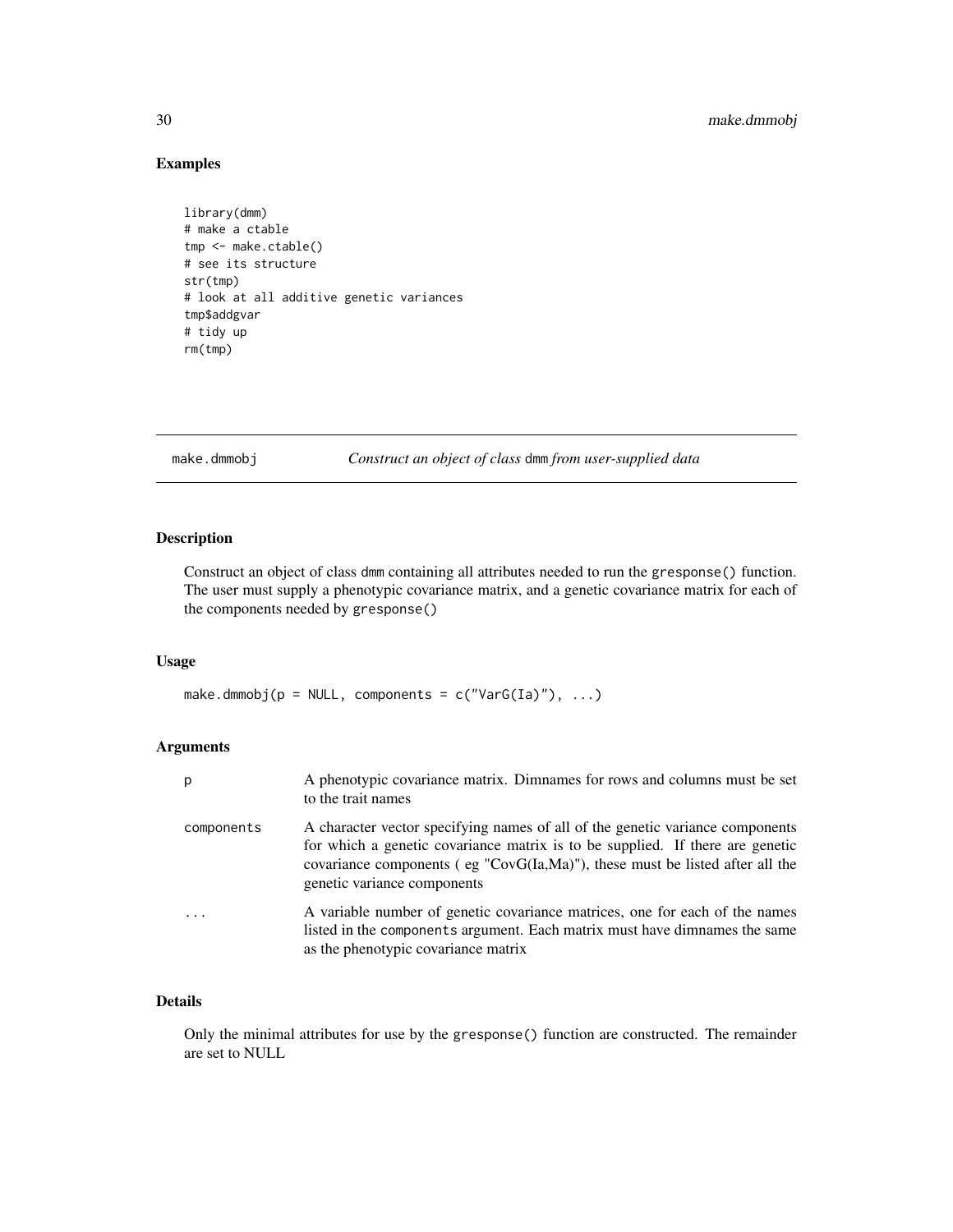## Examples

```
library(dmm)
# make a ctable
tmp <- make.ctable()
# see its structure
str(tmp)
# look at all additive genetic variances
tmp$addgvar
# tidy up
rm(tmp)
```

---

# make.dmmobj — *Construct an object of class* dmm *from user-supplied data*

---

## Description

Construct an object of class dmm containing all attributes needed to run the gresponse() function. The user must supply a phenotypic covariance matrix, and a genetic covariance matrix for each of the components needed by gresponse()

## Usage

```
make.dmmobj(p = NULL, components = c("VarG(Ia)"), ...)
```

## Arguments

| | |
|---|---|
| p | A phenotypic covariance matrix. Dimnames for rows and columns must be set to the trait names |
| components | A character vector specifying names of all of the genetic variance components for which a genetic covariance matrix is to be supplied. If there are genetic covariance components ( eg "CovG(Ia,Ma)"), these must be listed after all the genetic variance components |
| ... | A variable number of genetic covariance matrices, one for each of the names listed in the components argument. Each matrix must have dimnames the same as the phenotypic covariance matrix |

## Details

Only the minimal attributes for use by the gresponse() function are constructed. The remainder are set to NULL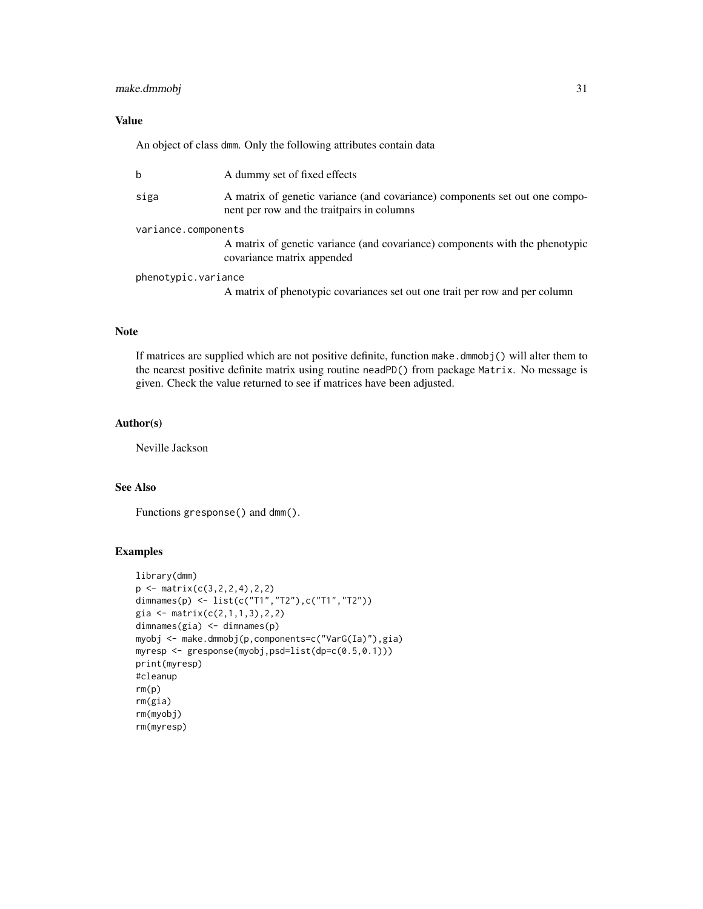## Value

An object of class dmm. Only the following attributes contain data

- `b` — A dummy set of fixed effects
- `siga` — A matrix of genetic variance (and covariance) components set out one component per row and the traitpairs in columns
- `variance.components` — A matrix of genetic variance (and covariance) components with the phenotypic covariance matrix appended
- `phenotypic.variance` — A matrix of phenotypic covariances set out one trait per row and per column

## Note

If matrices are supplied which are not positive definite, function `make.dmmobj()` will alter them to the nearest positive definite matrix using routine `neadPD()` from package `Matrix`. No message is given. Check the value returned to see if matrices have been adjusted.

## Author(s)

Neville Jackson

## See Also

Functions `gresponse()` and `dmm()`.

## Examples

```
library(dmm)
p <- matrix(c(3,2,2,4),2,2)
dimnames(p) <- list(c("T1","T2"),c("T1","T2"))
gia <- matrix(c(2,1,1,3),2,2)
dimnames(gia) <- dimnames(p)
myobj <- make.dmmobj(p,components=c("VarG(Ia)"),gia)
myresp <- gresponse(myobj,psd=list(dp=c(0.5,0.1)))
print(myresp)
#cleanup
rm(p)
rm(gia)
rm(myobj)
rm(myresp)
```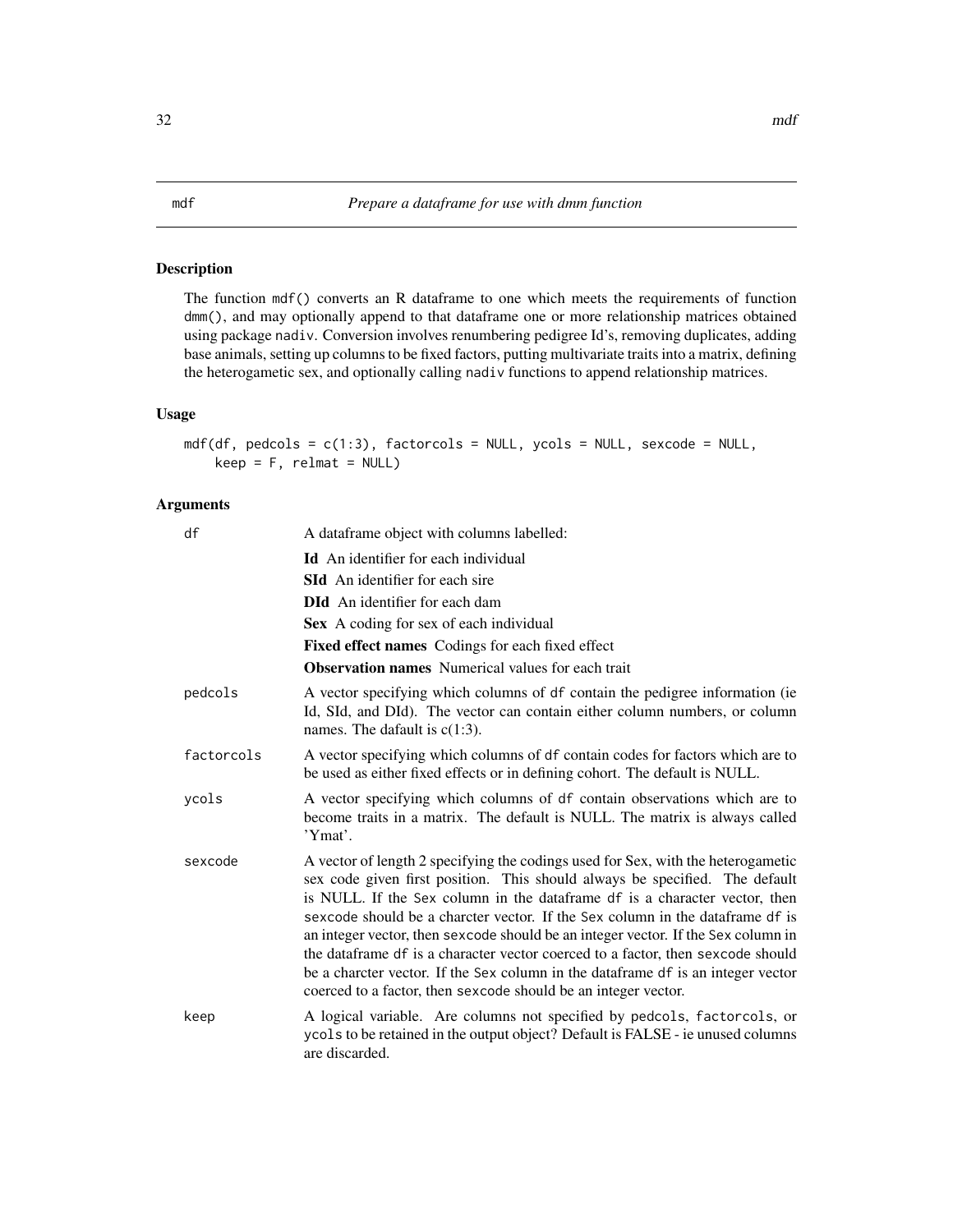# mdf — *Prepare a dataframe for use with dmm function*

## Description

The function mdf() converts an R dataframe to one which meets the requirements of function dmm(), and may optionally append to that dataframe one or more relationship matrices obtained using package nadiv. Conversion involves renumbering pedigree Id's, removing duplicates, adding base animals, setting up columns to be fixed factors, putting multivariate traits into a matrix, defining the heterogametic sex, and optionally calling nadiv functions to append relationship matrices.

## Usage

```
mdf(df, pedcols = c(1:3), factorcols = NULL, ycols = NULL, sexcode = NULL,
    keep = F, relmat = NULL)
```

## Arguments

| | |
|---|---|
| df | A dataframe object with columns labelled:<br>**Id** An identifier for each individual<br>**SId** An identifier for each sire<br>**DId** An identifier for each dam<br>**Sex** A coding for sex of each individual<br>**Fixed effect names** Codings for each fixed effect<br>**Observation names** Numerical values for each trait |
| pedcols | A vector specifying which columns of df contain the pedigree information (ie Id, SId, and DId). The vector can contain either column numbers, or column names. The dafault is c(1:3). |
| factorcols | A vector specifying which columns of df contain codes for factors which are to be used as either fixed effects or in defining cohort. The default is NULL. |
| ycols | A vector specifying which columns of df contain observations which are to become traits in a matrix. The default is NULL. The matrix is always called 'Ymat'. |
| sexcode | A vector of length 2 specifying the codings used for Sex, with the heterogametic sex code given first position. This should always be specified. The default is NULL. If the Sex column in the dataframe df is a character vector, then sexcode should be a charcter vector. If the Sex column in the dataframe df is an integer vector, then sexcode should be an integer vector. If the Sex column in the dataframe df is a character vector coerced to a factor, then sexcode should be a charcter vector. If the Sex column in the dataframe df is an integer vector coerced to a factor, then sexcode should be an integer vector. |
| keep | A logical variable. Are columns not specified by pedcols, factorcols, or ycols to be retained in the output object? Default is FALSE - ie unused columns are discarded. |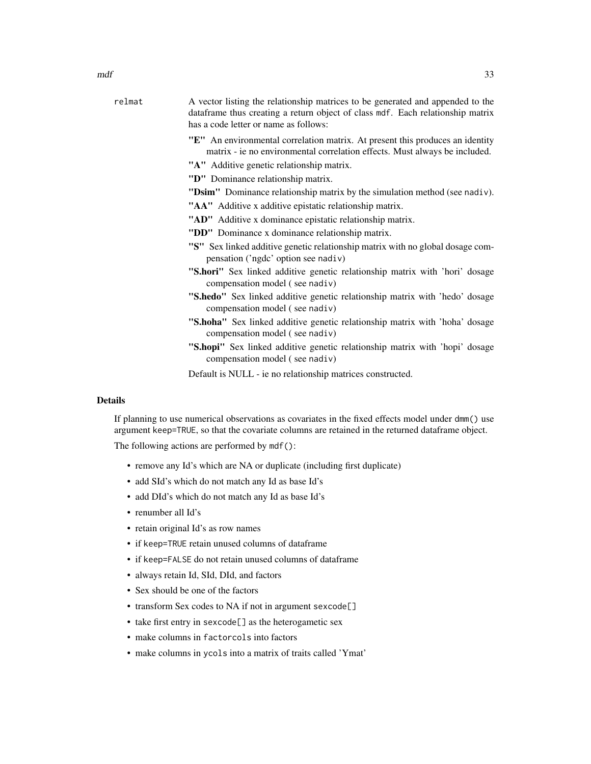relmat — A vector listing the relationship matrices to be generated and appended to the dataframe thus creating a return object of class mdf. Each relationship matrix has a code letter or name as follows:

- **"E"** An environmental correlation matrix. At present this produces an identity matrix - ie no environmental correlation effects. Must always be included.
- **"A"** Additive genetic relationship matrix.
- **"D"** Dominance relationship matrix.
- **"Dsim"** Dominance relationship matrix by the simulation method (see nadiv).
- **"AA"** Additive x additive epistatic relationship matrix.
- **"AD"** Additive x dominance epistatic relationship matrix.
- **"DD"** Dominance x dominance relationship matrix.
- **"S"** Sex linked additive genetic relationship matrix with no global dosage compensation ('ngdc' option see nadiv)
- **"S.hori"** Sex linked additive genetic relationship matrix with 'hori' dosage compensation model ( see nadiv)
- **"S.hedo"** Sex linked additive genetic relationship matrix with 'hedo' dosage compensation model ( see nadiv)
- **"S.hoha"** Sex linked additive genetic relationship matrix with 'hoha' dosage compensation model ( see nadiv)
- **"S.hopi"** Sex linked additive genetic relationship matrix with 'hopi' dosage compensation model ( see nadiv)

Default is NULL - ie no relationship matrices constructed.

## Details

If planning to use numerical observations as covariates in the fixed effects model under dmm() use argument keep=TRUE, so that the covariate columns are retained in the returned dataframe object.

The following actions are performed by mdf():

- remove any Id's which are NA or duplicate (including first duplicate)
- add SId's which do not match any Id as base Id's
- add DId's which do not match any Id as base Id's
- renumber all Id's
- retain original Id's as row names
- if keep=TRUE retain unused columns of dataframe
- if keep=FALSE do not retain unused columns of dataframe
- always retain Id, SId, DId, and factors
- Sex should be one of the factors
- transform Sex codes to NA if not in argument sexcode[]
- take first entry in sexcode[] as the heterogametic sex
- make columns in factorcols into factors
- make columns in ycols into a matrix of traits called 'Ymat'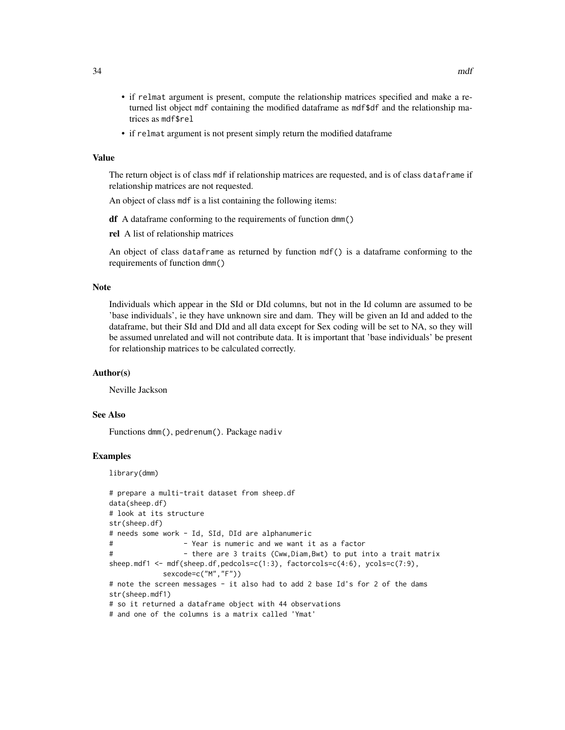- if relmat argument is present, compute the relationship matrices specified and make a returned list object mdf containing the modified dataframe as mdf$df and the relationship matrices as mdf$rel
- if relmat argument is not present simply return the modified dataframe

## Value

The return object is of class mdf if relationship matrices are requested, and is of class dataframe if relationship matrices are not requested.

An object of class mdf is a list containing the following items:

**df** A dataframe conforming to the requirements of function dmm()

**rel** A list of relationship matrices

An object of class dataframe as returned by function mdf() is a dataframe conforming to the requirements of function dmm()

## Note

Individuals which appear in the SId or DId columns, but not in the Id column are assumed to be 'base individuals', ie they have unknown sire and dam. They will be given an Id and added to the dataframe, but their SId and DId and all data except for Sex coding will be set to NA, so they will be assumed unrelated and will not contribute data. It is important that 'base individuals' be present for relationship matrices to be calculated correctly.

## Author(s)

Neville Jackson

## See Also

Functions dmm(), pedrenum(). Package nadiv

## Examples

```
library(dmm)

# prepare a multi-trait dataset from sheep.df
data(sheep.df)
# look at its structure
str(sheep.df)
# needs some work - Id, SId, DId are alphanumeric
#                 - Year is numeric and we want it as a factor
#                 - there are 3 traits (Cww,Diam,Bwt) to put into a trait matrix
sheep.mdf1 <- mdf(sheep.df,pedcols=c(1:3), factorcols=c(4:6), ycols=c(7:9),
            sexcode=c("M","F"))
# note the screen messages - it also had to add 2 base Id's for 2 of the dams
str(sheep.mdf1)
# so it returned a dataframe object with 44 observations
# and one of the columns is a matrix called 'Ymat'
```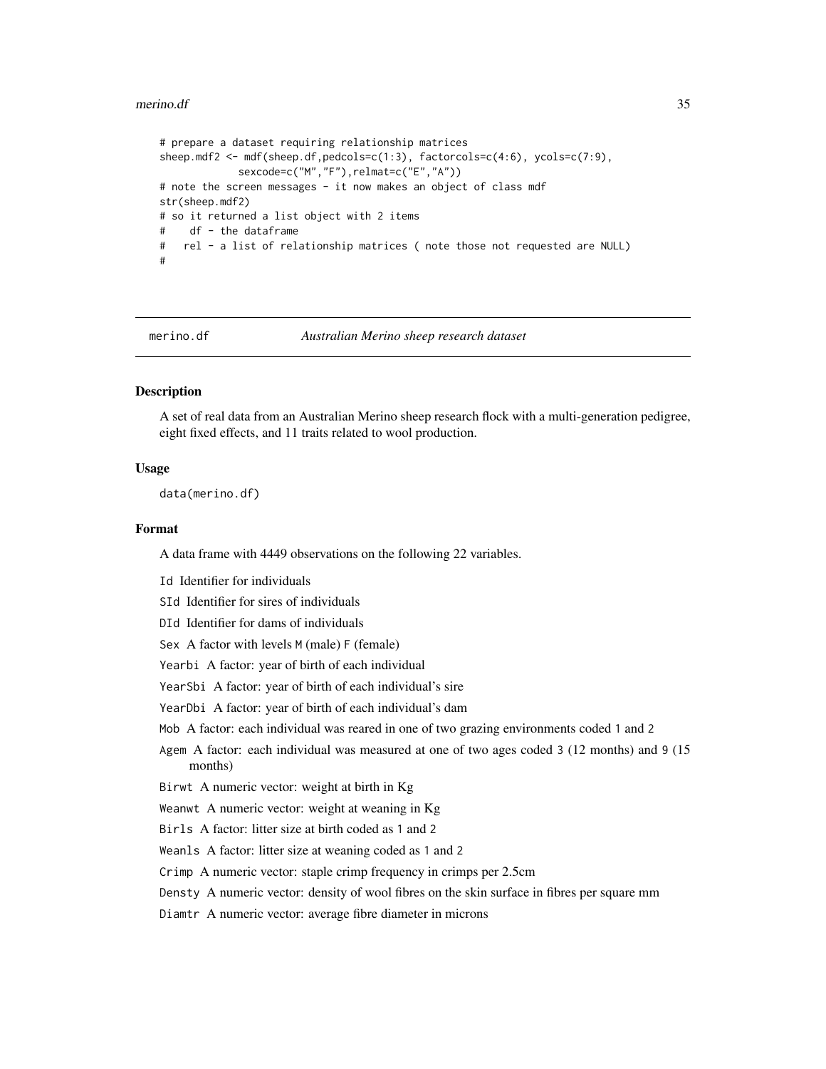```
# prepare a dataset requiring relationship matrices
sheep.mdf2 <- mdf(sheep.df,pedcols=c(1:3), factorcols=c(4:6), ycols=c(7:9),
            sexcode=c("M","F"),relmat=c("E","A"))
# note the screen messages - it now makes an object of class mdf
str(sheep.mdf2)
# so it returned a list object with 2 items
#    df - the dataframe
#   rel - a list of relationship matrices ( note those not requested are NULL)
#
```

---

## merino.df    *Australian Merino sheep research dataset*

---

### Description

A set of real data from an Australian Merino sheep research flock with a multi-generation pedigree, eight fixed effects, and 11 traits related to wool production.

### Usage

```
data(merino.df)
```

### Format

A data frame with 4449 observations on the following 22 variables.

- `Id` Identifier for individuals
- `SId` Identifier for sires of individuals
- `DId` Identifier for dams of individuals
- `Sex` A factor with levels `M` (male) `F` (female)
- `Yearbi` A factor: year of birth of each individual
- `YearSbi` A factor: year of birth of each individual's sire
- `YearDbi` A factor: year of birth of each individual's dam
- `Mob` A factor: each individual was reared in one of two grazing environments coded `1` and `2`
- `Agem` A factor: each individual was measured at one of two ages coded `3` (12 months) and `9` (15 months)
- `Birwt` A numeric vector: weight at birth in Kg
- `Weanwt` A numeric vector: weight at weaning in Kg
- `Birls` A factor: litter size at birth coded as `1` and `2`
- `Weanls` A factor: litter size at weaning coded as `1` and `2`
- `Crimp` A numeric vector: staple crimp frequency in crimps per 2.5cm
- `Densty` A numeric vector: density of wool fibres on the skin surface in fibres per square mm
- `Diamtr` A numeric vector: average fibre diameter in microns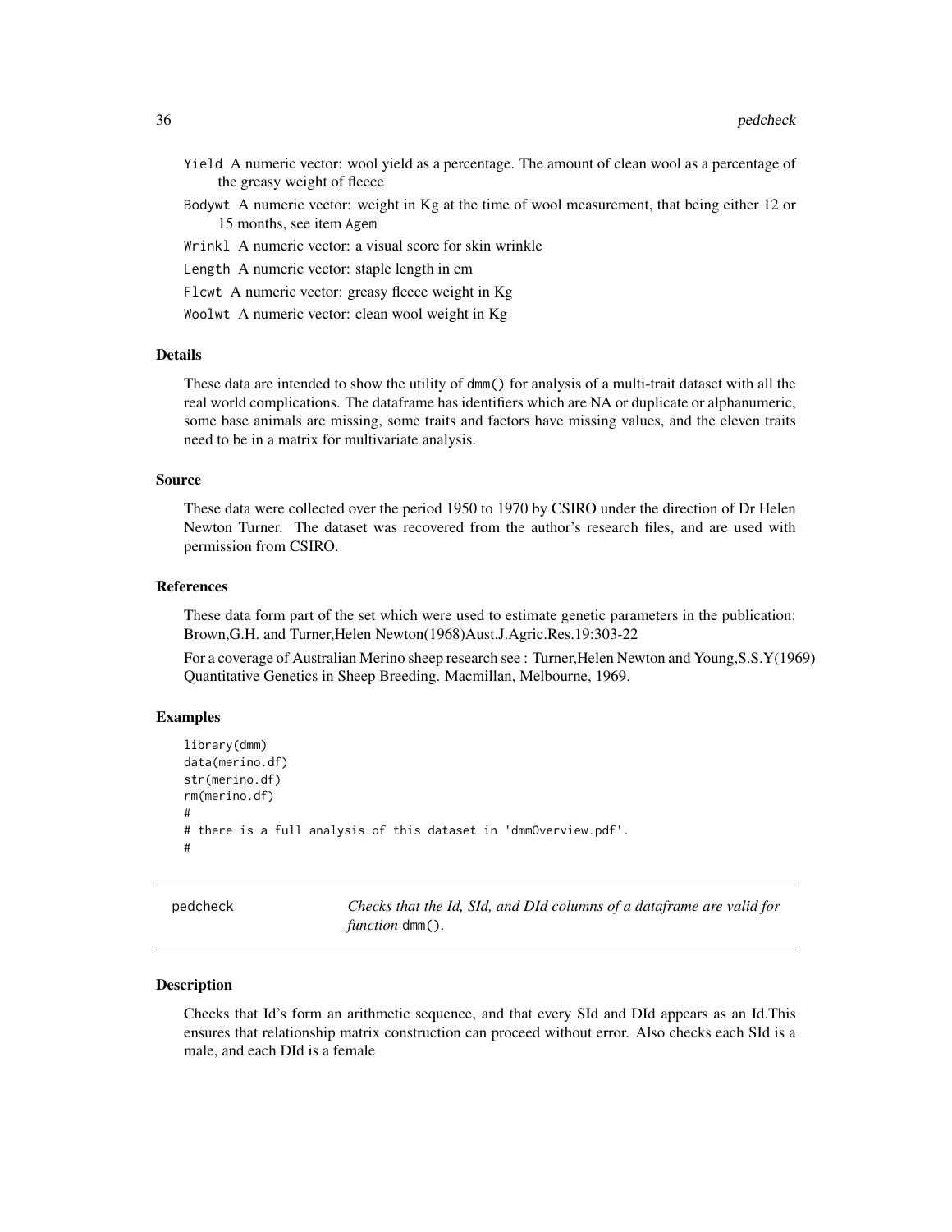Yield A numeric vector: wool yield as a percentage. The amount of clean wool as a percentage of the greasy weight of fleece

Bodywt A numeric vector: weight in Kg at the time of wool measurement, that being either 12 or 15 months, see item Agem

Wrinkl A numeric vector: a visual score for skin wrinkle

Length A numeric vector: staple length in cm

Flcwt A numeric vector: greasy fleece weight in Kg

Woolwt A numeric vector: clean wool weight in Kg

### Details

These data are intended to show the utility of dmm() for analysis of a multi-trait dataset with all the real world complications. The dataframe has identifiers which are NA or duplicate or alphanumeric, some base animals are missing, some traits and factors have missing values, and the eleven traits need to be in a matrix for multivariate analysis.

### Source

These data were collected over the period 1950 to 1970 by CSIRO under the direction of Dr Helen Newton Turner. The dataset was recovered from the author's research files, and are used with permission from CSIRO.

### References

These data form part of the set which were used to estimate genetic parameters in the publication: Brown,G.H. and Turner,Helen Newton(1968)Aust.J.Agric.Res.19:303-22

For a coverage of Australian Merino sheep research see : Turner,Helen Newton and Young,S.S.Y(1969) Quantitative Genetics in Sheep Breeding. Macmillan, Melbourne, 1969.

### Examples

```
library(dmm)
data(merino.df)
str(merino.df)
rm(merino.df)
#
# there is a full analysis of this dataset in 'dmmOverview.pdf'.
#
```

## pedcheck

*Checks that the Id, SId, and DId columns of a dataframe are valid for function* dmm().

### Description

Checks that Id's form an arithmetic sequence, and that every SId and DId appears as an Id.This ensures that relationship matrix construction can proceed without error. Also checks each SId is a male, and each DId is a female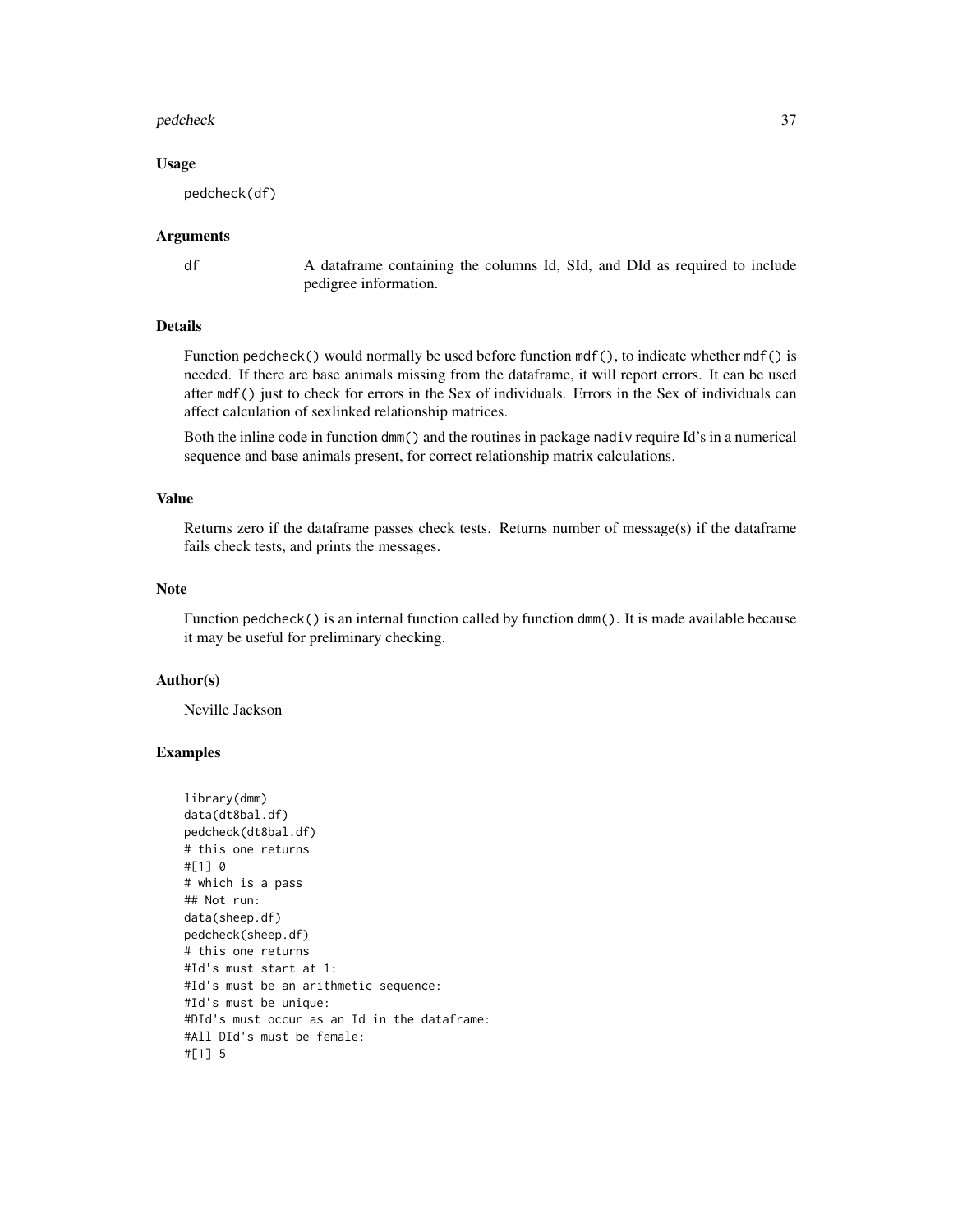### Usage

```
pedcheck(df)
```

### Arguments

df — A dataframe containing the columns Id, SId, and DId as required to include pedigree information.

### Details

Function `pedcheck()` would normally be used before function `mdf()`, to indicate whether `mdf()` is needed. If there are base animals missing from the dataframe, it will report errors. It can be used after `mdf()` just to check for errors in the Sex of individuals. Errors in the Sex of individuals can affect calculation of sexlinked relationship matrices.

Both the inline code in function `dmm()` and the routines in package `nadiv` require Id's in a numerical sequence and base animals present, for correct relationship matrix calculations.

### Value

Returns zero if the dataframe passes check tests. Returns number of message(s) if the dataframe fails check tests, and prints the messages.

### Note

Function `pedcheck()` is an internal function called by function `dmm()`. It is made available because it may be useful for preliminary checking.

### Author(s)

Neville Jackson

### Examples

```
library(dmm)
data(dt8bal.df)
pedcheck(dt8bal.df)
# this one returns
#[1] 0
# which is a pass
## Not run:
data(sheep.df)
pedcheck(sheep.df)
# this one returns
#Id's must start at 1:
#Id's must be an arithmetic sequence:
#Id's must be unique:
#DId's must occur as an Id in the dataframe:
#All DId's must be female:
#[1] 5
```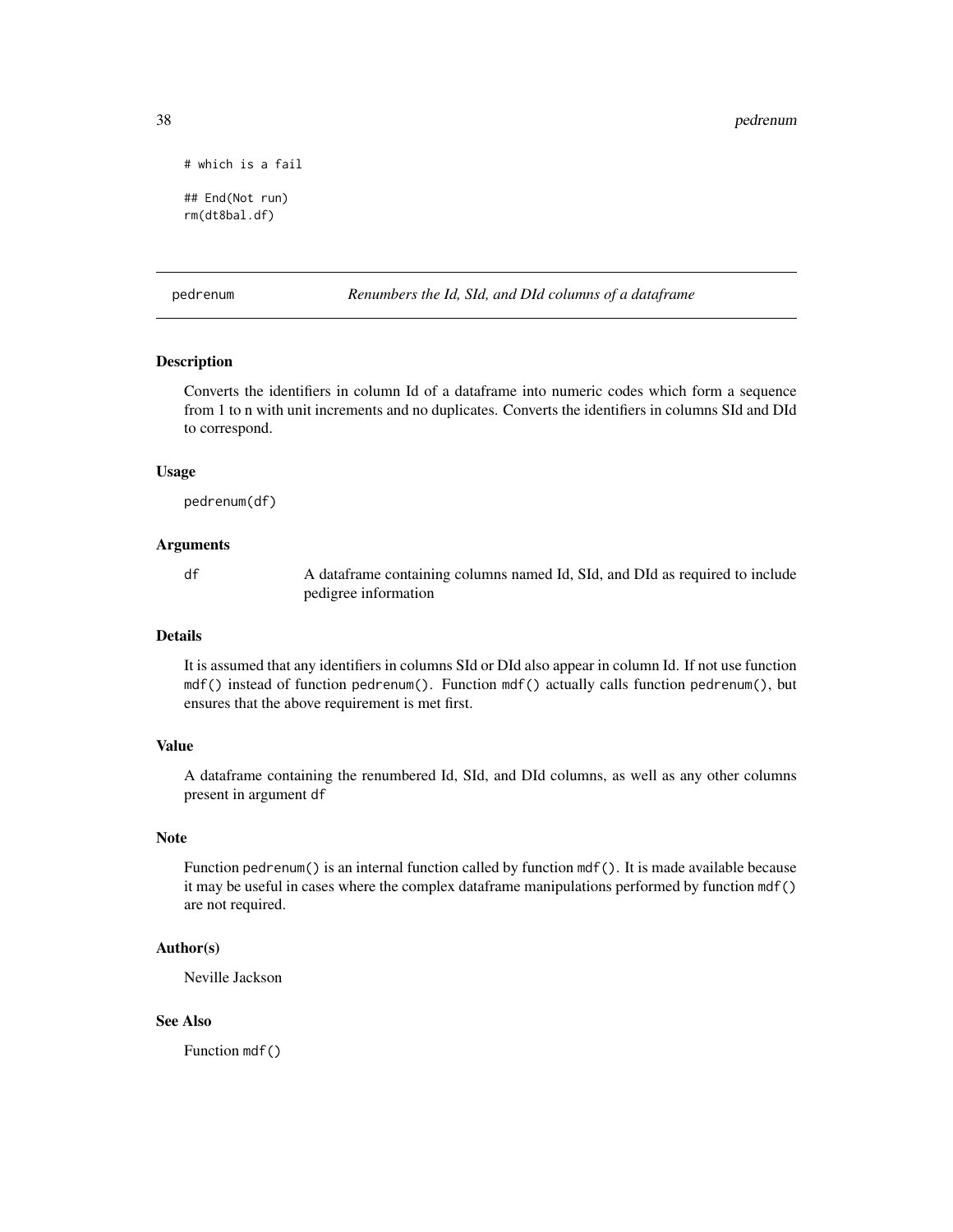```
# which is a fail

## End(Not run)
rm(dt8bal.df)
```

---

pedrenum *Renumbers the Id, SId, and DId columns of a dataframe*

---

### Description

Converts the identifiers in column Id of a dataframe into numeric codes which form a sequence from 1 to n with unit increments and no duplicates. Converts the identifiers in columns SId and DId to correspond.

### Usage

```
pedrenum(df)
```

### Arguments

| | |
|---|---|
| df | A dataframe containing columns named Id, SId, and DId as required to include pedigree information |

### Details

It is assumed that any identifiers in columns SId or DId also appear in column Id. If not use function `mdf()` instead of function `pedrenum()`. Function `mdf()` actually calls function `pedrenum()`, but ensures that the above requirement is met first.

### Value

A dataframe containing the renumbered Id, SId, and DId columns, as well as any other columns present in argument `df`

### Note

Function `pedrenum()` is an internal function called by function `mdf()`. It is made available because it may be useful in cases where the complex dataframe manipulations performed by function `mdf()` are not required.

### Author(s)

Neville Jackson

### See Also

Function `mdf()`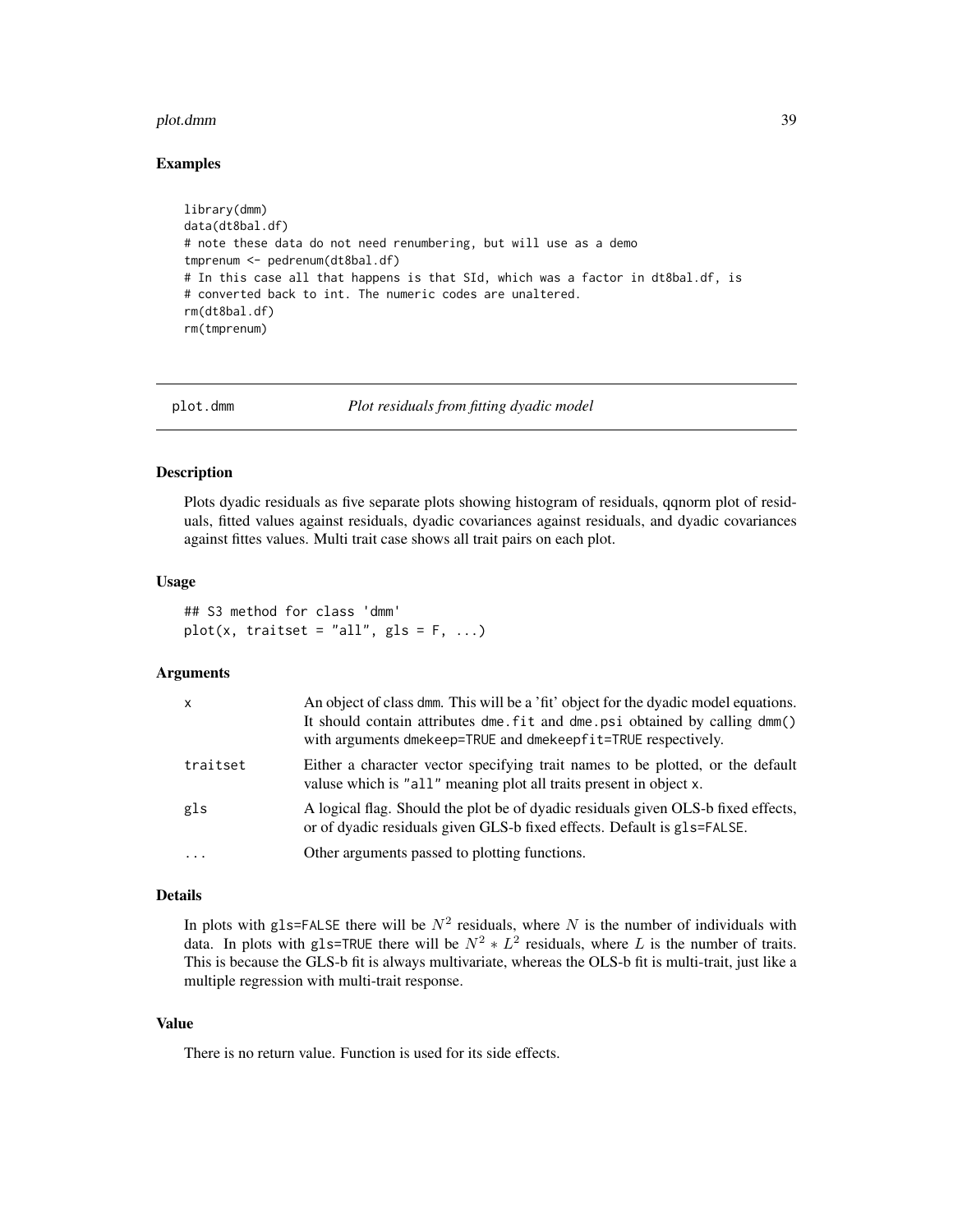### Examples

```
library(dmm)
data(dt8bal.df)
# note these data do not need renumbering, but will use as a demo
tmprenum <- pedrenum(dt8bal.df)
# In this case all that happens is that SId, which was a factor in dt8bal.df, is
# converted back to int. The numeric codes are unaltered.
rm(dt8bal.df)
rm(tmprenum)
```

---

## plot.dmm — *Plot residuals from fitting dyadic model*

### Description

Plots dyadic residuals as five separate plots showing histogram of residuals, qqnorm plot of residuals, fitted values against residuals, dyadic covariances against residuals, and dyadic covariances against fittes values. Multi trait case shows all trait pairs on each plot.

### Usage

```
## S3 method for class 'dmm'
plot(x, traitset = "all", gls = F, ...)
```

### Arguments

| | |
|---|---|
| `x` | An object of class `dmm`. This will be a 'fit' object for the dyadic model equations. It should contain attributes `dme.fit` and `dme.psi` obtained by calling `dmm()` with arguments `dmekeep=TRUE` and `dmekeepfit=TRUE` respectively. |
| `traitset` | Either a character vector specifying trait names to be plotted, or the default valuse which is `"all"` meaning plot all traits present in object `x`. |
| `gls` | A logical flag. Should the plot be of dyadic residuals given OLS-b fixed effects, or of dyadic residuals given GLS-b fixed effects. Default is `gls=FALSE`. |
| `...` | Other arguments passed to plotting functions. |

### Details

In plots with `gls=FALSE` there will be $N^2$ residuals, where $N$ is the number of individuals with data. In plots with `gls=TRUE` there will be $N^2 * L^2$ residuals, where $L$ is the number of traits. This is because the GLS-b fit is always multivariate, whereas the OLS-b fit is multi-trait, just like a multiple regression with multi-trait response.

### Value

There is no return value. Function is used for its side effects.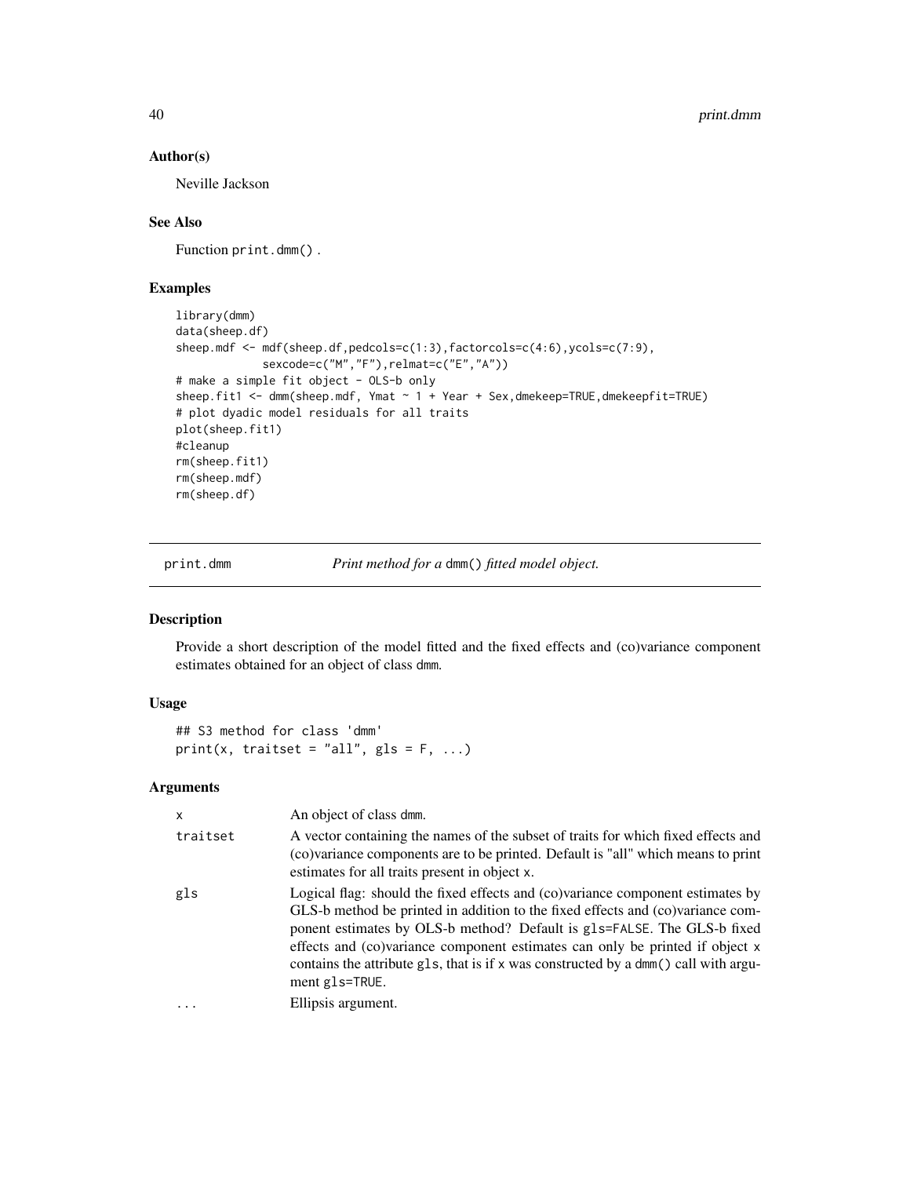## Author(s)

Neville Jackson

## See Also

Function `print.dmm()` .

## Examples

```
library(dmm)
data(sheep.df)
sheep.mdf <- mdf(sheep.df,pedcols=c(1:3),factorcols=c(4:6),ycols=c(7:9),
             sexcode=c("M","F"),relmat=c("E","A"))
# make a simple fit object - OLS-b only
sheep.fit1 <- dmm(sheep.mdf, Ymat ~ 1 + Year + Sex,dmekeep=TRUE,dmekeepfit=TRUE)
# plot dyadic model residuals for all traits
plot(sheep.fit1)
#cleanup
rm(sheep.fit1)
rm(sheep.mdf)
rm(sheep.df)
```

---

# print.dmm — *Print method for a `dmm()` fitted model object.*

## Description

Provide a short description of the model fitted and the fixed effects and (co)variance component estimates obtained for an object of class `dmm`.

## Usage

```
## S3 method for class 'dmm'
print(x, traitset = "all", gls = F, ...)
```

## Arguments

| | |
|---|---|
| x | An object of class `dmm`. |
| traitset | A vector containing the names of the subset of traits for which fixed effects and (co)variance components are to be printed. Default is "all" which means to print estimates for all traits present in object `x`. |
| gls | Logical flag: should the fixed effects and (co)variance component estimates by GLS-b method be printed in addition to the fixed effects and (co)variance component estimates by OLS-b method? Default is `gls=FALSE`. The GLS-b fixed effects and (co)variance component estimates can only be printed if object `x` contains the attribute `gls`, that is if `x` was constructed by a `dmm()` call with argument `gls=TRUE`. |
| ... | Ellipsis argument. |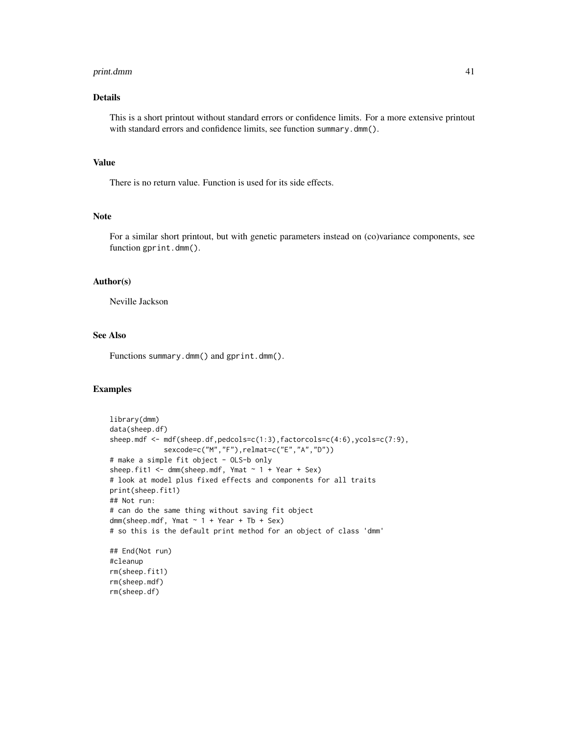## Details

This is a short printout without standard errors or confidence limits. For a more extensive printout with standard errors and confidence limits, see function `summary.dmm()`.

## Value

There is no return value. Function is used for its side effects.

## Note

For a similar short printout, but with genetic parameters instead on (co)variance components, see function `gprint.dmm()`.

## Author(s)

Neville Jackson

## See Also

Functions `summary.dmm()` and `gprint.dmm()`.

## Examples

```
library(dmm)
data(sheep.df)
sheep.mdf <- mdf(sheep.df,pedcols=c(1:3),factorcols=c(4:6),ycols=c(7:9),
             sexcode=c("M","F"),relmat=c("E","A","D"))
# make a simple fit object - OLS-b only
sheep.fit1 <- dmm(sheep.mdf, Ymat ~ 1 + Year + Sex)
# look at model plus fixed effects and components for all traits
print(sheep.fit1)
## Not run:
# can do the same thing without saving fit object
dmm(sheep.mdf, Ymat ~ 1 + Year + Tb + Sex)
# so this is the default print method for an object of class 'dmm'

## End(Not run)
#cleanup
rm(sheep.fit1)
rm(sheep.mdf)
rm(sheep.df)
```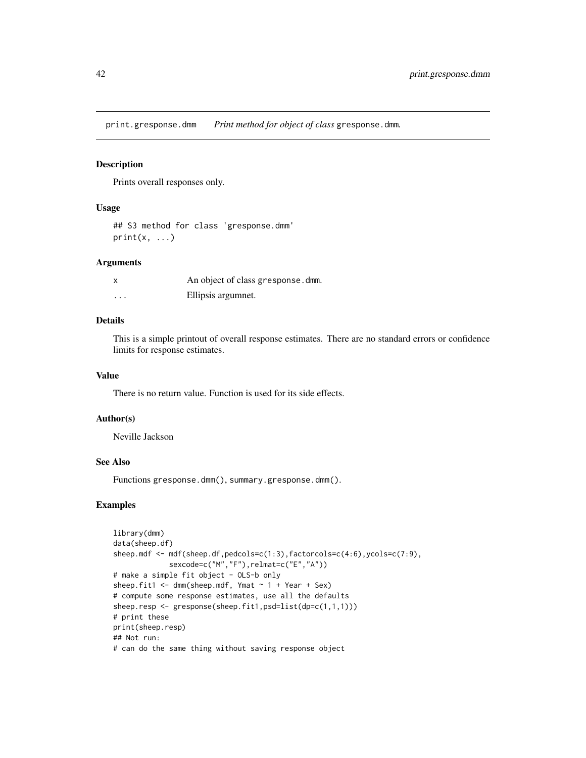print.gresponse.dmm    *Print method for object of class* gresponse.dmm.

## Description

Prints overall responses only.

## Usage

```
## S3 method for class 'gresponse.dmm'
print(x, ...)
```

## Arguments

| | |
|---|---|
| x | An object of class gresponse.dmm. |
| ... | Ellipsis argumnet. |

## Details

This is a simple printout of overall response estimates. There are no standard errors or confidence limits for response estimates.

## Value

There is no return value. Function is used for its side effects.

## Author(s)

Neville Jackson

## See Also

Functions gresponse.dmm(), summary.gresponse.dmm().

## Examples

```
library(dmm)
data(sheep.df)
sheep.mdf <- mdf(sheep.df,pedcols=c(1:3),factorcols=c(4:6),ycols=c(7:9),
           sexcode=c("M","F"),relmat=c("E","A"))
# make a simple fit object - OLS-b only
sheep.fit1 <- dmm(sheep.mdf, Ymat ~ 1 + Year + Sex)
# compute some response estimates, use all the defaults
sheep.resp <- gresponse(sheep.fit1,psd=list(dp=c(1,1,1)))
# print these
print(sheep.resp)
## Not run:
# can do the same thing without saving response object
```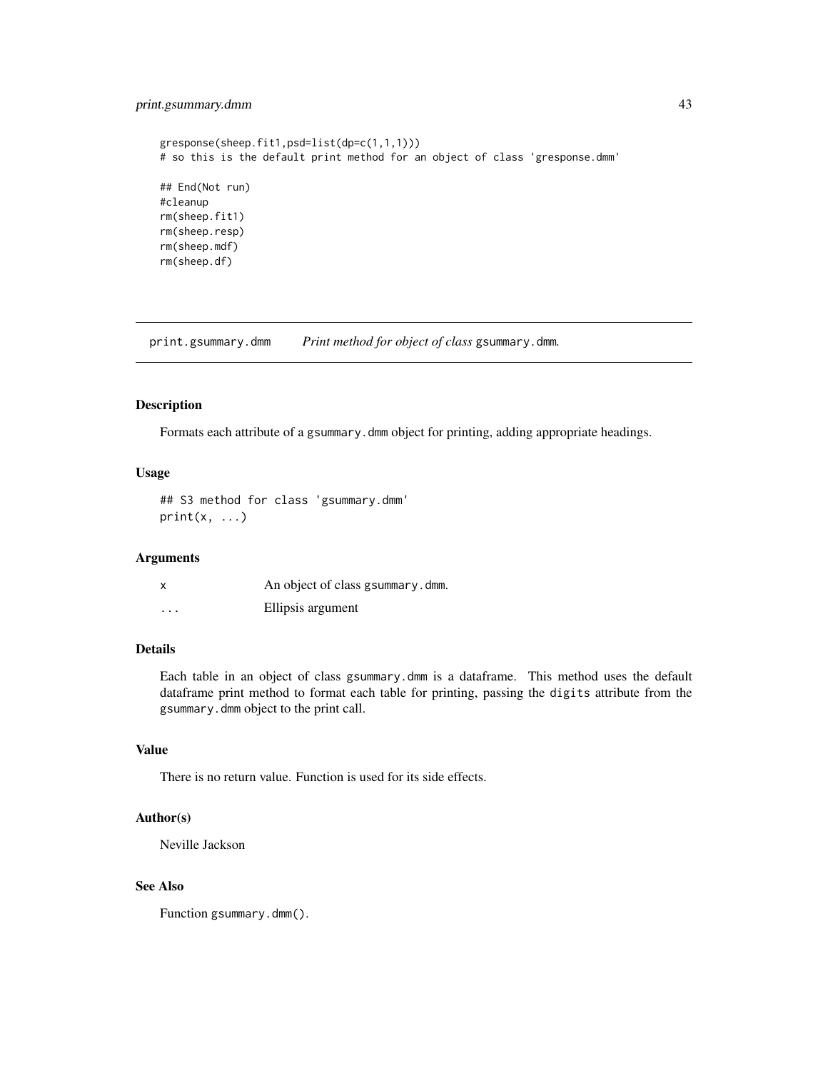```
gresponse(sheep.fit1,psd=list(dp=c(1,1,1)))
# so this is the default print method for an object of class 'gresponse.dmm'

## End(Not run)
#cleanup
rm(sheep.fit1)
rm(sheep.resp)
rm(sheep.mdf)
rm(sheep.df)
```

---

## print.gsummary.dmm — *Print method for object of class* gsummary.dmm.

### Description

Formats each attribute of a gsummary.dmm object for printing, adding appropriate headings.

### Usage

```
## S3 method for class 'gsummary.dmm'
print(x, ...)
```

### Arguments

| | |
|---|---|
| x | An object of class gsummary.dmm. |
| ... | Ellipsis argument |

### Details

Each table in an object of class gsummary.dmm is a dataframe. This method uses the default dataframe print method to format each table for printing, passing the digits attribute from the gsummary.dmm object to the print call.

### Value

There is no return value. Function is used for its side effects.

### Author(s)

Neville Jackson

### See Also

Function gsummary.dmm().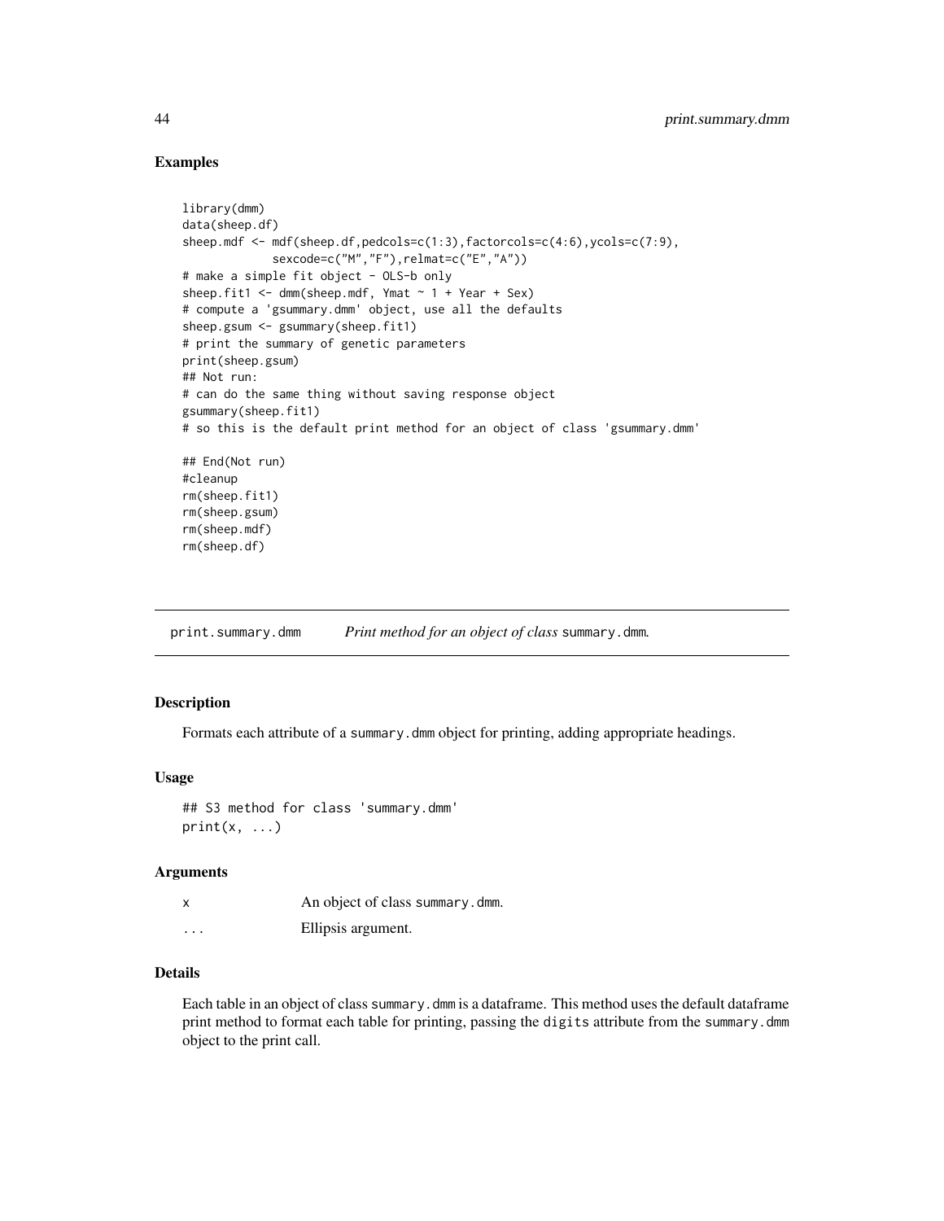### Examples

```
library(dmm)
data(sheep.df)
sheep.mdf <- mdf(sheep.df,pedcols=c(1:3),factorcols=c(4:6),ycols=c(7:9),
             sexcode=c("M","F"),relmat=c("E","A"))
# make a simple fit object - OLS-b only
sheep.fit1 <- dmm(sheep.mdf, Ymat ~ 1 + Year + Sex)
# compute a 'gsummary.dmm' object, use all the defaults
sheep.gsum <- gsummary(sheep.fit1)
# print the summary of genetic parameters
print(sheep.gsum)
## Not run:
# can do the same thing without saving response object
gsummary(sheep.fit1)
# so this is the default print method for an object of class 'gsummary.dmm'

## End(Not run)
#cleanup
rm(sheep.fit1)
rm(sheep.gsum)
rm(sheep.mdf)
rm(sheep.df)
```

---

## print.summary.dmm *Print method for an object of class* `summary.dmm`*.*

---

### Description

Formats each attribute of a `summary.dmm` object for printing, adding appropriate headings.

### Usage

```
## S3 method for class 'summary.dmm'
print(x, ...)
```

### Arguments

| | |
|---|---|
| `x` | An object of class `summary.dmm`. |
| `...` | Ellipsis argument. |

### Details

Each table in an object of class `summary.dmm` is a dataframe. This method uses the default dataframe print method to format each table for printing, passing the `digits` attribute from the `summary.dmm` object to the print call.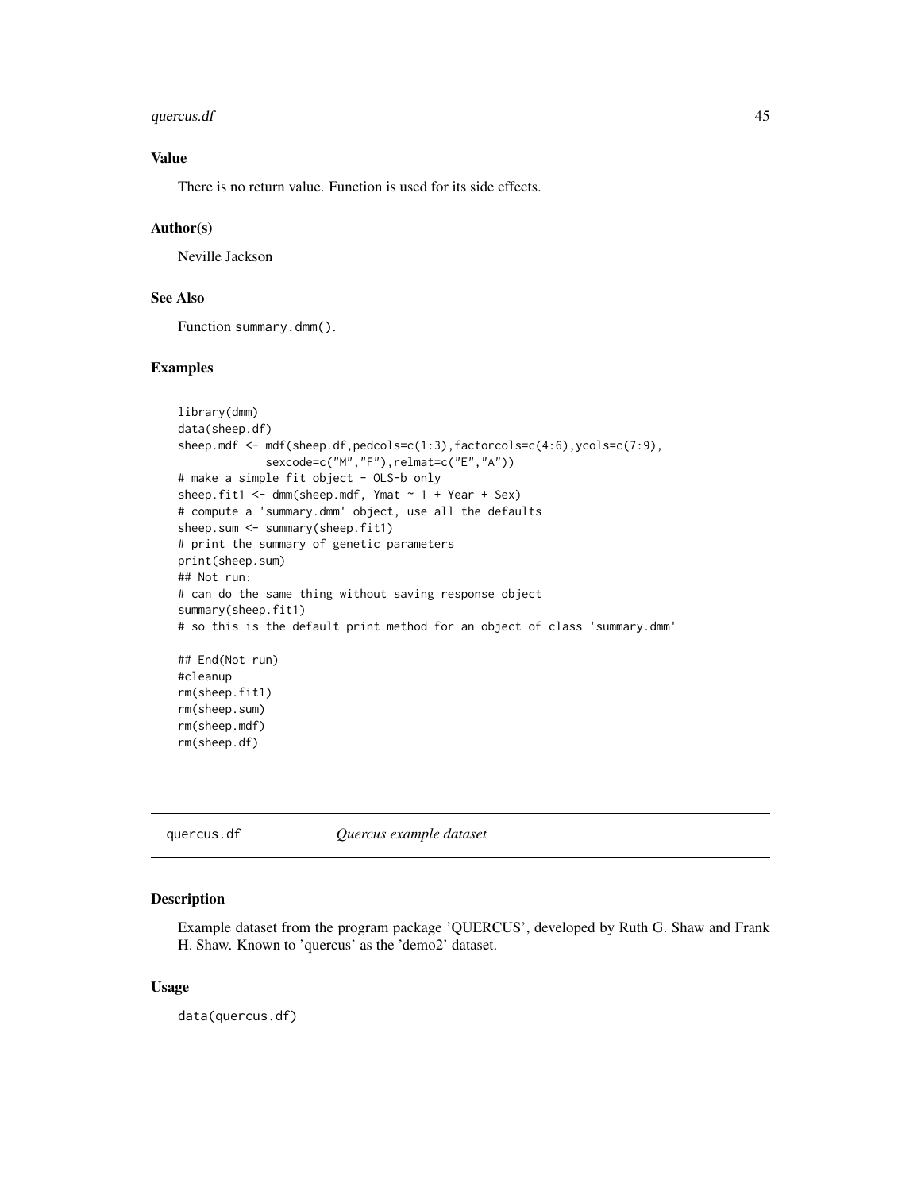## Value

There is no return value. Function is used for its side effects.

## Author(s)

Neville Jackson

## See Also

Function summary.dmm().

## Examples

```
library(dmm)
data(sheep.df)
sheep.mdf <- mdf(sheep.df,pedcols=c(1:3),factorcols=c(4:6),ycols=c(7:9),
             sexcode=c("M","F"),relmat=c("E","A"))
# make a simple fit object - OLS-b only
sheep.fit1 <- dmm(sheep.mdf, Ymat ~ 1 + Year + Sex)
# compute a 'summary.dmm' object, use all the defaults
sheep.sum <- summary(sheep.fit1)
# print the summary of genetic parameters
print(sheep.sum)
## Not run:
# can do the same thing without saving response object
summary(sheep.fit1)
# so this is the default print method for an object of class 'summary.dmm'

## End(Not run)
#cleanup
rm(sheep.fit1)
rm(sheep.sum)
rm(sheep.mdf)
rm(sheep.df)
```

---

# quercus.df *Quercus example dataset*

## Description

Example dataset from the program package 'QUERCUS', developed by Ruth G. Shaw and Frank H. Shaw. Known to 'quercus' as the 'demo2' dataset.

## Usage

```
data(quercus.df)
```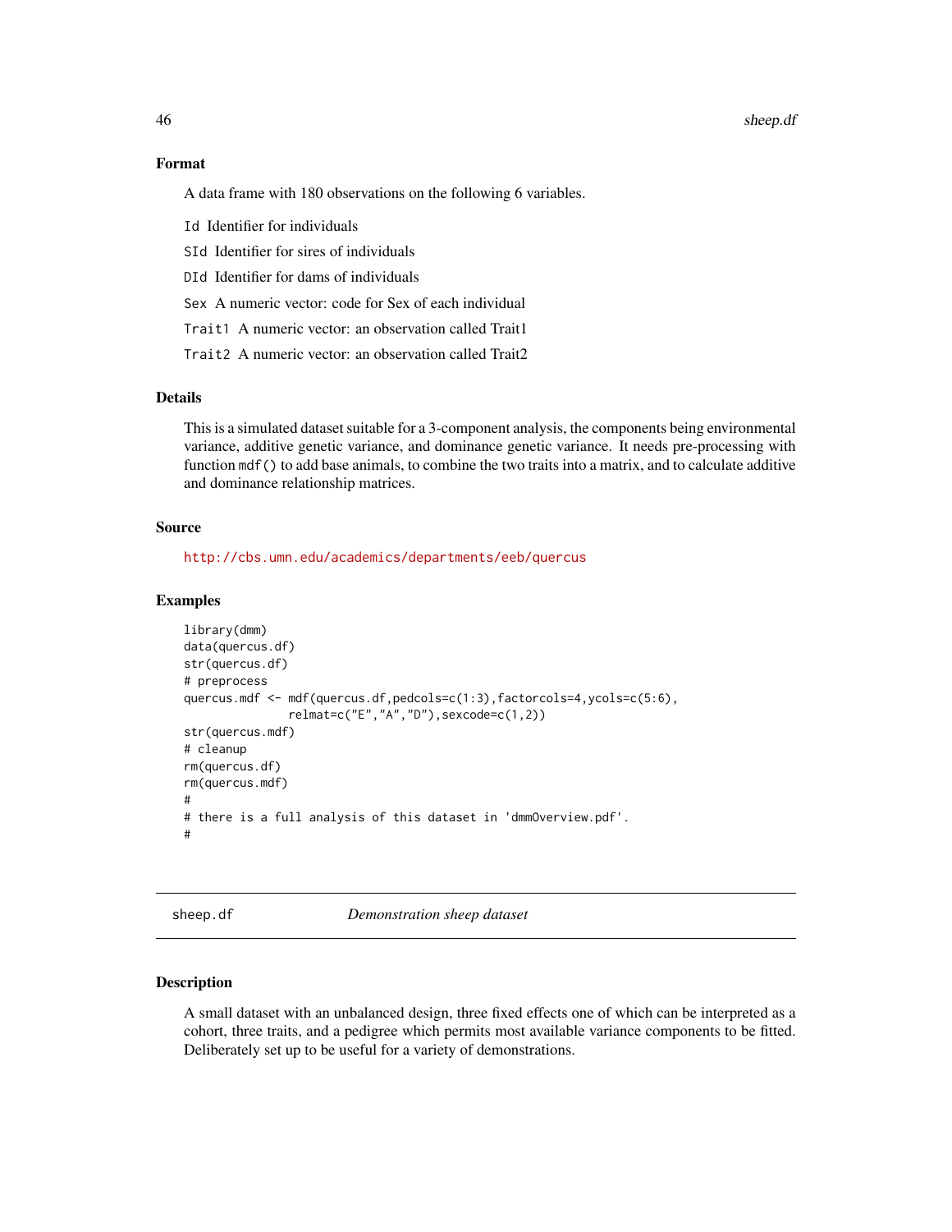### Format

A data frame with 180 observations on the following 6 variables.

- `Id` Identifier for individuals
- `SId` Identifier for sires of individuals
- `DId` Identifier for dams of individuals
- `Sex` A numeric vector: code for Sex of each individual
- `Trait1` A numeric vector: an observation called Trait1
- `Trait2` A numeric vector: an observation called Trait2

### Details

This is a simulated dataset suitable for a 3-component analysis, the components being environmental variance, additive genetic variance, and dominance genetic variance. It needs pre-processing with function `mdf()` to add base animals, to combine the two traits into a matrix, and to calculate additive and dominance relationship matrices.

### Source

http://cbs.umn.edu/academics/departments/eeb/quercus

### Examples

```
library(dmm)
data(quercus.df)
str(quercus.df)
# preprocess
quercus.mdf <- mdf(quercus.df,pedcols=c(1:3),factorcols=4,ycols=c(5:6),
               relmat=c("E","A","D"),sexcode=c(1,2))
str(quercus.mdf)
# cleanup
rm(quercus.df)
rm(quercus.mdf)
#
# there is a full analysis of this dataset in 'dmmOverview.pdf'.
#
```

---

## sheep.df    *Demonstration sheep dataset*

### Description

A small dataset with an unbalanced design, three fixed effects one of which can be interpreted as a cohort, three traits, and a pedigree which permits most available variance components to be fitted. Deliberately set up to be useful for a variety of demonstrations.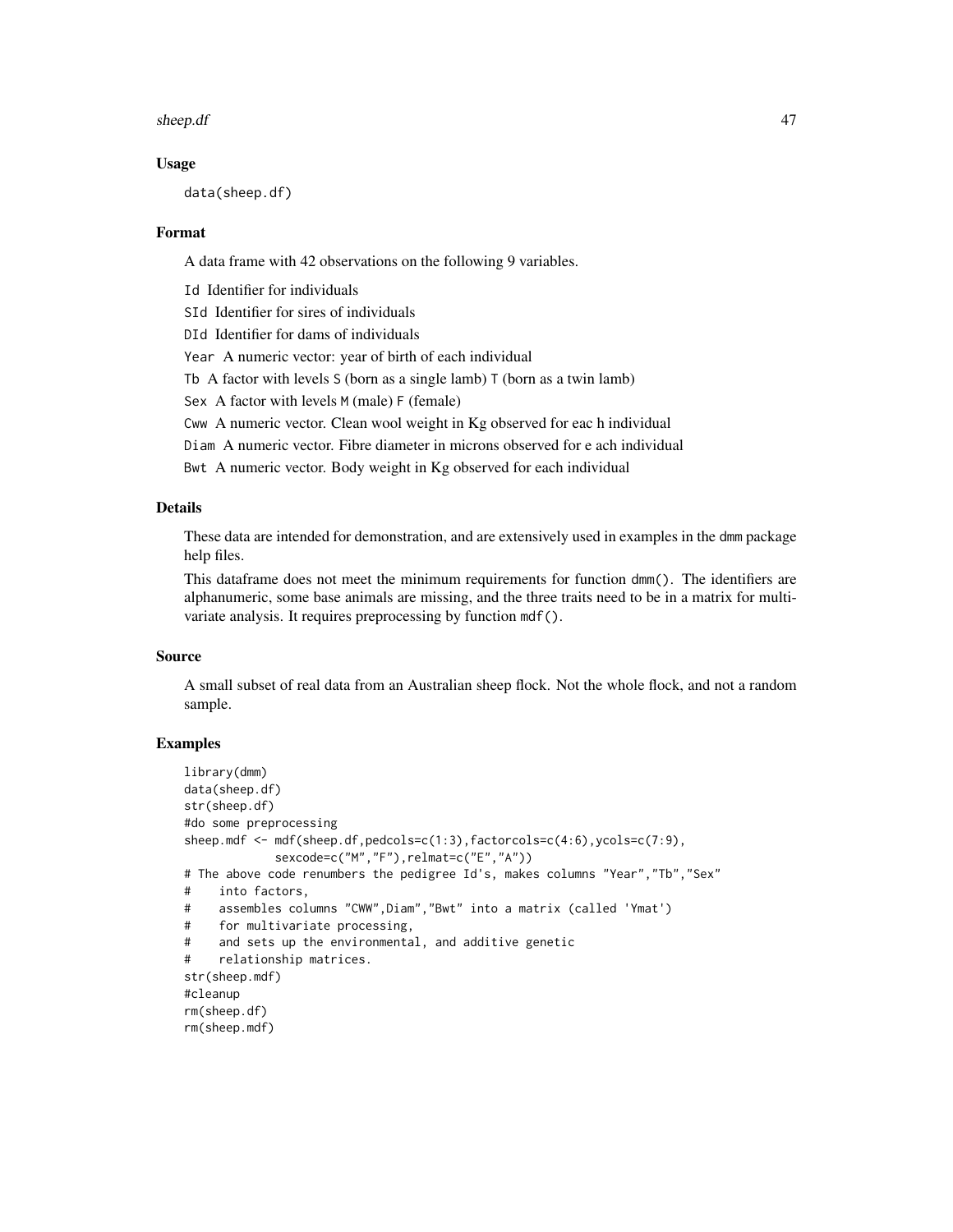### Usage

```
data(sheep.df)
```

### Format

A data frame with 42 observations on the following 9 variables.

- `Id` Identifier for individuals
- `SId` Identifier for sires of individuals
- `DId` Identifier for dams of individuals
- `Year` A numeric vector: year of birth of each individual
- `Tb` A factor with levels `S` (born as a single lamb) `T` (born as a twin lamb)
- `Sex` A factor with levels `M` (male) `F` (female)
- `Cww` A numeric vector. Clean wool weight in Kg observed for eac h individual
- `Diam` A numeric vector. Fibre diameter in microns observed for e ach individual
- `Bwt` A numeric vector. Body weight in Kg observed for each individual

### Details

These data are intended for demonstration, and are extensively used in examples in the `dmm` package help files.

This dataframe does not meet the minimum requirements for function `dmm()`. The identifiers are alphanumeric, some base animals are missing, and the three traits need to be in a matrix for multivariate analysis. It requires preprocessing by function `mdf()`.

### Source

A small subset of real data from an Australian sheep flock. Not the whole flock, and not a random sample.

### Examples

```
library(dmm)
data(sheep.df)
str(sheep.df)
#do some preprocessing
sheep.mdf <- mdf(sheep.df,pedcols=c(1:3),factorcols=c(4:6),ycols=c(7:9),
            sexcode=c("M","F"),relmat=c("E","A"))
# The above code renumbers the pedigree Id's, makes columns "Year","Tb","Sex"
#    into factors,
#    assembles columns "CWW",Diam","Bwt" into a matrix (called 'Ymat')
#    for multivariate processing,
#    and sets up the environmental, and additive genetic
#    relationship matrices.
str(sheep.mdf)
#cleanup
rm(sheep.df)
rm(sheep.mdf)
```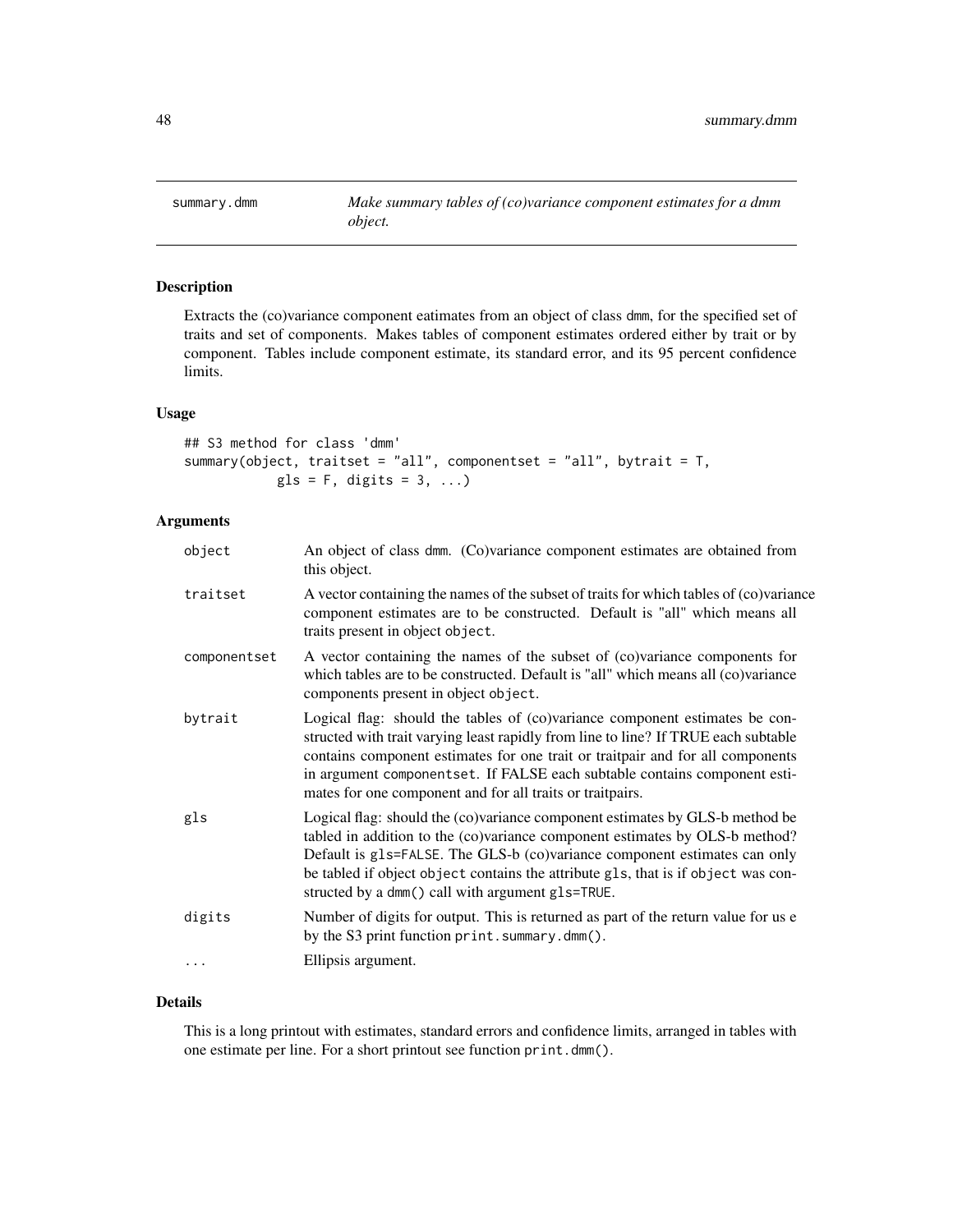# summary.dmm

*Make summary tables of (co)variance component estimates for a dmm object.*

## Description

Extracts the (co)variance component eatimates from an object of class dmm, for the specified set of traits and set of components. Makes tables of component estimates ordered either by trait or by component. Tables include component estimate, its standard error, and its 95 percent confidence limits.

## Usage

```
## S3 method for class 'dmm'
summary(object, traitset = "all", componentset = "all", bytrait = T,
            gls = F, digits = 3, ...)
```

## Arguments

| | |
|---|---|
| object | An object of class dmm. (Co)variance component estimates are obtained from this object. |
| traitset | A vector containing the names of the subset of traits for which tables of (co)variance component estimates are to be constructed. Default is "all" which means all traits present in object object. |
| componentset | A vector containing the names of the subset of (co)variance components for which tables are to be constructed. Default is "all" which means all (co)variance components present in object object. |
| bytrait | Logical flag: should the tables of (co)variance component estimates be constructed with trait varying least rapidly from line to line? If TRUE each subtable contains component estimates for one trait or traitpair and for all components in argument componentset. If FALSE each subtable contains component estimates for one component and for all traits or traitpairs. |
| gls | Logical flag: should the (co)variance component estimates by GLS-b method be tabled in addition to the (co)variance component estimates by OLS-b method? Default is gls=FALSE. The GLS-b (co)variance component estimates can only be tabled if object object contains the attribute gls, that is if object was constructed by a dmm() call with argument gls=TRUE. |
| digits | Number of digits for output. This is returned as part of the return value for us e by the S3 print function print.summary.dmm(). |
| ... | Ellipsis argument. |

## Details

This is a long printout with estimates, standard errors and confidence limits, arranged in tables with one estimate per line. For a short printout see function print.dmm().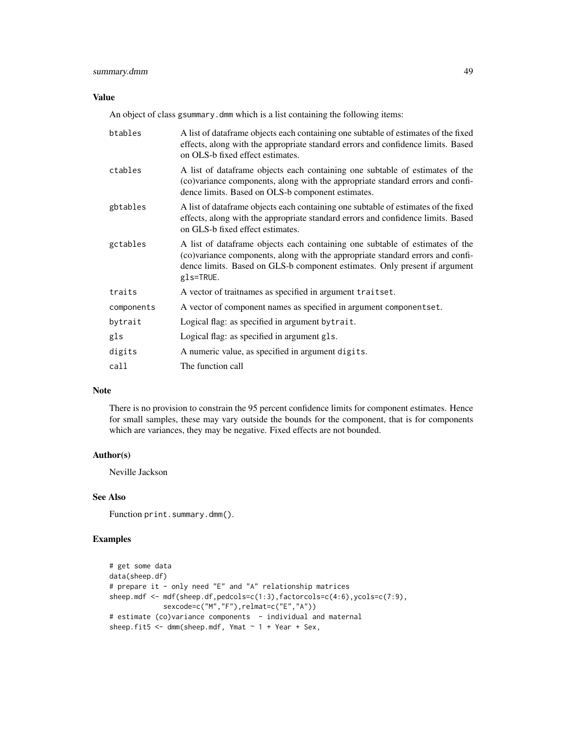## Value

An object of class gsummary.dmm which is a list containing the following items:

| | |
|---|---|
| btables | A list of dataframe objects each containing one subtable of estimates of the fixed effects, along with the appropriate standard errors and confidence limits. Based on OLS-b fixed effect estimates. |
| ctables | A list of dataframe objects each containing one subtable of estimates of the (co)variance components, along with the appropriate standard errors and confidence limits. Based on OLS-b component estimates. |
| gbtables | A list of dataframe objects each containing one subtable of estimates of the fixed effects, along with the appropriate standard errors and confidence limits. Based on GLS-b fixed effect estimates. |
| gctables | A list of dataframe objects each containing one subtable of estimates of the (co)variance components, along with the appropriate standard errors and confidence limits. Based on GLS-b component estimates. Only present if argument gls=TRUE. |
| traits | A vector of traitnames as specified in argument traitset. |
| components | A vector of component names as specified in argument componentset. |
| bytrait | Logical flag: as specified in argument bytrait. |
| gls | Logical flag: as specified in argument gls. |
| digits | A numeric value, as specified in argument digits. |
| call | The function call |

## Note

There is no provision to constrain the 95 percent confidence limits for component estimates. Hence for small samples, these may vary outside the bounds for the component, that is for components which are variances, they may be negative. Fixed effects are not bounded.

## Author(s)

Neville Jackson

## See Also

Function print.summary.dmm().

## Examples

```
# get some data
data(sheep.df)
# prepare it - only need "E" and "A" relationship matrices
sheep.mdf <- mdf(sheep.df,pedcols=c(1:3),factorcols=c(4:6),ycols=c(7:9),
            sexcode=c("M","F"),relmat=c("E","A"))
# estimate (co)variance components  - individual and maternal
sheep.fit5 <- dmm(sheep.mdf, Ymat ~ 1 + Year + Sex,
```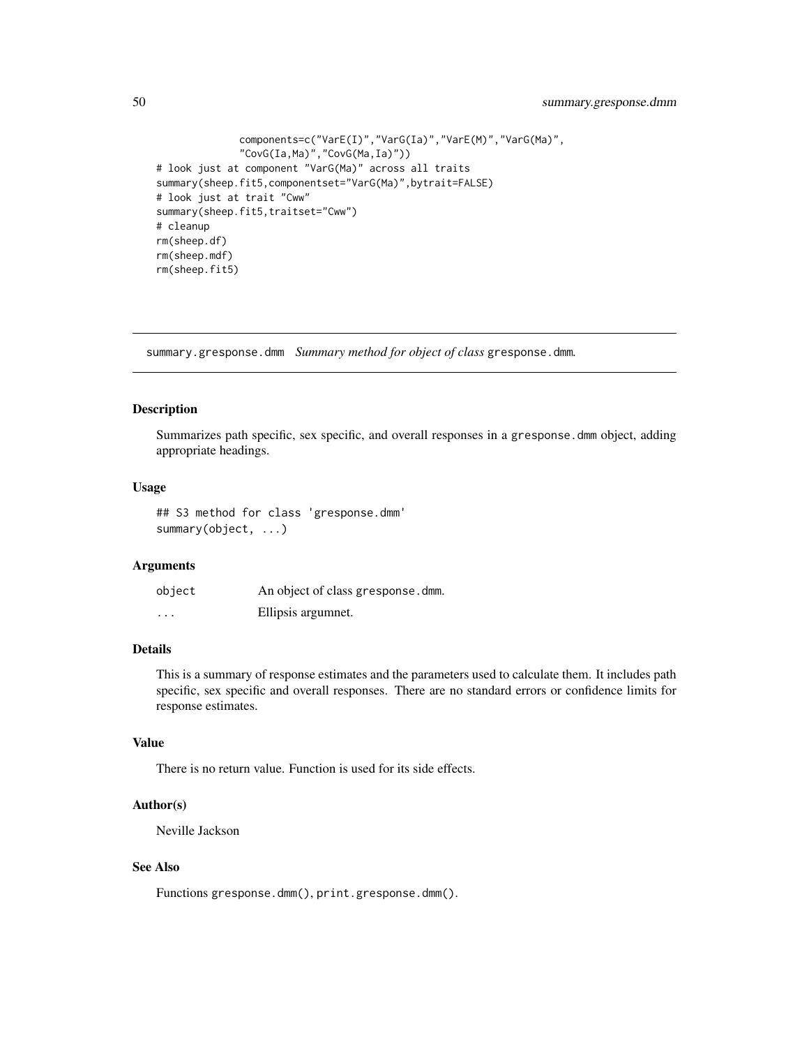```
              components=c("VarE(I)","VarG(Ia)","VarE(M)","VarG(Ma)",
              "CovG(Ia,Ma)","CovG(Ma,Ia)"))
# look just at component "VarG(Ma)" across all traits
summary(sheep.fit5,componentset="VarG(Ma)",bytrait=FALSE)
# look just at trait "Cww"
summary(sheep.fit5,traitset="Cww")
# cleanup
rm(sheep.df)
rm(sheep.mdf)
rm(sheep.fit5)
```

---

## summary.gresponse.dmm *Summary method for object of class* gresponse.dmm.

### Description

Summarizes path specific, sex specific, and overall responses in a gresponse.dmm object, adding appropriate headings.

### Usage

```
## S3 method for class 'gresponse.dmm'
summary(object, ...)
```

### Arguments

| | |
|---|---|
| object | An object of class gresponse.dmm. |
| ... | Ellipsis argumnet. |

### Details

This is a summary of response estimates and the parameters used to calculate them. It includes path specific, sex specific and overall responses. There are no standard errors or confidence limits for response estimates.

### Value

There is no return value. Function is used for its side effects.

### Author(s)

Neville Jackson

### See Also

Functions gresponse.dmm(), print.gresponse.dmm().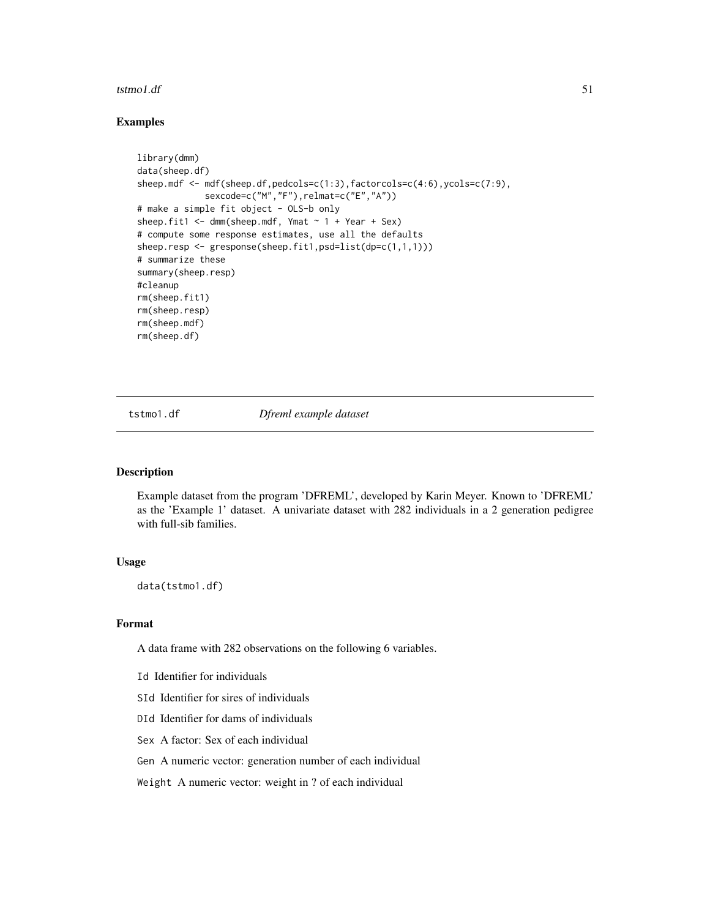### Examples

```
library(dmm)
data(sheep.df)
sheep.mdf <- mdf(sheep.df,pedcols=c(1:3),factorcols=c(4:6),ycols=c(7:9),
             sexcode=c("M","F"),relmat=c("E","A"))
# make a simple fit object - OLS-b only
sheep.fit1 <- dmm(sheep.mdf, Ymat ~ 1 + Year + Sex)
# compute some response estimates, use all the defaults
sheep.resp <- gresponse(sheep.fit1,psd=list(dp=c(1,1,1)))
# summarize these
summary(sheep.resp)
#cleanup
rm(sheep.fit1)
rm(sheep.resp)
rm(sheep.mdf)
rm(sheep.df)
```

---

## tstmo1.df — *Dfreml example dataset*

---

### Description

Example dataset from the program 'DFREML', developed by Karin Meyer. Known to 'DFREML' as the 'Example 1' dataset. A univariate dataset with 282 individuals in a 2 generation pedigree with full-sib families.

### Usage

```
data(tstmo1.df)
```

### Format

A data frame with 282 observations on the following 6 variables.

- `Id` Identifier for individuals
- `SId` Identifier for sires of individuals
- `DId` Identifier for dams of individuals
- `Sex` A factor: Sex of each individual
- `Gen` A numeric vector: generation number of each individual
- `Weight` A numeric vector: weight in ? of each individual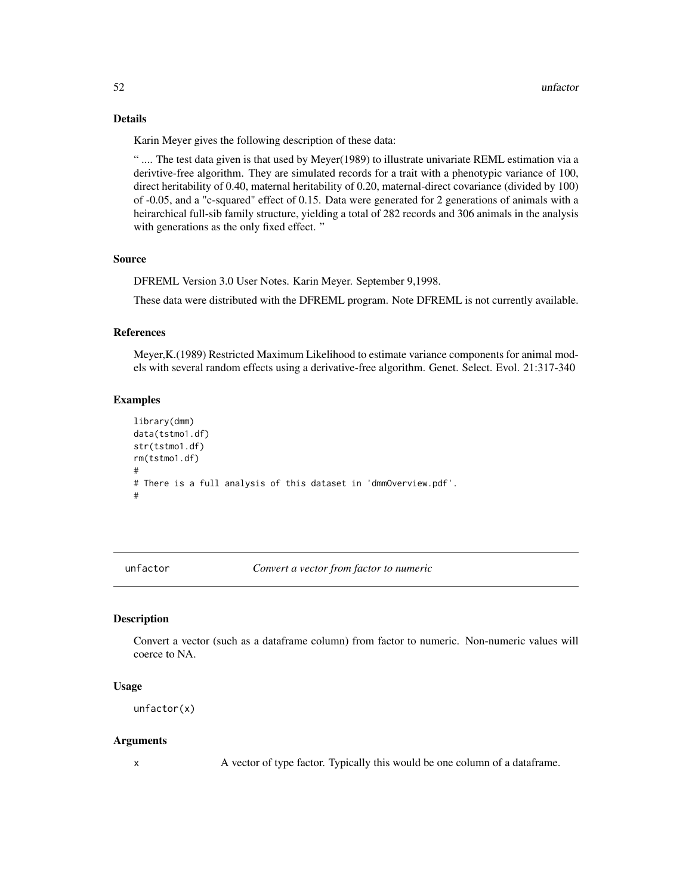### Details

Karin Meyer gives the following description of these data:

" .... The test data given is that used by Meyer(1989) to illustrate univariate REML estimation via a derivtive-free algorithm. They are simulated records for a trait with a phenotypic variance of 100, direct heritability of 0.40, maternal heritability of 0.20, maternal-direct covariance (divided by 100) of -0.05, and a "c-squared" effect of 0.15. Data were generated for 2 generations of animals with a heirarchical full-sib family structure, yielding a total of 282 records and 306 animals in the analysis with generations as the only fixed effect. "

### Source

DFREML Version 3.0 User Notes. Karin Meyer. September 9,1998.

These data were distributed with the DFREML program. Note DFREML is not currently available.

### References

Meyer,K.(1989) Restricted Maximum Likelihood to estimate variance components for animal models with several random effects using a derivative-free algorithm. Genet. Select. Evol. 21:317-340

### Examples

```
library(dmm)
data(tstmo1.df)
str(tstmo1.df)
rm(tstmo1.df)
#
# There is a full analysis of this dataset in 'dmmOverview.pdf'.
#
```

---

## unfactor — *Convert a vector from factor to numeric*

### Description

Convert a vector (such as a dataframe column) from factor to numeric. Non-numeric values will coerce to NA.

### Usage

```
unfactor(x)
```

### Arguments

| | |
|---|---|
| x | A vector of type factor. Typically this would be one column of a dataframe. |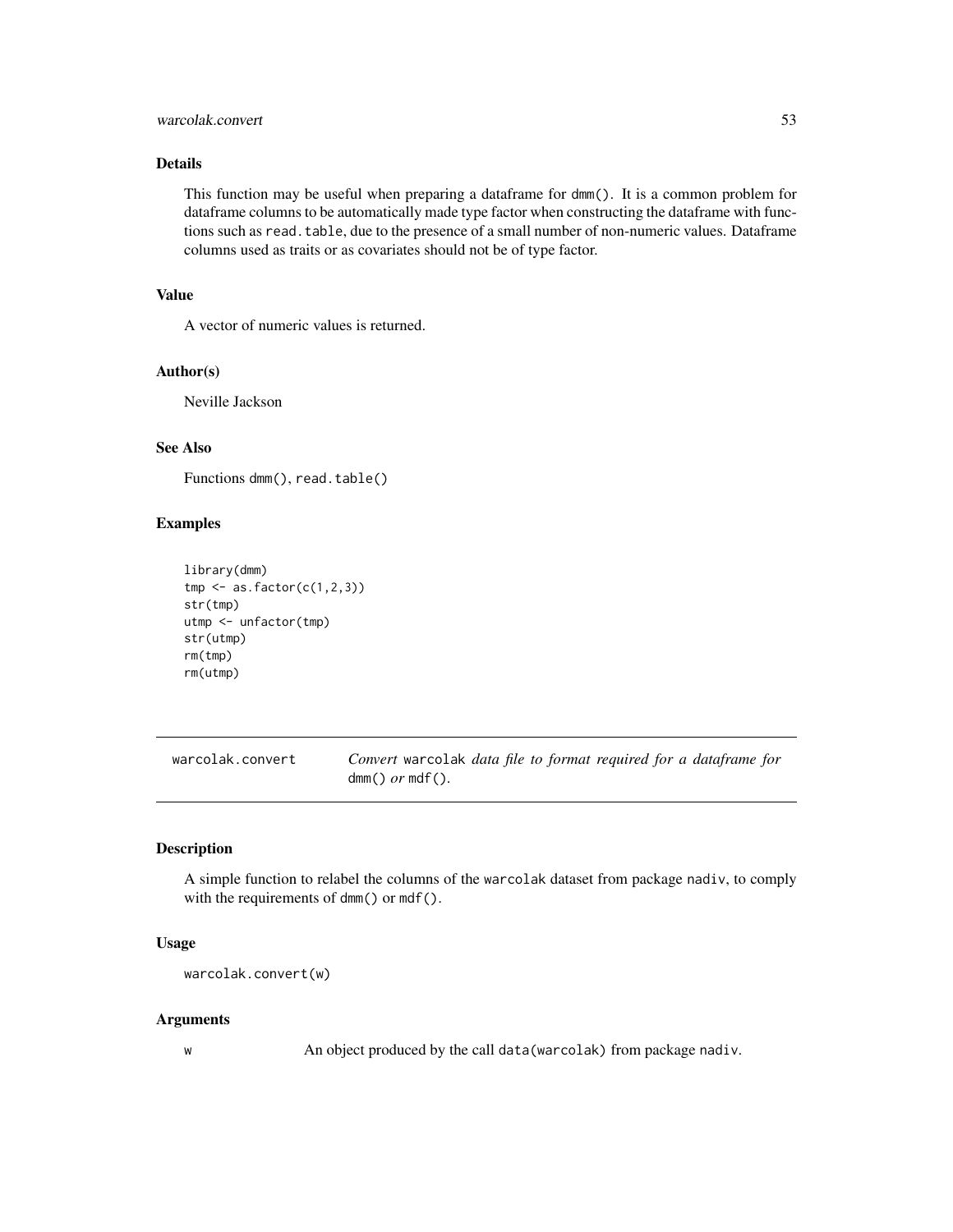### Details

This function may be useful when preparing a dataframe for `dmm()`. It is a common problem for dataframe columns to be automatically made type factor when constructing the dataframe with functions such as `read.table`, due to the presence of a small number of non-numeric values. Dataframe columns used as traits or as covariates should not be of type factor.

### Value

A vector of numeric values is returned.

### Author(s)

Neville Jackson

### See Also

Functions `dmm()`, `read.table()`

### Examples

```
library(dmm)
tmp <- as.factor(c(1,2,3))
str(tmp)
utmp <- unfactor(tmp)
str(utmp)
rm(tmp)
rm(utmp)
```

---

## warcolak.convert — *Convert* `warcolak` *data file to format required for a dataframe for* `dmm()` *or* `mdf()`.

---

### Description

A simple function to relabel the columns of the `warcolak` dataset from package `nadiv`, to comply with the requirements of `dmm()` or `mdf()`.

### Usage

```
warcolak.convert(w)
```

### Arguments

| | |
|---|---|
| `w` | An object produced by the call `data(warcolak)` from package `nadiv`. |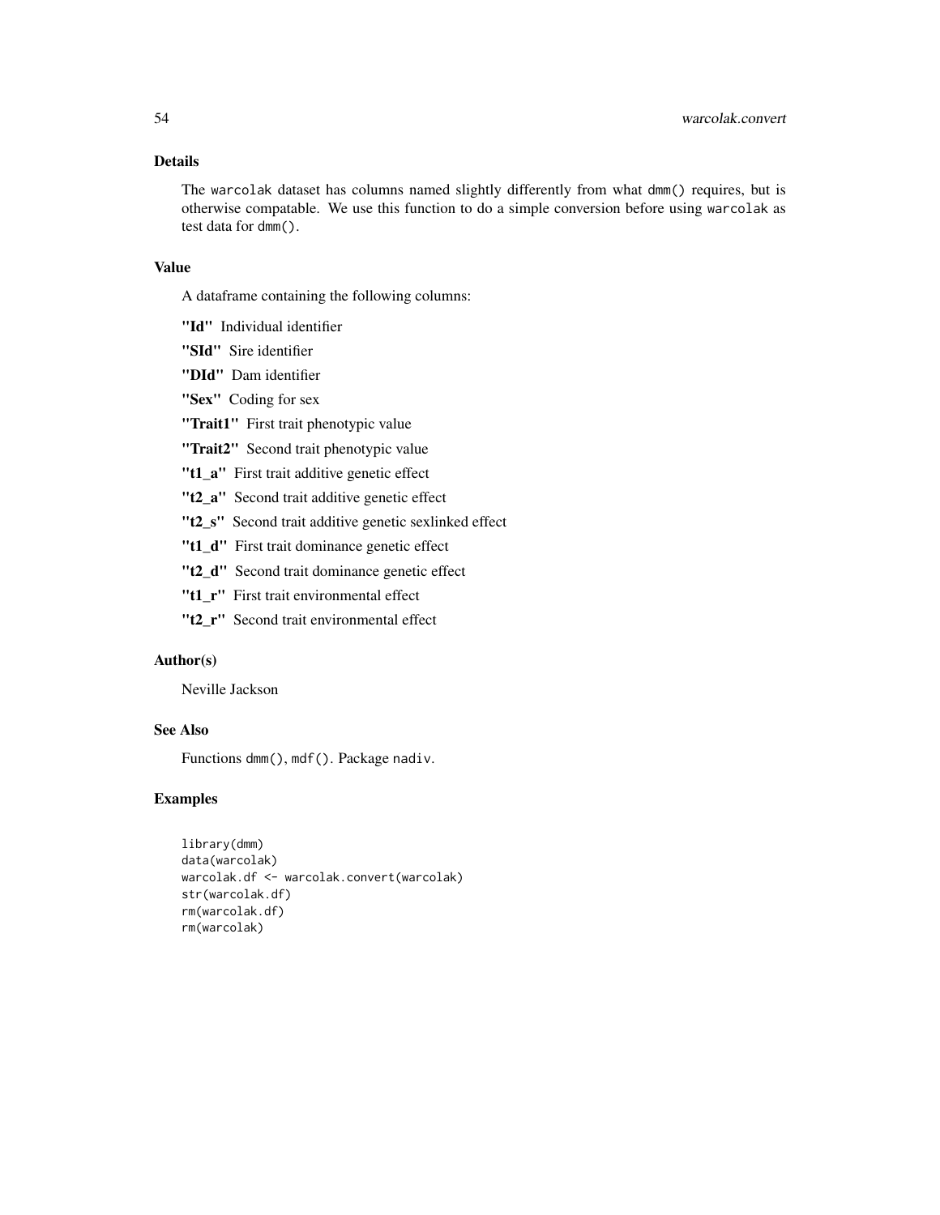### Details

The warcolak dataset has columns named slightly differently from what dmm() requires, but is otherwise compatable. We use this function to do a simple conversion before using warcolak as test data for dmm().

### Value

A dataframe containing the following columns:

**"Id"** Individual identifier

**"SId"** Sire identifier

**"DId"** Dam identifier

**"Sex"** Coding for sex

**"Trait1"** First trait phenotypic value

**"Trait2"** Second trait phenotypic value

**"t1_a"** First trait additive genetic effect

**"t2_a"** Second trait additive genetic effect

**"t2_s"** Second trait additive genetic sexlinked effect

**"t1_d"** First trait dominance genetic effect

**"t2_d"** Second trait dominance genetic effect

**"t1_r"** First trait environmental effect

**"t2_r"** Second trait environmental effect

### Author(s)

Neville Jackson

### See Also

Functions dmm(), mdf(). Package nadiv.

### Examples

```
library(dmm)
data(warcolak)
warcolak.df <- warcolak.convert(warcolak)
str(warcolak.df)
rm(warcolak.df)
rm(warcolak)
```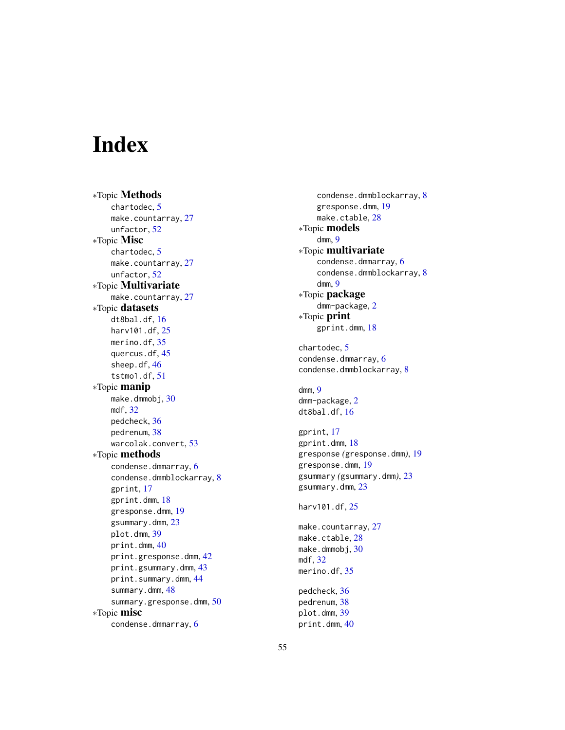# Index

∗Topic **Methods**
- chartodec, 5
- make.countarray, 27
- unfactor, 52

∗Topic **Misc**
- chartodec, 5
- make.countarray, 27
- unfactor, 52

∗Topic **Multivariate**
- make.countarray, 27

∗Topic **datasets**
- dt8bal.df, 16
- harv101.df, 25
- merino.df, 35
- quercus.df, 45
- sheep.df, 46
- tstmo1.df, 51

∗Topic **manip**
- make.dmmobj, 30
- mdf, 32
- pedcheck, 36
- pedrenum, 38
- warcolak.convert, 53

∗Topic **methods**
- condense.dmmarray, 6
- condense.dmmblockarray, 8
- gprint, 17
- gprint.dmm, 18
- gresponse.dmm, 19
- gsummary.dmm, 23
- plot.dmm, 39
- print.dmm, 40
- print.gresponse.dmm, 42
- print.gsummary.dmm, 43
- print.summary.dmm, 44
- summary.dmm, 48
- summary.gresponse.dmm, 50

∗Topic **misc**
- condense.dmmarray, 6
- condense.dmmblockarray, 8
- gresponse.dmm, 19
- make.ctable, 28

∗Topic **models**
- dmm, 9

∗Topic **multivariate**
- condense.dmmarray, 6
- condense.dmmblockarray, 8
- dmm, 9

∗Topic **package**
- dmm-package, 2

∗Topic **print**
- gprint.dmm, 18

chartodec, 5
condense.dmmarray, 6
condense.dmmblockarray, 8

dmm, 9
dmm-package, 2
dt8bal.df, 16

gprint, 17
gprint.dmm, 18
gresponse *(gresponse.dmm)*, 19
gresponse.dmm, 19
gsummary *(gsummary.dmm)*, 23
gsummary.dmm, 23

harv101.df, 25

make.countarray, 27
make.ctable, 28
make.dmmobj, 30
mdf, 32
merino.df, 35

pedcheck, 36
pedrenum, 38
plot.dmm, 39
print.dmm, 40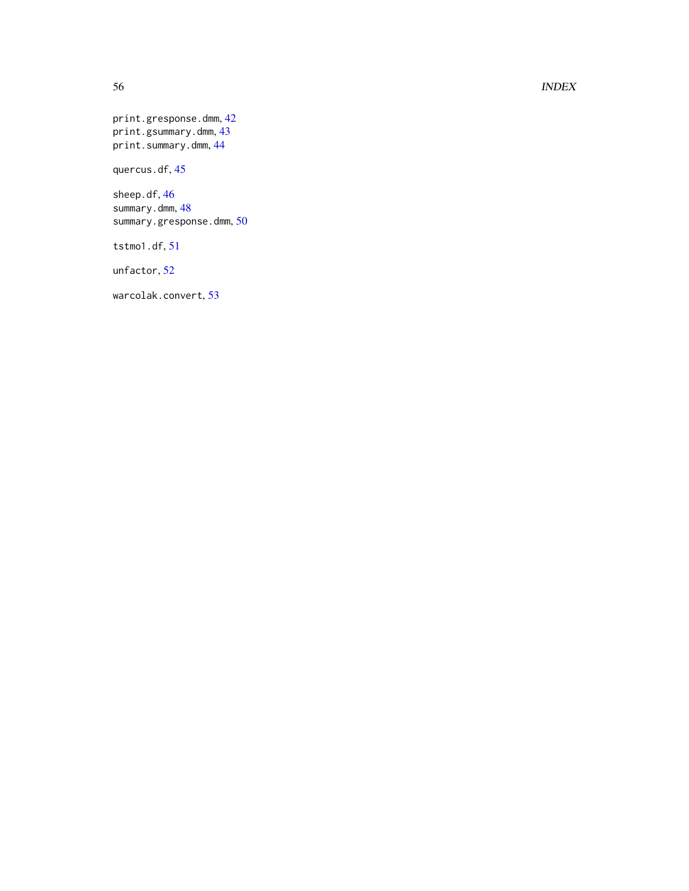print.gresponse.dmm, 42
print.gsummary.dmm, 43
print.summary.dmm, 44

quercus.df, 45

sheep.df, 46
summary.dmm, 48
summary.gresponse.dmm, 50

tstmo1.df, 51

unfactor, 52

warcolak.convert, 53